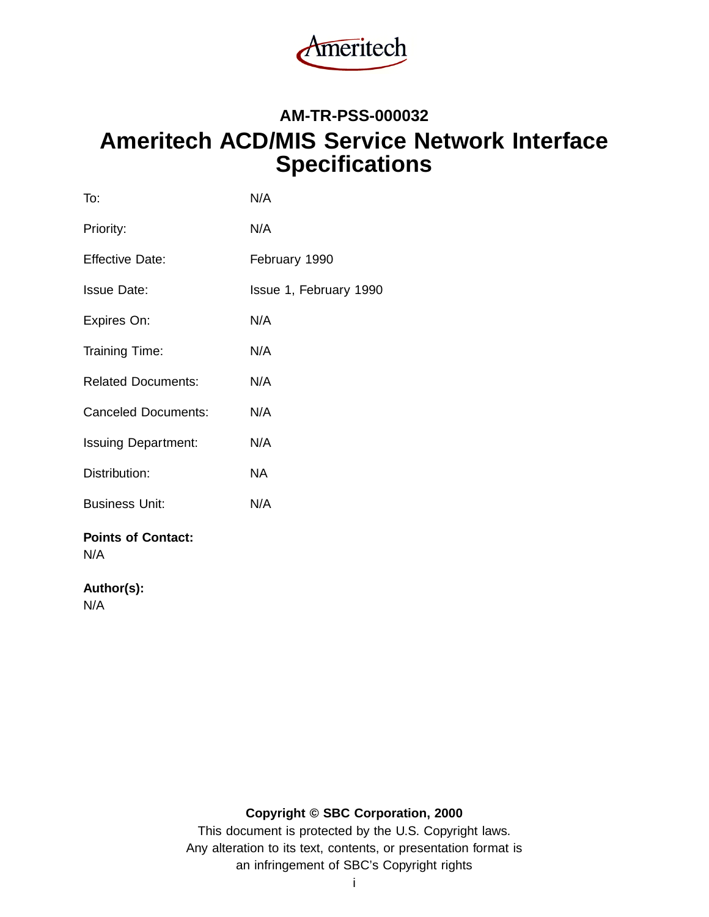Ameritech

## AM-TR-PSS-000032

# Ameritech ACD/MIS Service Network Interface Specifications

| | |
|---|---|
| To: | N/A |
| Priority: | N/A |
| Effective Date: | February 1990 |
| Issue Date: | Issue 1, February 1990 |
| Expires On: | N/A |
| Training Time: | N/A |
| Related Documents: | N/A |
| Canceled Documents: | N/A |
| Issuing Department: | N/A |
| Distribution: | NA |
| Business Unit: | N/A |

**Points of Contact:**
N/A

**Author(s):**
N/A

**Copyright © SBC Corporation, 2000**

This document is protected by the U.S. Copyright laws.
Any alteration to its text, contents, or presentation format is
an infringement of SBC's Copyright rights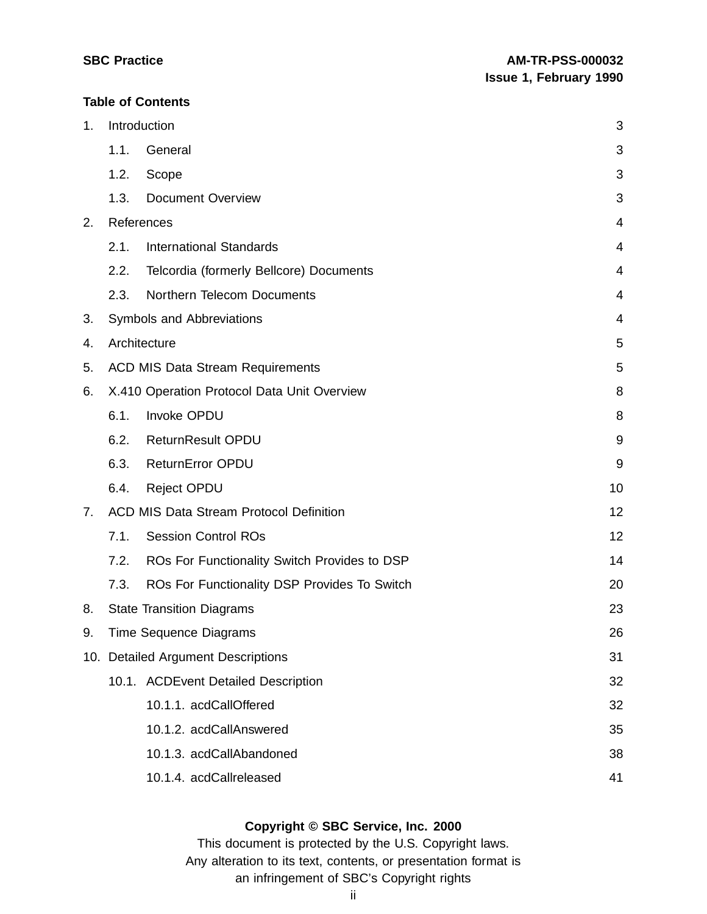**Table of Contents**

1. Introduction 3
   - 1.1. General 3
   - 1.2. Scope 3
   - 1.3. Document Overview 3
2. References 4
   - 2.1. International Standards 4
   - 2.2. Telcordia (formerly Bellcore) Documents 4
   - 2.3. Northern Telecom Documents 4
3. Symbols and Abbreviations 4
4. Architecture 5
5. ACD MIS Data Stream Requirements 5
6. X.410 Operation Protocol Data Unit Overview 8
   - 6.1. Invoke OPDU 8
   - 6.2. ReturnResult OPDU 9
   - 6.3. ReturnError OPDU 9
   - 6.4. Reject OPDU 10
7. ACD MIS Data Stream Protocol Definition 12
   - 7.1. Session Control ROs 12
   - 7.2. ROs For Functionality Switch Provides to DSP 14
   - 7.3. ROs For Functionality DSP Provides To Switch 20
8. State Transition Diagrams 23
9. Time Sequence Diagrams 26
10. Detailed Argument Descriptions 31
    - 10.1. ACDEvent Detailed Description 32
      - 10.1.1. acdCallOffered 32
      - 10.1.2. acdCallAnswered 35
      - 10.1.3. acdCallAbandoned 38
      - 10.1.4. acdCallreleased 41

**Copyright © SBC Service, Inc. 2000**

This document is protected by the U.S. Copyright laws.
Any alteration to its text, contents, or presentation format is
an infringement of SBC's Copyright rights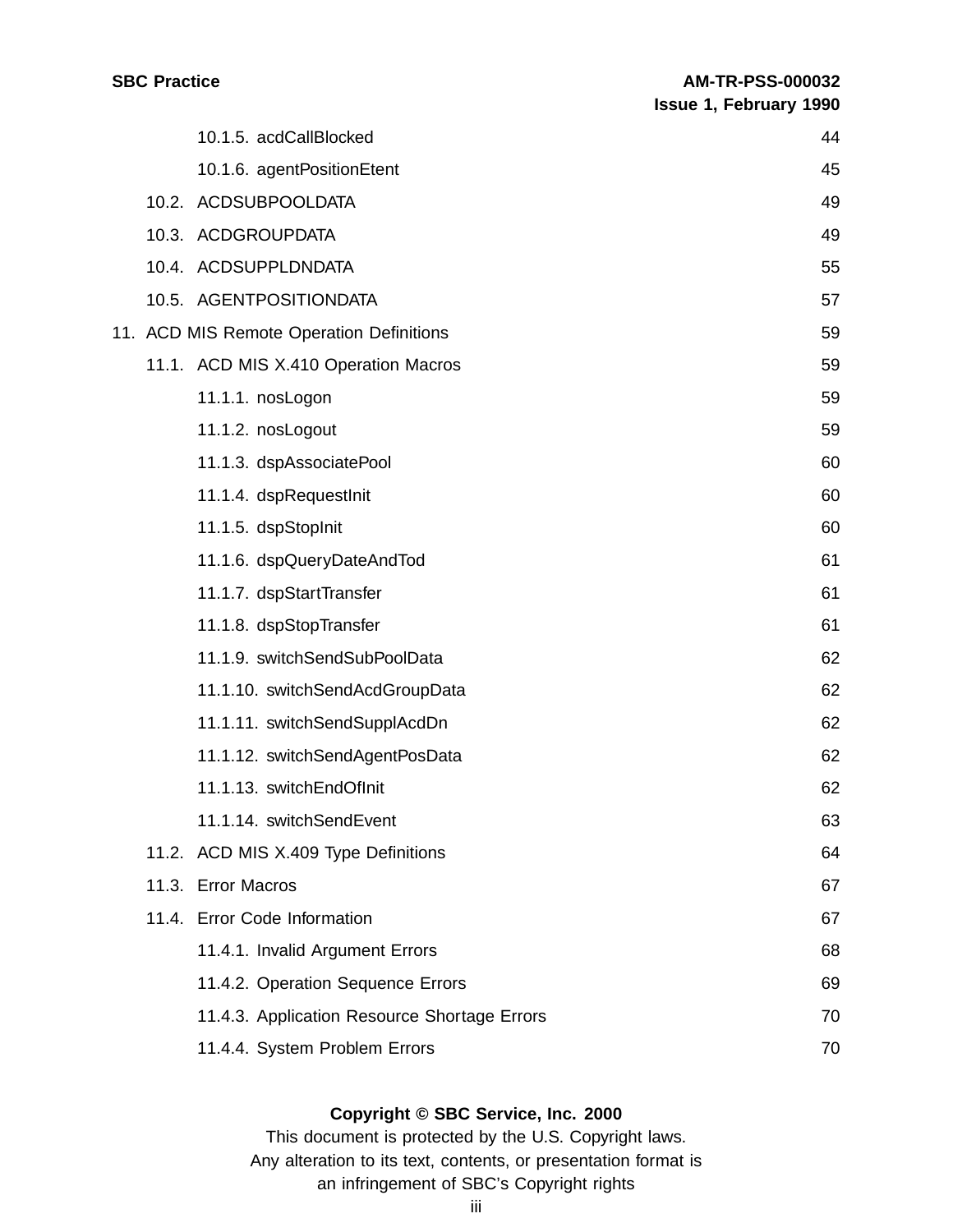10.1.5. acdCallBlocked 44

10.1.6. agentPositionEtent 45

10.2. ACDSUBPOOLDATA 49

10.3. ACDGROUPDATA 49

10.4. ACDSUPPLDNDATA 55

10.5. AGENTPOSITIONDATA 57

11. ACD MIS Remote Operation Definitions 59

11.1. ACD MIS X.410 Operation Macros 59

11.1.1. nosLogon 59

11.1.2. nosLogout 59

11.1.3. dspAssociatePool 60

11.1.4. dspRequestInit 60

11.1.5. dspStopInit 60

11.1.6. dspQueryDateAndTod 61

11.1.7. dspStartTransfer 61

11.1.8. dspStopTransfer 61

11.1.9. switchSendSubPoolData 62

11.1.10. switchSendAcdGroupData 62

11.1.11. switchSendSupplAcdDn 62

11.1.12. switchSendAgentPosData 62

11.1.13. switchEndOfInit 62

11.1.14. switchSendEvent 63

11.2. ACD MIS X.409 Type Definitions 64

11.3. Error Macros 67

11.4. Error Code Information 67

11.4.1. Invalid Argument Errors 68

11.4.2. Operation Sequence Errors 69

11.4.3. Application Resource Shortage Errors 70

11.4.4. System Problem Errors 70

**Copyright © SBC Service, Inc. 2000**

This document is protected by the U.S. Copyright laws.
Any alteration to its text, contents, or presentation format is
an infringement of SBC's Copyright rights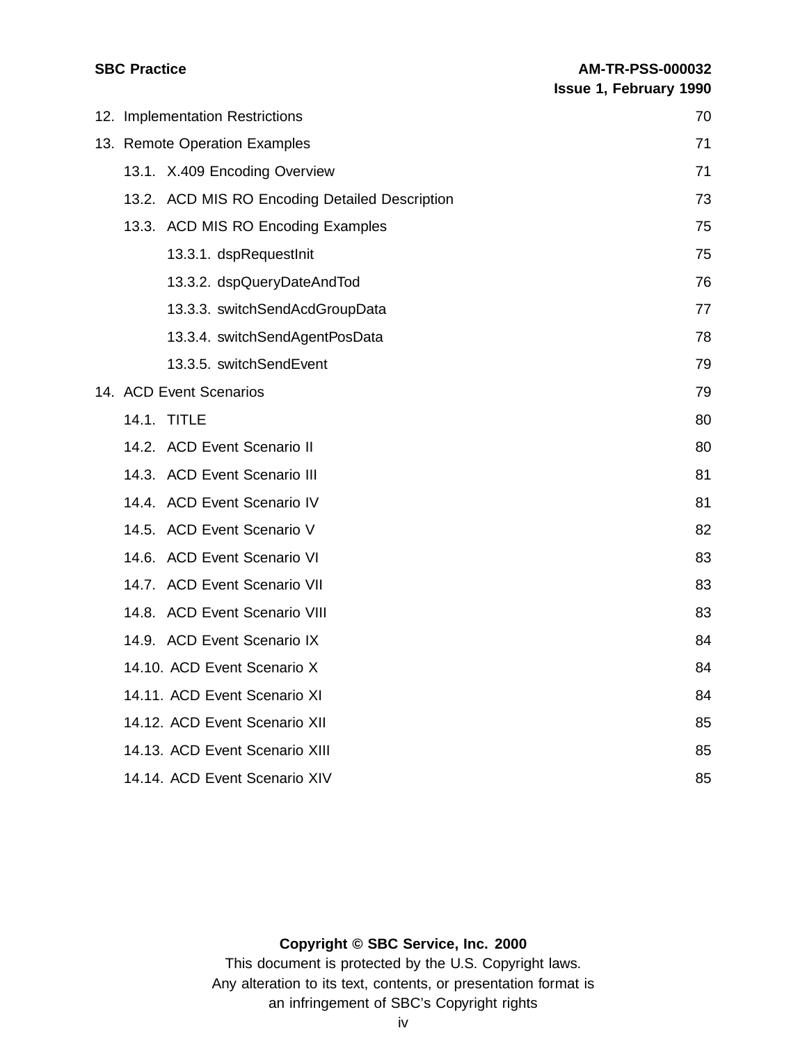12. Implementation Restrictions 70

13. Remote Operation Examples 71

   13.1. X.409 Encoding Overview 71

   13.2. ACD MIS RO Encoding Detailed Description 73

   13.3. ACD MIS RO Encoding Examples 75

      13.3.1. dspRequestInit 75

      13.3.2. dspQueryDateAndTod 76

      13.3.3. switchSendAcdGroupData 77

      13.3.4. switchSendAgentPosData 78

      13.3.5. switchSendEvent 79

14. ACD Event Scenarios 79

   14.1. TITLE 80

   14.2. ACD Event Scenario II 80

   14.3. ACD Event Scenario III 81

   14.4. ACD Event Scenario IV 81

   14.5. ACD Event Scenario V 82

   14.6. ACD Event Scenario VI 83

   14.7. ACD Event Scenario VII 83

   14.8. ACD Event Scenario VIII 83

   14.9. ACD Event Scenario IX 84

   14.10. ACD Event Scenario X 84

   14.11. ACD Event Scenario XI 84

   14.12. ACD Event Scenario XII 85

   14.13. ACD Event Scenario XIII 85

   14.14. ACD Event Scenario XIV 85

**Copyright © SBC Service, Inc. 2000**

This document is protected by the U.S. Copyright laws.
Any alteration to its text, contents, or presentation format is
an infringement of SBC's Copyright rights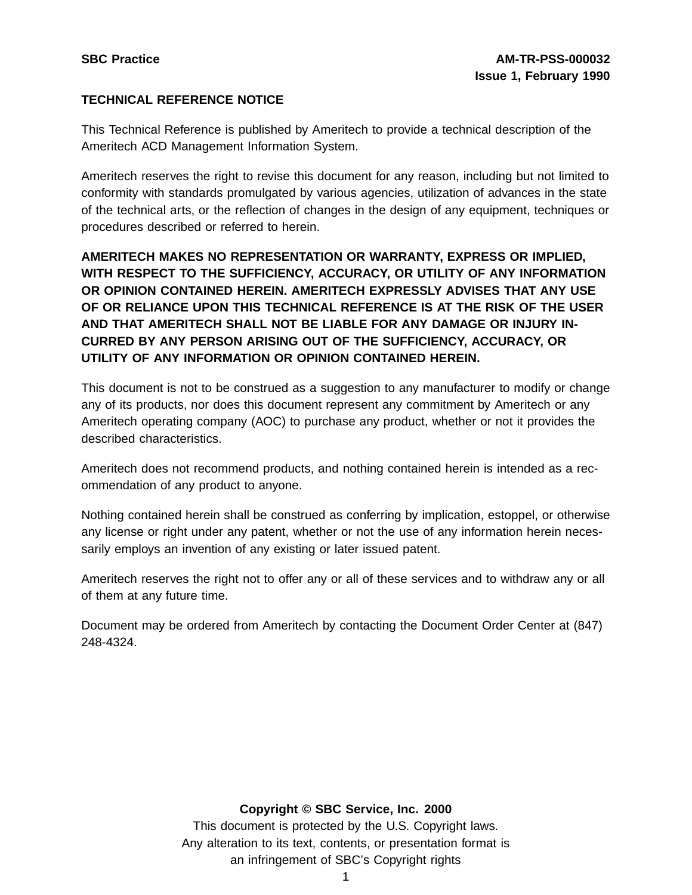## TECHNICAL REFERENCE NOTICE

This Technical Reference is published by Ameritech to provide a technical description of the Ameritech ACD Management Information System.

Ameritech reserves the right to revise this document for any reason, including but not limited to conformity with standards promulgated by various agencies, utilization of advances in the state of the technical arts, or the reflection of changes in the design of any equipment, techniques or procedures described or referred to herein.

**AMERITECH MAKES NO REPRESENTATION OR WARRANTY, EXPRESS OR IMPLIED, WITH RESPECT TO THE SUFFICIENCY, ACCURACY, OR UTILITY OF ANY INFORMATION OR OPINION CONTAINED HEREIN. AMERITECH EXPRESSLY ADVISES THAT ANY USE OF OR RELIANCE UPON THIS TECHNICAL REFERENCE IS AT THE RISK OF THE USER AND THAT AMERITECH SHALL NOT BE LIABLE FOR ANY DAMAGE OR INJURY INCURRED BY ANY PERSON ARISING OUT OF THE SUFFICIENCY, ACCURACY, OR UTILITY OF ANY INFORMATION OR OPINION CONTAINED HEREIN.**

This document is not to be construed as a suggestion to any manufacturer to modify or change any of its products, nor does this document represent any commitment by Ameritech or any Ameritech operating company (AOC) to purchase any product, whether or not it provides the described characteristics.

Ameritech does not recommend products, and nothing contained herein is intended as a recommendation of any product to anyone.

Nothing contained herein shall be construed as conferring by implication, estoppel, or otherwise any license or right under any patent, whether or not the use of any information herein necessarily employs an invention of any existing or later issued patent.

Ameritech reserves the right not to offer any or all of these services and to withdraw any or all of them at any future time.

Document may be ordered from Ameritech by contacting the Document Order Center at (847) 248-4324.

**Copyright © SBC Service, Inc. 2000**

This document is protected by the U.S. Copyright laws.
Any alteration to its text, contents, or presentation format is an infringement of SBC's Copyright rights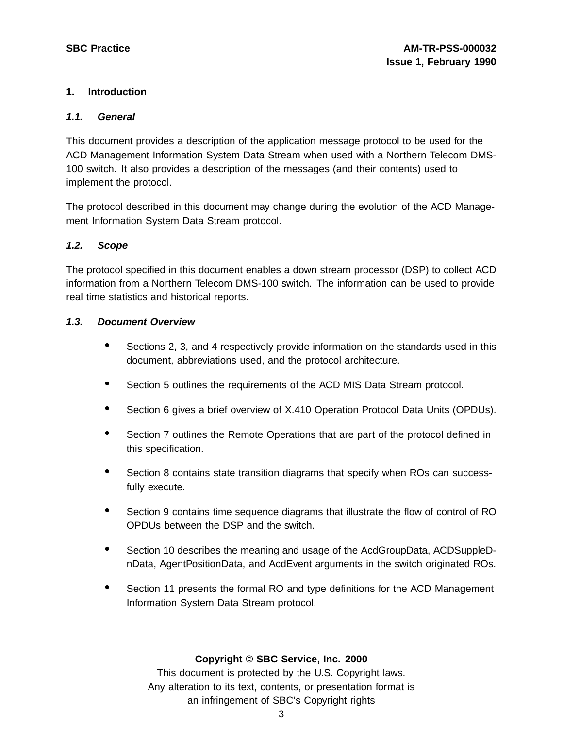# 1. Introduction

## *1.1. General*

This document provides a description of the application message protocol to be used for the ACD Management Information System Data Stream when used with a Northern Telecom DMS-100 switch. It also provides a description of the messages (and their contents) used to implement the protocol.

The protocol described in this document may change during the evolution of the ACD Management Information System Data Stream protocol.

## *1.2. Scope*

The protocol specified in this document enables a down stream processor (DSP) to collect ACD information from a Northern Telecom DMS-100 switch. The information can be used to provide real time statistics and historical reports.

## *1.3. Document Overview*

- Sections 2, 3, and 4 respectively provide information on the standards used in this document, abbreviations used, and the protocol architecture.
- Section 5 outlines the requirements of the ACD MIS Data Stream protocol.
- Section 6 gives a brief overview of X.410 Operation Protocol Data Units (OPDUs).
- Section 7 outlines the Remote Operations that are part of the protocol defined in this specification.
- Section 8 contains state transition diagrams that specify when ROs can successfully execute.
- Section 9 contains time sequence diagrams that illustrate the flow of control of RO OPDUs between the DSP and the switch.
- Section 10 describes the meaning and usage of the AcdGroupData, ACDSuppleDnData, AgentPositionData, and AcdEvent arguments in the switch originated ROs.
- Section 11 presents the formal RO and type definitions for the ACD Management Information System Data Stream protocol.

**Copyright © SBC Service, Inc. 2000**
This document is protected by the U.S. Copyright laws.
Any alteration to its text, contents, or presentation format is
an infringement of SBC's Copyright rights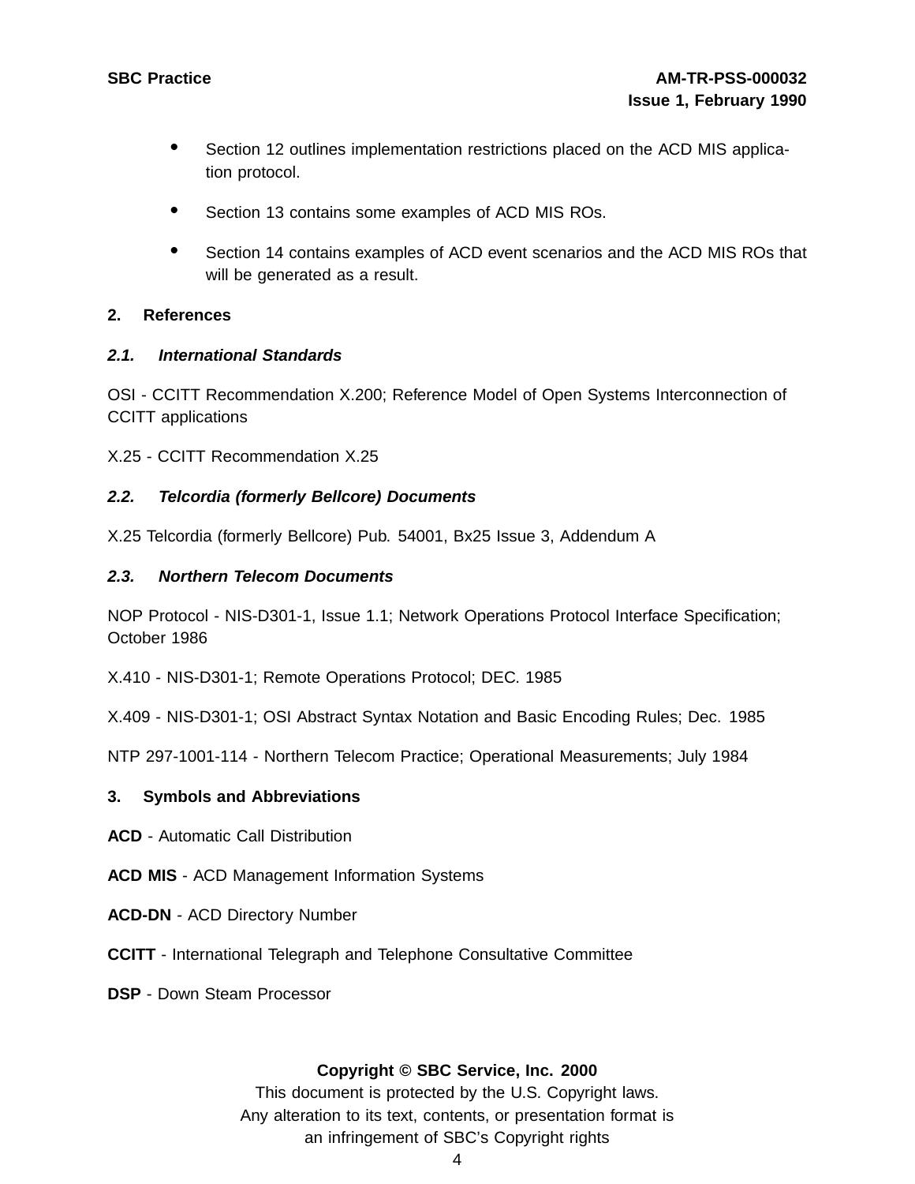- Section 12 outlines implementation restrictions placed on the ACD MIS application protocol.
- Section 13 contains some examples of ACD MIS ROs.
- Section 14 contains examples of ACD event scenarios and the ACD MIS ROs that will be generated as a result.

## 2. References

### *2.1. International Standards*

OSI - CCITT Recommendation X.200; Reference Model of Open Systems Interconnection of CCITT applications

X.25 - CCITT Recommendation X.25

### *2.2. Telcordia (formerly Bellcore) Documents*

X.25 Telcordia (formerly Bellcore) Pub. 54001, Bx25 Issue 3, Addendum A

### *2.3. Northern Telecom Documents*

NOP Protocol - NIS-D301-1, Issue 1.1; Network Operations Protocol Interface Specification; October 1986

X.410 - NIS-D301-1; Remote Operations Protocol; DEC. 1985

X.409 - NIS-D301-1; OSI Abstract Syntax Notation and Basic Encoding Rules; Dec. 1985

NTP 297-1001-114 - Northern Telecom Practice; Operational Measurements; July 1984

## 3. Symbols and Abbreviations

**ACD** - Automatic Call Distribution

**ACD MIS** - ACD Management Information Systems

**ACD-DN** - ACD Directory Number

**CCITT** - International Telegraph and Telephone Consultative Committee

**DSP** - Down Steam Processor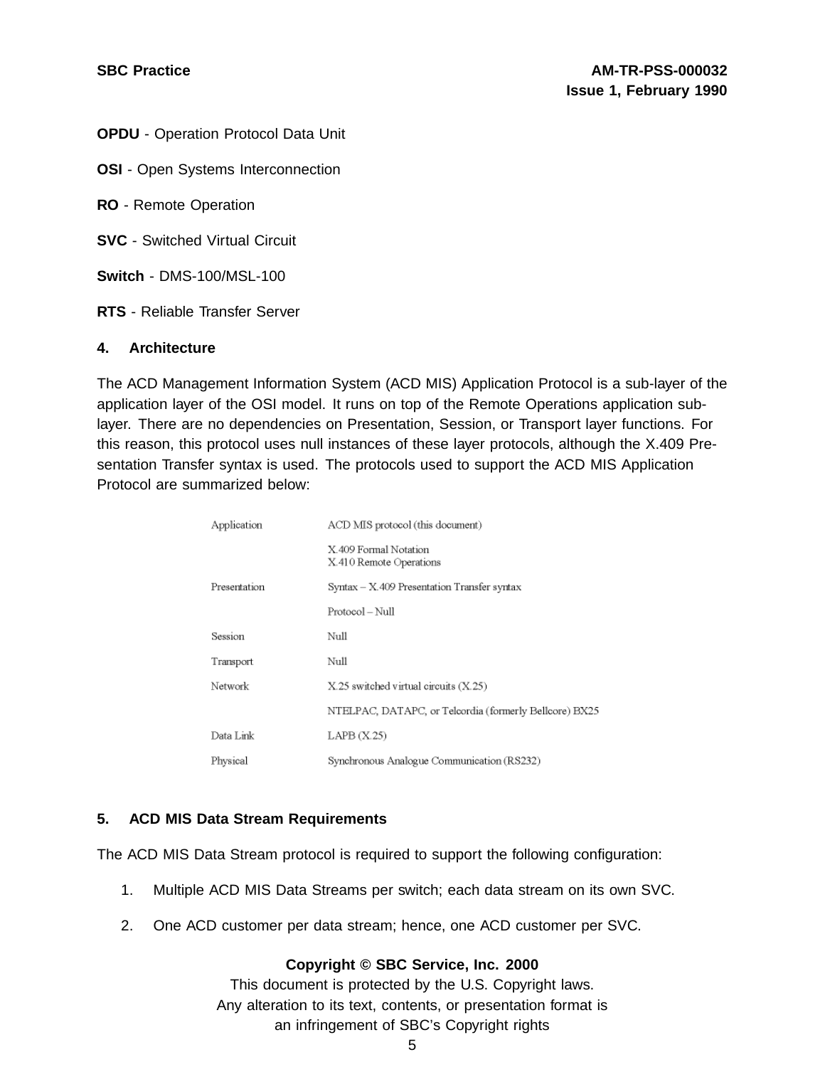**OPDU** - Operation Protocol Data Unit

**OSI** - Open Systems Interconnection

**RO** - Remote Operation

**SVC** - Switched Virtual Circuit

**Switch** - DMS-100/MSL-100

**RTS** - Reliable Transfer Server

## 4. Architecture

The ACD Management Information System (ACD MIS) Application Protocol is a sub-layer of the application layer of the OSI model. It runs on top of the Remote Operations application sub-layer. There are no dependencies on Presentation, Session, or Transport layer functions. For this reason, this protocol uses null instances of these layer protocols, although the X.409 Presentation Transfer syntax is used. The protocols used to support the ACD MIS Application Protocol are summarized below:

| Layer | Protocol |
|---|---|
| Application | ACD MIS protocol (this document) |
| | X.409 Formal Notation<br>X.410 Remote Operations |
| Presentation | Syntax – X.409 Presentation Transfer syntax |
| | Protocol – Null |
| Session | Null |
| Transport | Null |
| Network | X.25 switched virtual circuits (X.25) |
| | NTELPAC, DATAPC, or Telcordia (formerly Bellcore) BX25 |
| Data Link | LAPB (X.25) |
| Physical | Synchronous Analogue Communication (RS232) |

## 5. ACD MIS Data Stream Requirements

The ACD MIS Data Stream protocol is required to support the following configuration:

1. Multiple ACD MIS Data Streams per switch; each data stream on its own SVC.
2. One ACD customer per data stream; hence, one ACD customer per SVC.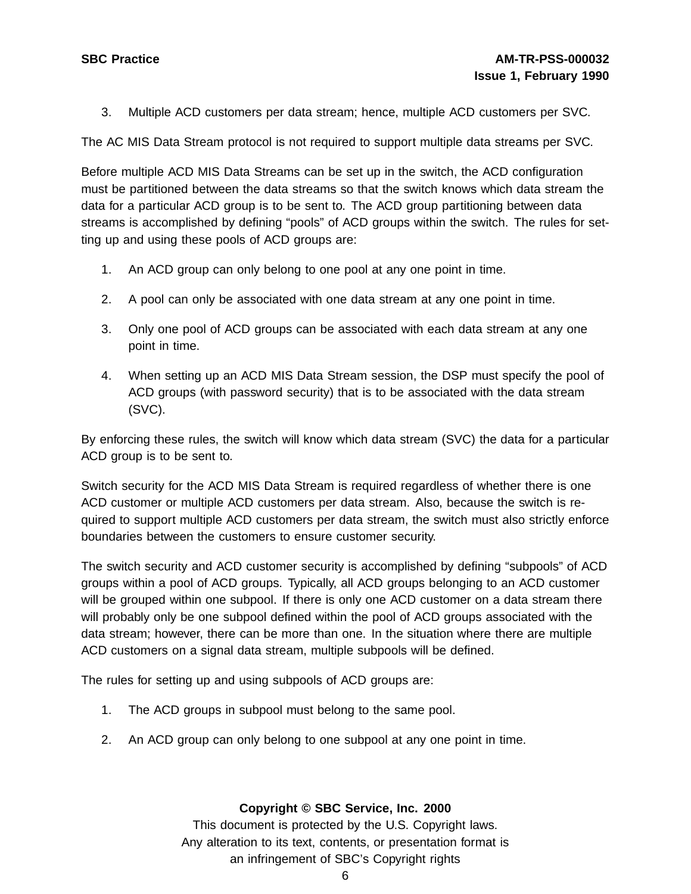3. Multiple ACD customers per data stream; hence, multiple ACD customers per SVC.

The AC MIS Data Stream protocol is not required to support multiple data streams per SVC.

Before multiple ACD MIS Data Streams can be set up in the switch, the ACD configuration must be partitioned between the data streams so that the switch knows which data stream the data for a particular ACD group is to be sent to. The ACD group partitioning between data streams is accomplished by defining "pools" of ACD groups within the switch. The rules for setting up and using these pools of ACD groups are:

1. An ACD group can only belong to one pool at any one point in time.

2. A pool can only be associated with one data stream at any one point in time.

3. Only one pool of ACD groups can be associated with each data stream at any one point in time.

4. When setting up an ACD MIS Data Stream session, the DSP must specify the pool of ACD groups (with password security) that is to be associated with the data stream (SVC).

By enforcing these rules, the switch will know which data stream (SVC) the data for a particular ACD group is to be sent to.

Switch security for the ACD MIS Data Stream is required regardless of whether there is one ACD customer or multiple ACD customers per data stream. Also, because the switch is required to support multiple ACD customers per data stream, the switch must also strictly enforce boundaries between the customers to ensure customer security.

The switch security and ACD customer security is accomplished by defining "subpools" of ACD groups within a pool of ACD groups. Typically, all ACD groups belonging to an ACD customer will be grouped within one subpool. If there is only one ACD customer on a data stream there will probably only be one subpool defined within the pool of ACD groups associated with the data stream; however, there can be more than one. In the situation where there are multiple ACD customers on a signal data stream, multiple subpools will be defined.

The rules for setting up and using subpools of ACD groups are:

1. The ACD groups in subpool must belong to the same pool.

2. An ACD group can only belong to one subpool at any one point in time.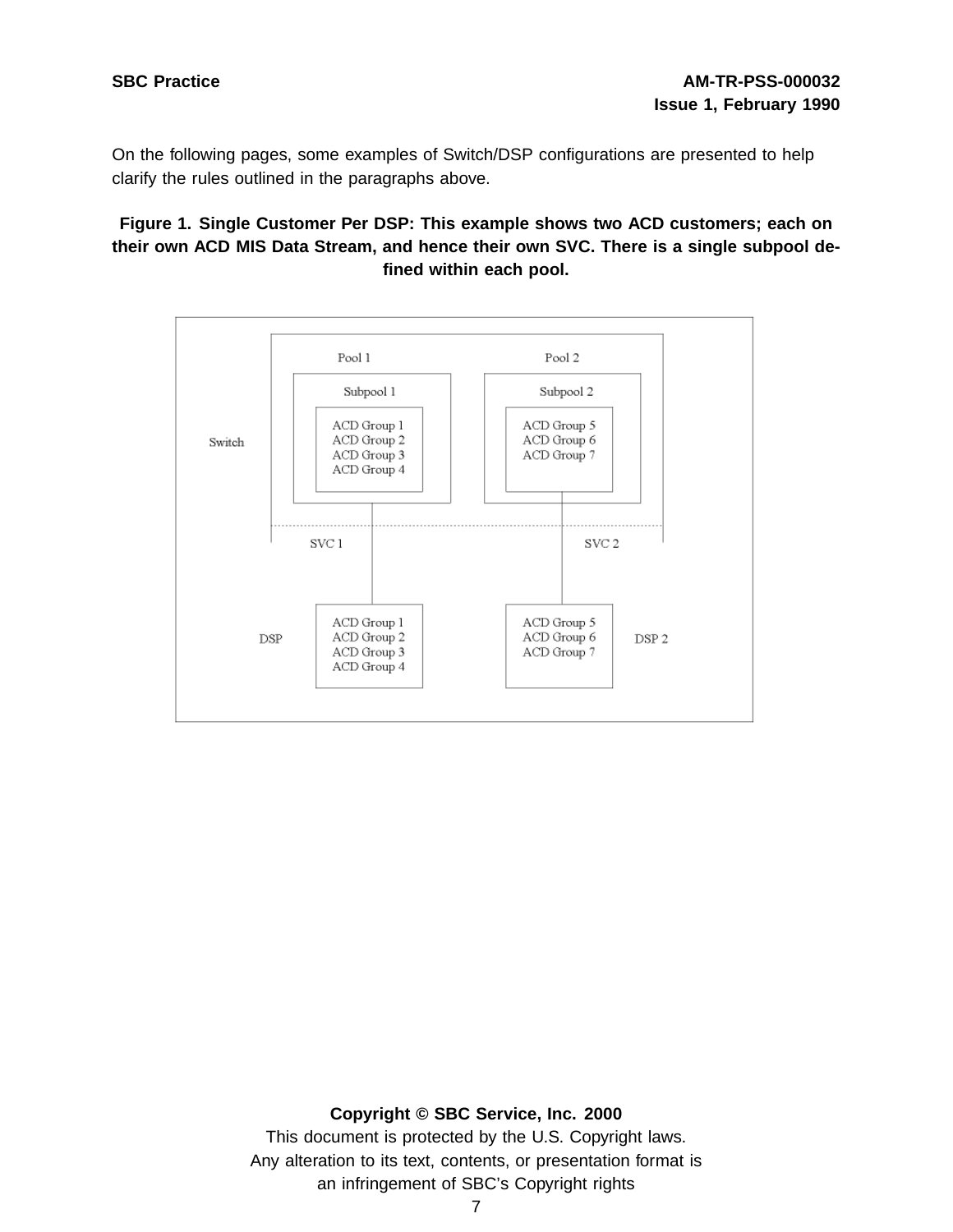On the following pages, some examples of Switch/DSP configurations are presented to help clarify the rules outlined in the paragraphs above.

**Figure 1. Single Customer Per DSP: This example shows two ACD customers; each on their own ACD MIS Data Stream, and hence their own SVC. There is a single subpool defined within each pool.**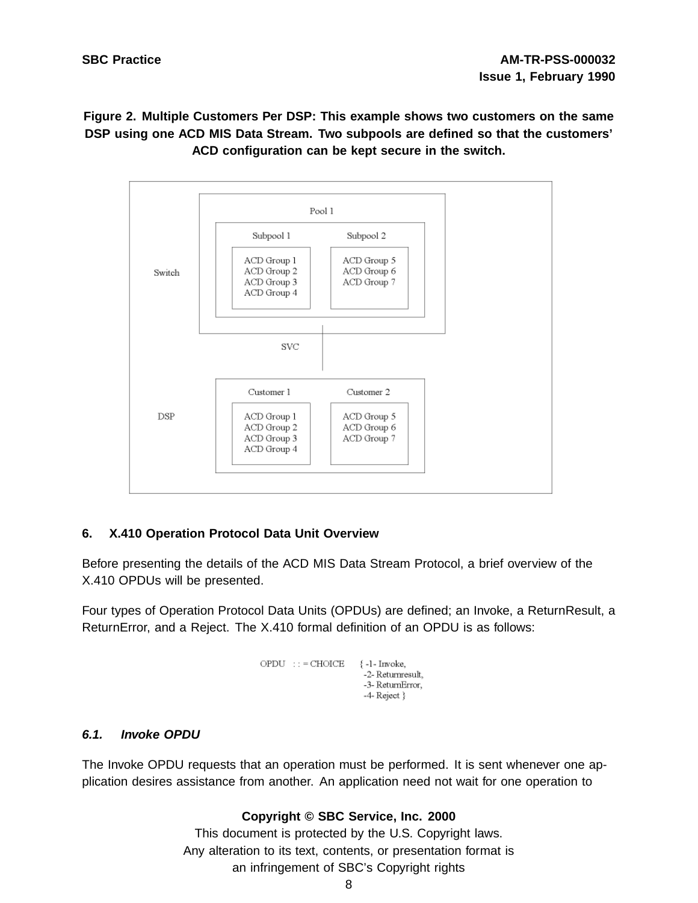**Figure 2. Multiple Customers Per DSP: This example shows two customers on the same DSP using one ACD MIS Data Stream. Two subpools are defined so that the customers' ACD configuration can be kept secure in the switch.**

## 6. X.410 Operation Protocol Data Unit Overview

Before presenting the details of the ACD MIS Data Stream Protocol, a brief overview of the X.410 OPDUs will be presented.

Four types of Operation Protocol Data Units (OPDUs) are defined; an Invoke, a ReturnResult, a ReturnError, and a Reject. The X.410 formal definition of an OPDU is as follows:

```
OPDU  : : = CHOICE    { -1- Invoke,
                        -2- Returnresult,
                        -3- ReturnError,
                        -4- Reject }
```

### *6.1. Invoke OPDU*

The Invoke OPDU requests that an operation must be performed. It is sent whenever one application desires assistance from another. An application need not wait for one operation to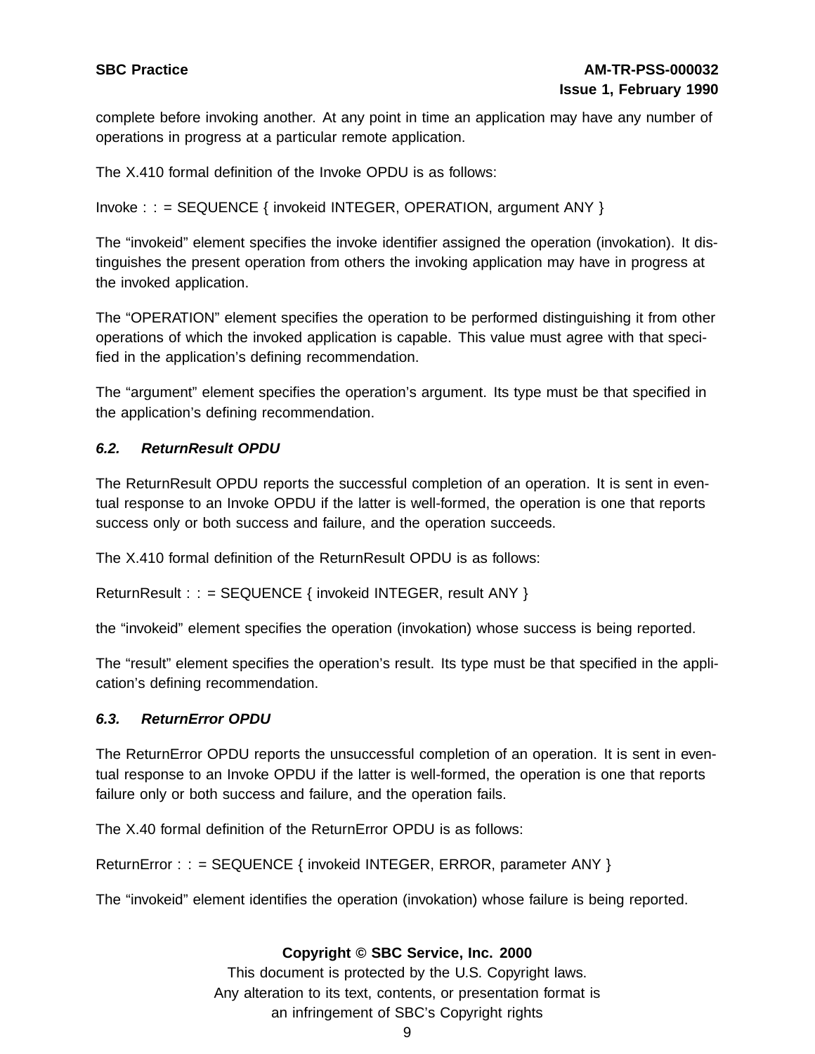complete before invoking another. At any point in time an application may have any number of operations in progress at a particular remote application.

The X.410 formal definition of the Invoke OPDU is as follows:

Invoke : : = SEQUENCE { invokeid INTEGER, OPERATION, argument ANY }

The "invokeid" element specifies the invoke identifier assigned the operation (invokation). It distinguishes the present operation from others the invoking application may have in progress at the invoked application.

The "OPERATION" element specifies the operation to be performed distinguishing it from other operations of which the invoked application is capable. This value must agree with that specified in the application's defining recommendation.

The "argument" element specifies the operation's argument. Its type must be that specified in the application's defining recommendation.

### *6.2. ReturnResult OPDU*

The ReturnResult OPDU reports the successful completion of an operation. It is sent in eventual response to an Invoke OPDU if the latter is well-formed, the operation is one that reports success only or both success and failure, and the operation succeeds.

The X.410 formal definition of the ReturnResult OPDU is as follows:

ReturnResult : : = SEQUENCE { invokeid INTEGER, result ANY }

the "invokeid" element specifies the operation (invokation) whose success is being reported.

The "result" element specifies the operation's result. Its type must be that specified in the application's defining recommendation.

### *6.3. ReturnError OPDU*

The ReturnError OPDU reports the unsuccessful completion of an operation. It is sent in eventual response to an Invoke OPDU if the latter is well-formed, the operation is one that reports failure only or both success and failure, and the operation fails.

The X.40 formal definition of the ReturnError OPDU is as follows:

ReturnError : : = SEQUENCE { invokeid INTEGER, ERROR, parameter ANY }

The "invokeid" element identifies the operation (invokation) whose failure is being reported.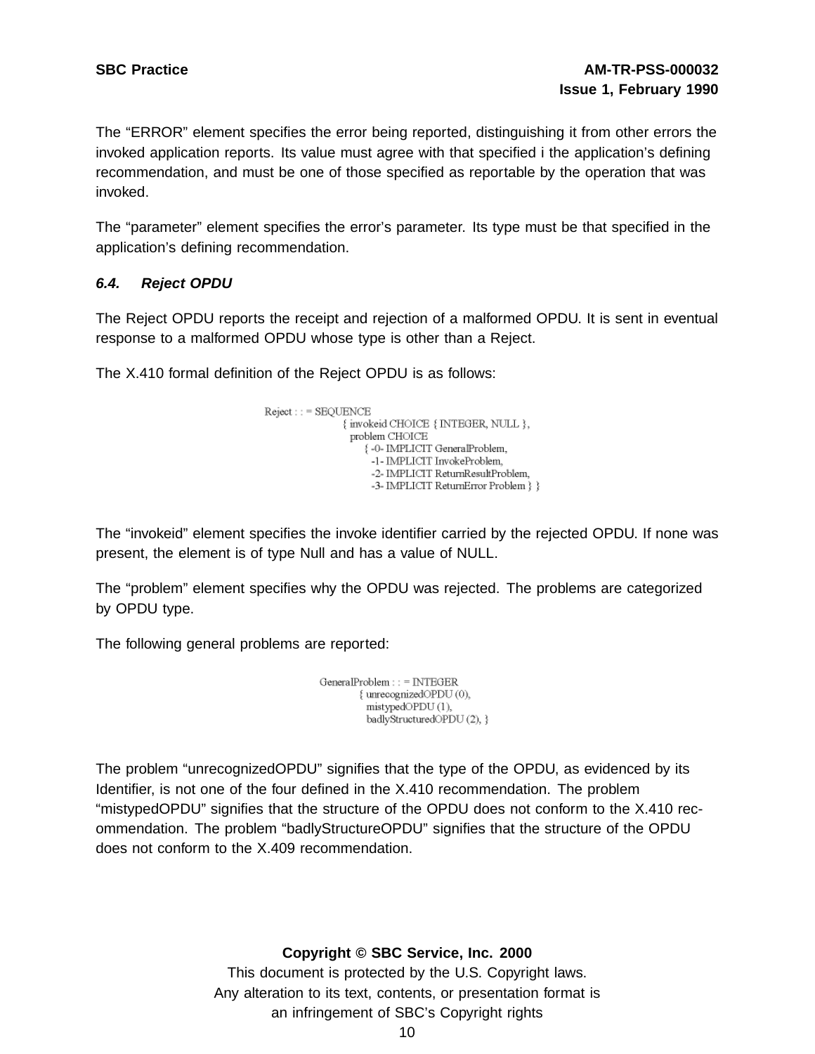The "ERROR" element specifies the error being reported, distinguishing it from other errors the invoked application reports. Its value must agree with that specified i the application's defining recommendation, and must be one of those specified as reportable by the operation that was invoked.

The "parameter" element specifies the error's parameter. Its type must be that specified in the application's defining recommendation.

### *6.4. Reject OPDU*

The Reject OPDU reports the receipt and rejection of a malformed OPDU. It is sent in eventual response to a malformed OPDU whose type is other than a Reject.

The X.410 formal definition of the Reject OPDU is as follows:

```
Reject : : = SEQUENCE
        { invokeid CHOICE { INTEGER, NULL },
          problem CHOICE
              { -0- IMPLICIT GeneralProblem,
                -1- IMPLICIT InvokeProblem,
                -2- IMPLICIT ReturnResultProblem,
                -3- IMPLICIT ReturnError Problem } }
```

The "invokeid" element specifies the invoke identifier carried by the rejected OPDU. If none was present, the element is of type Null and has a value of NULL.

The "problem" element specifies why the OPDU was rejected. The problems are categorized by OPDU type.

The following general problems are reported:

```
GeneralProblem : : = INTEGER
        { unrecognizedOPDU (0),
          mistypedOPDU (1),
          badlyStructuredOPDU (2), }
```

The problem "unrecognizedOPDU" signifies that the type of the OPDU, as evidenced by its Identifier, is not one of the four defined in the X.410 recommendation. The problem "mistypedOPDU" signifies that the structure of the OPDU does not conform to the X.410 recommendation. The problem "badlyStructureOPDU" signifies that the structure of the OPDU does not conform to the X.409 recommendation.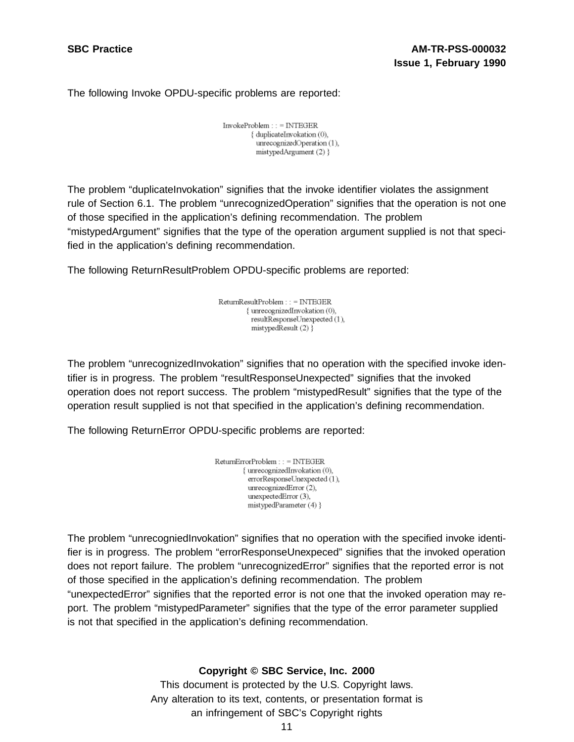The following Invoke OPDU-specific problems are reported:

```
InvokeProblem : : = INTEGER
        { duplicateInvokation (0),
          unrecognizedOperation (1),
          mistypedArgument (2) }
```

The problem “duplicateInvokation” signifies that the invoke identifier violates the assignment rule of Section 6.1. The problem “unrecognizedOperation” signifies that the operation is not one of those specified in the application’s defining recommendation. The problem “mistypedArgument” signifies that the type of the operation argument supplied is not that specified in the application’s defining recommendation.

The following ReturnResultProblem OPDU-specific problems are reported:

```
ReturnResultProblem : : = INTEGER
        { unrecognizedInvokation (0),
          resultResponseUnexpected (1),
          mistypedResult (2) }
```

The problem “unrecognizedInvokation” signifies that no operation with the specified invoke identifier is in progress. The problem “resultResponseUnexpected” signifies that the invoked operation does not report success. The problem “mistypedResult” signifies that the type of the operation result supplied is not that specified in the application’s defining recommendation.

The following ReturnError OPDU-specific problems are reported:

```
ReturnErrorProblem : : = INTEGER
        { unrecognizedInvokation (0),
          errorResponseUnexpected (1),
          unrecognizedError (2),
          unexpectedError (3),
          mistypedParameter (4) }
```

The problem “unrecogniedInvokation” signifies that no operation with the specified invoke identifier is in progress. The problem “errorResponseUnexpeced” signifies that the invoked operation does not report failure. The problem “unrecognizedError” signifies that the reported error is not of those specified in the application’s defining recommendation. The problem “unexpectedError” signifies that the reported error is not one that the invoked operation may report. The problem “mistypedParameter” signifies that the type of the error parameter supplied is not that specified in the application’s defining recommendation.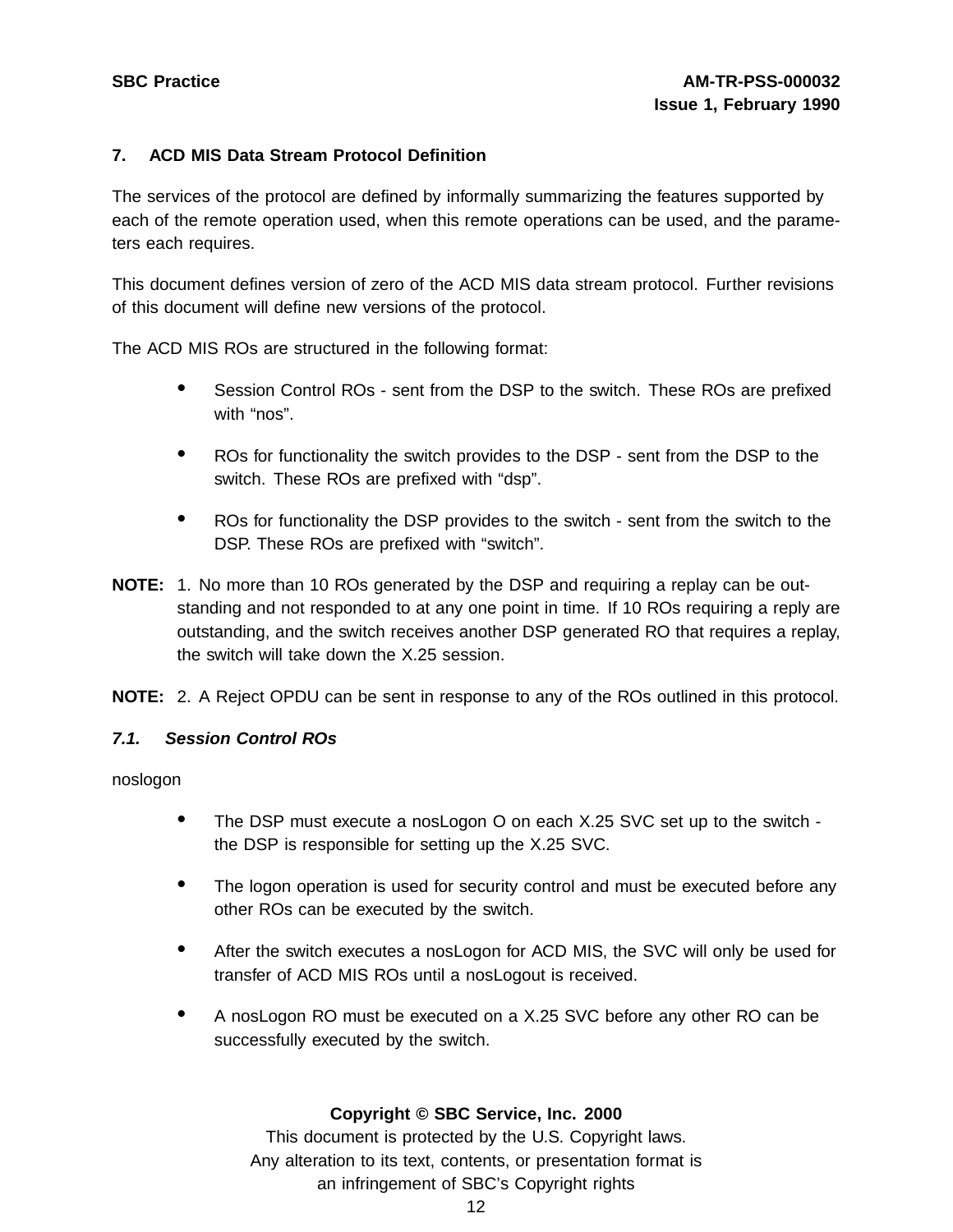## 7. ACD MIS Data Stream Protocol Definition

The services of the protocol are defined by informally summarizing the features supported by each of the remote operation used, when this remote operations can be used, and the parameters each requires.

This document defines version of zero of the ACD MIS data stream protocol. Further revisions of this document will define new versions of the protocol.

The ACD MIS ROs are structured in the following format:

- Session Control ROs - sent from the DSP to the switch. These ROs are prefixed with "nos".
- ROs for functionality the switch provides to the DSP - sent from the DSP to the switch. These ROs are prefixed with "dsp".
- ROs for functionality the DSP provides to the switch - sent from the switch to the DSP. These ROs are prefixed with "switch".

**NOTE:** 1. No more than 10 ROs generated by the DSP and requiring a replay can be outstanding and not responded to at any one point in time. If 10 ROs requiring a reply are outstanding, and the switch receives another DSP generated RO that requires a replay, the switch will take down the X.25 session.

**NOTE:** 2. A Reject OPDU can be sent in response to any of the ROs outlined in this protocol.

### *7.1. Session Control ROs*

noslogon

- The DSP must execute a nosLogon O on each X.25 SVC set up to the switch - the DSP is responsible for setting up the X.25 SVC.
- The logon operation is used for security control and must be executed before any other ROs can be executed by the switch.
- After the switch executes a nosLogon for ACD MIS, the SVC will only be used for transfer of ACD MIS ROs until a nosLogout is received.
- A nosLogon RO must be executed on a X.25 SVC before any other RO can be successfully executed by the switch.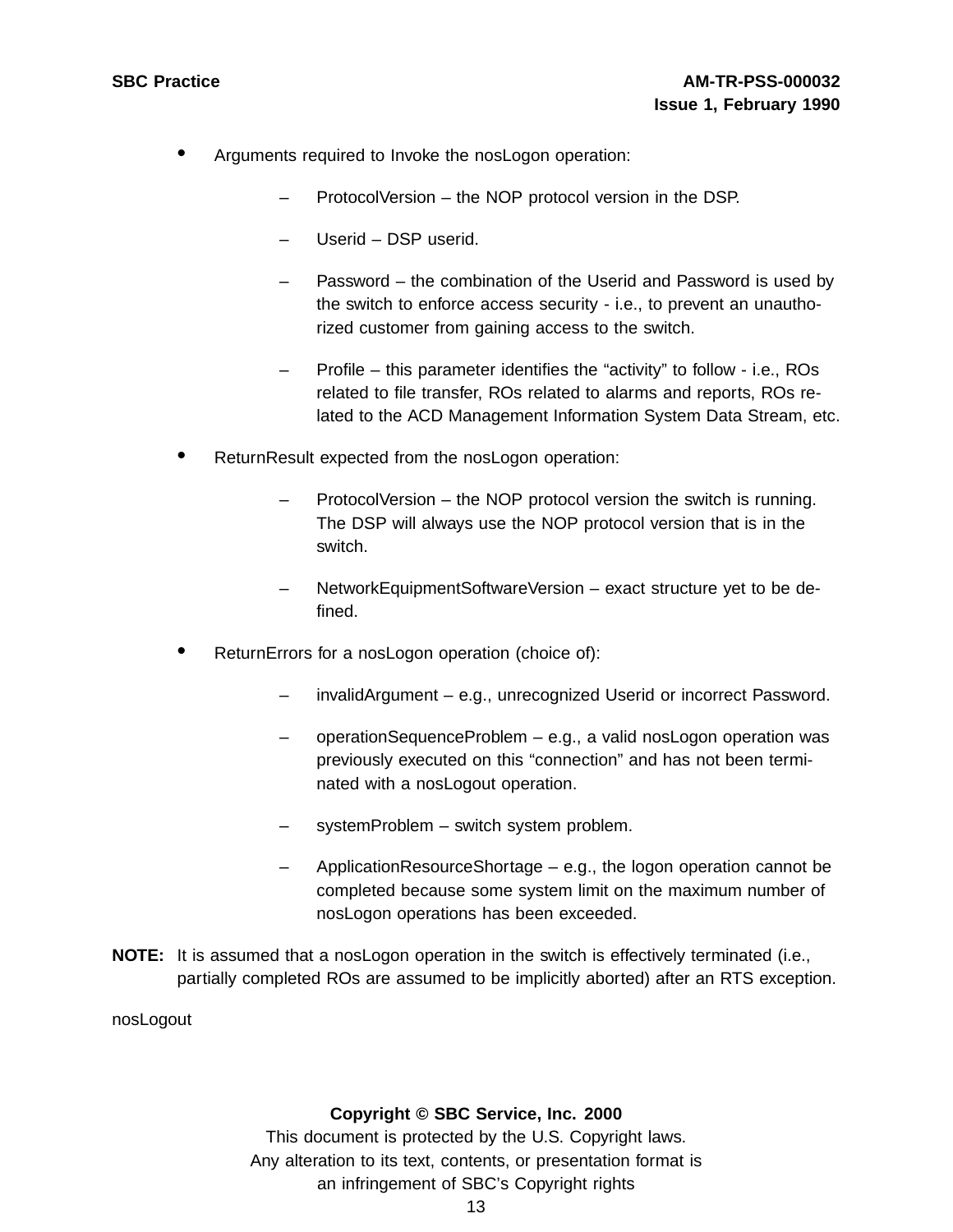- Arguments required to Invoke the nosLogon operation:
  - ProtocolVersion – the NOP protocol version in the DSP.
  - Userid – DSP userid.
  - Password – the combination of the Userid and Password is used by the switch to enforce access security - i.e., to prevent an unauthorized customer from gaining access to the switch.
  - Profile – this parameter identifies the “activity” to follow - i.e., ROs related to file transfer, ROs related to alarms and reports, ROs related to the ACD Management Information System Data Stream, etc.
- ReturnResult expected from the nosLogon operation:
  - ProtocolVersion – the NOP protocol version the switch is running. The DSP will always use the NOP protocol version that is in the switch.
  - NetworkEquipmentSoftwareVersion – exact structure yet to be defined.
- ReturnErrors for a nosLogon operation (choice of):
  - invalidArgument – e.g., unrecognized Userid or incorrect Password.
  - operationSequenceProblem – e.g., a valid nosLogon operation was previously executed on this “connection” and has not been terminated with a nosLogout operation.
  - systemProblem – switch system problem.
  - ApplicationResourceShortage – e.g., the logon operation cannot be completed because some system limit on the maximum number of nosLogon operations has been exceeded.

**NOTE:** It is assumed that a nosLogon operation in the switch is effectively terminated (i.e., partially completed ROs are assumed to be implicitly aborted) after an RTS exception.

nosLogout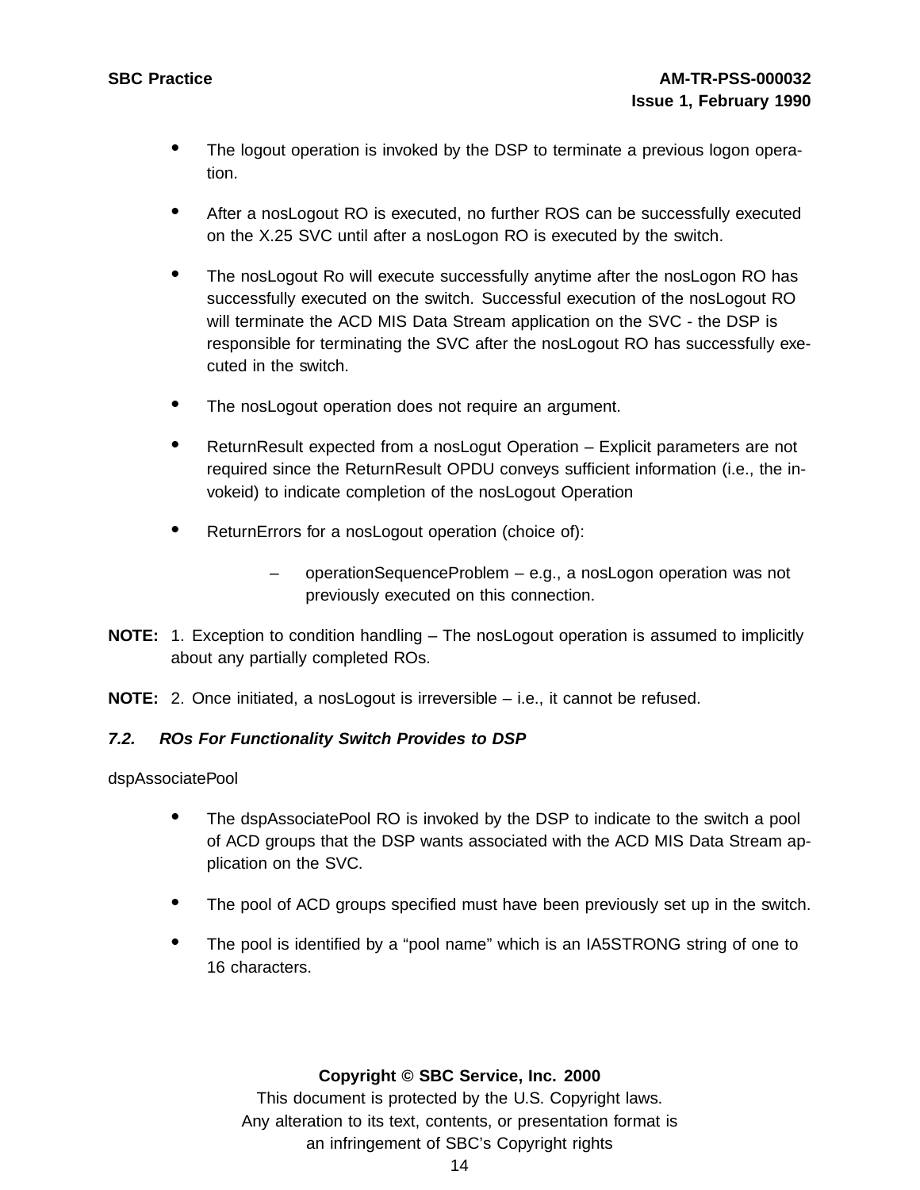- The logout operation is invoked by the DSP to terminate a previous logon operation.
- After a nosLogout RO is executed, no further ROS can be successfully executed on the X.25 SVC until after a nosLogon RO is executed by the switch.
- The nosLogout Ro will execute successfully anytime after the nosLogon RO has successfully executed on the switch. Successful execution of the nosLogout RO will terminate the ACD MIS Data Stream application on the SVC - the DSP is responsible for terminating the SVC after the nosLogout RO has successfully executed in the switch.
- The nosLogout operation does not require an argument.
- ReturnResult expected from a nosLogut Operation – Explicit parameters are not required since the ReturnResult OPDU conveys sufficient information (i.e., the invokeid) to indicate completion of the nosLogout Operation
- ReturnErrors for a nosLogout operation (choice of):
  - operationSequenceProblem – e.g., a nosLogon operation was not previously executed on this connection.

**NOTE:** 1. Exception to condition handling – The nosLogout operation is assumed to implicitly about any partially completed ROs.

**NOTE:** 2. Once initiated, a nosLogout is irreversible – i.e., it cannot be refused.

### *7.2. ROs For Functionality Switch Provides to DSP*

dspAssociatePool

- The dspAssociatePool RO is invoked by the DSP to indicate to the switch a pool of ACD groups that the DSP wants associated with the ACD MIS Data Stream application on the SVC.
- The pool of ACD groups specified must have been previously set up in the switch.
- The pool is identified by a “pool name” which is an IA5STRONG string of one to 16 characters.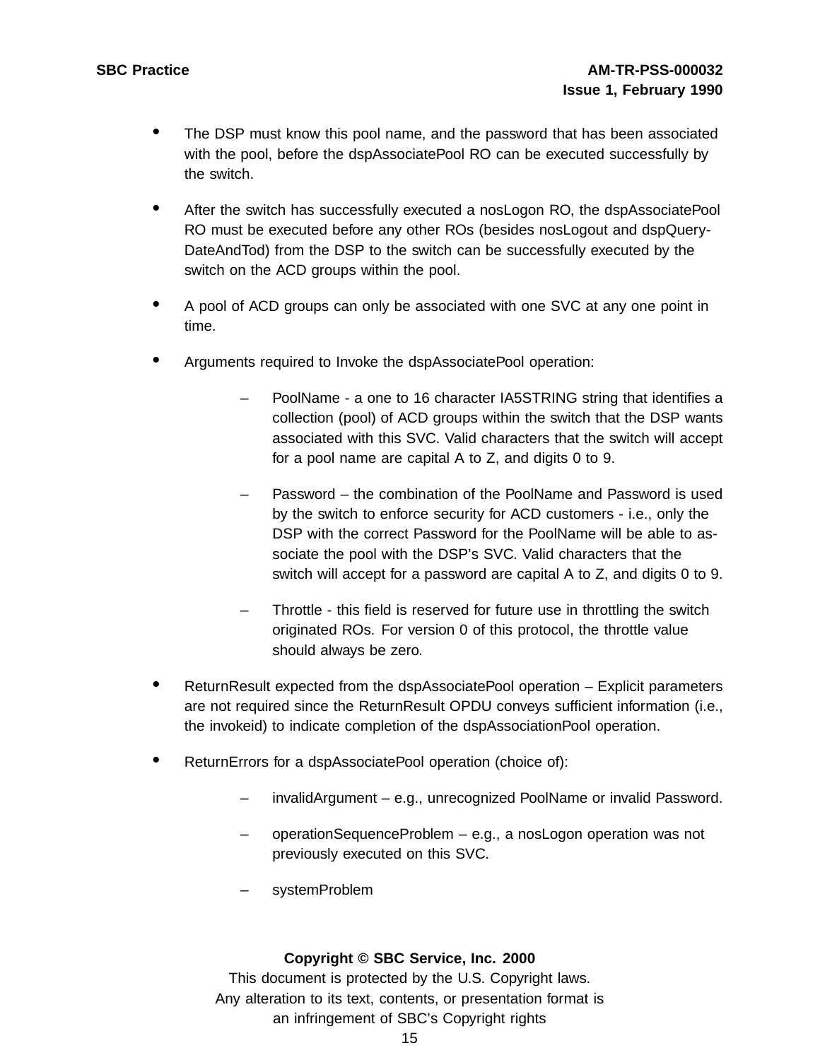- The DSP must know this pool name, and the password that has been associated with the pool, before the dspAssociatePool RO can be executed successfully by the switch.
- After the switch has successfully executed a nosLogon RO, the dspAssociatePool RO must be executed before any other ROs (besides nosLogout and dspQueryDateAndTod) from the DSP to the switch can be successfully executed by the switch on the ACD groups within the pool.
- A pool of ACD groups can only be associated with one SVC at any one point in time.
- Arguments required to Invoke the dspAssociatePool operation:
  - PoolName - a one to 16 character IA5STRING string that identifies a collection (pool) of ACD groups within the switch that the DSP wants associated with this SVC. Valid characters that the switch will accept for a pool name are capital A to Z, and digits 0 to 9.
  - Password – the combination of the PoolName and Password is used by the switch to enforce security for ACD customers - i.e., only the DSP with the correct Password for the PoolName will be able to associate the pool with the DSP's SVC. Valid characters that the switch will accept for a password are capital A to Z, and digits 0 to 9.
  - Throttle - this field is reserved for future use in throttling the switch originated ROs. For version 0 of this protocol, the throttle value should always be zero.
- ReturnResult expected from the dspAssociatePool operation – Explicit parameters are not required since the ReturnResult OPDU conveys sufficient information (i.e., the invokeid) to indicate completion of the dspAssociationPool operation.
- ReturnErrors for a dspAssociatePool operation (choice of):
  - invalidArgument – e.g., unrecognized PoolName or invalid Password.
  - operationSequenceProblem – e.g., a nosLogon operation was not previously executed on this SVC.
  - systemProblem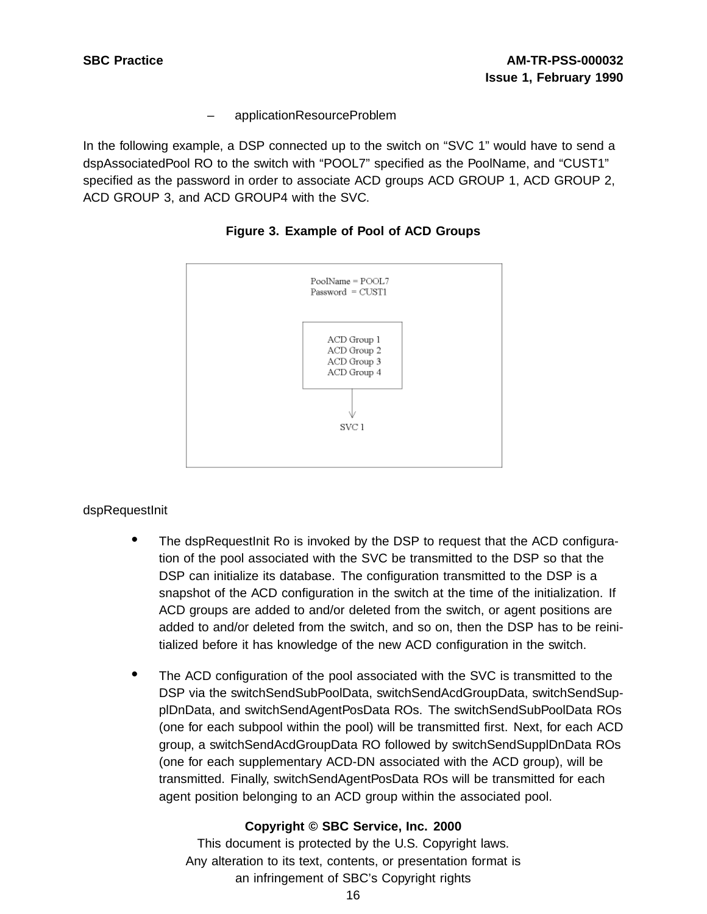– applicationResourceProblem

In the following example, a DSP connected up to the switch on “SVC 1” would have to send a dspAssociatedPool RO to the switch with “POOL7” specified as the PoolName, and “CUST1” specified as the password in order to associate ACD groups ACD GROUP 1, ACD GROUP 2, ACD GROUP 3, and ACD GROUP4 with the SVC.

**Figure 3. Example of Pool of ACD Groups**

PoolName = POOL7
Password = CUST1

ACD Group 1
ACD Group 2
ACD Group 3
ACD Group 4

SVC 1

dspRequestInit

- The dspRequestInit Ro is invoked by the DSP to request that the ACD configuration of the pool associated with the SVC be transmitted to the DSP so that the DSP can initialize its database. The configuration transmitted to the DSP is a snapshot of the ACD configuration in the switch at the time of the initialization. If ACD groups are added to and/or deleted from the switch, or agent positions are added to and/or deleted from the switch, and so on, then the DSP has to be reinitialized before it has knowledge of the new ACD configuration in the switch.
- The ACD configuration of the pool associated with the SVC is transmitted to the DSP via the switchSendSubPoolData, switchSendAcdGroupData, switchSendSupplDnData, and switchSendAgentPosData ROs. The switchSendSubPoolData ROs (one for each subpool within the pool) will be transmitted first. Next, for each ACD group, a switchSendAcdGroupData RO followed by switchSendSupplDnData ROs (one for each supplementary ACD-DN associated with the ACD group), will be transmitted. Finally, switchSendAgentPosData ROs will be transmitted for each agent position belonging to an ACD group within the associated pool.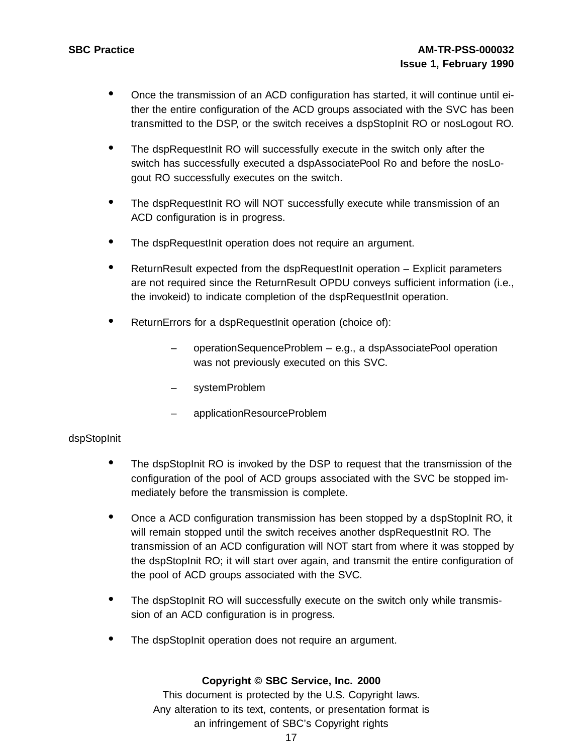- Once the transmission of an ACD configuration has started, it will continue until either the entire configuration of the ACD groups associated with the SVC has been transmitted to the DSP, or the switch receives a dspStopInit RO or nosLogout RO.
- The dspRequestInit RO will successfully execute in the switch only after the switch has successfully executed a dspAssociatePool Ro and before the nosLogout RO successfully executes on the switch.
- The dspRequestInit RO will NOT successfully execute while transmission of an ACD configuration is in progress.
- The dspRequestInit operation does not require an argument.
- ReturnResult expected from the dspRequestInit operation – Explicit parameters are not required since the ReturnResult OPDU conveys sufficient information (i.e., the invokeid) to indicate completion of the dspRequestInit operation.
- ReturnErrors for a dspRequestInit operation (choice of):
  - operationSequenceProblem – e.g., a dspAssociatePool operation was not previously executed on this SVC.
  - systemProblem
  - applicationResourceProblem

dspStopInit

- The dspStopInit RO is invoked by the DSP to request that the transmission of the configuration of the pool of ACD groups associated with the SVC be stopped immediately before the transmission is complete.
- Once a ACD configuration transmission has been stopped by a dspStopInit RO, it will remain stopped until the switch receives another dspRequestInit RO. The transmission of an ACD configuration will NOT start from where it was stopped by the dspStopInit RO; it will start over again, and transmit the entire configuration of the pool of ACD groups associated with the SVC.
- The dspStopInit RO will successfully execute on the switch only while transmission of an ACD configuration is in progress.
- The dspStopInit operation does not require an argument.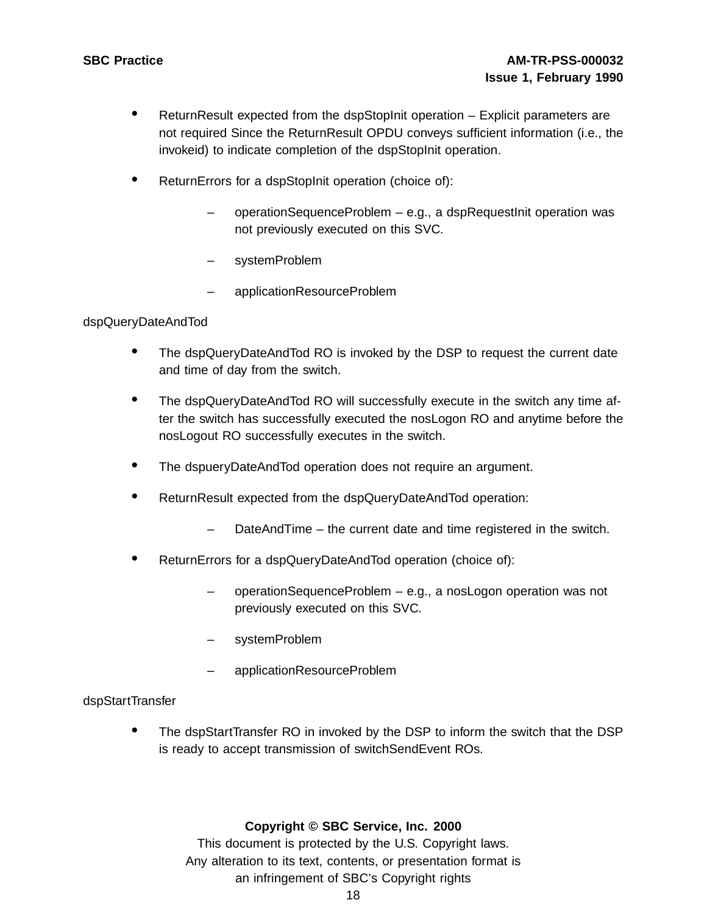- ReturnResult expected from the dspStopInit operation – Explicit parameters are not required Since the ReturnResult OPDU conveys sufficient information (i.e., the invokeid) to indicate completion of the dspStopInit operation.

- ReturnErrors for a dspStopInit operation (choice of):

  - operationSequenceProblem – e.g., a dspRequestInit operation was not previously executed on this SVC.
  - systemProblem
  - applicationResourceProblem

dspQueryDateAndTod

- The dspQueryDateAndTod RO is invoked by the DSP to request the current date and time of day from the switch.

- The dspQueryDateAndTod RO will successfully execute in the switch any time after the switch has successfully executed the nosLogon RO and anytime before the nosLogout RO successfully executes in the switch.

- The dspueryDateAndTod operation does not require an argument.

- ReturnResult expected from the dspQueryDateAndTod operation:

  - DateAndTime – the current date and time registered in the switch.

- ReturnErrors for a dspQueryDateAndTod operation (choice of):

  - operationSequenceProblem – e.g., a nosLogon operation was not previously executed on this SVC.
  - systemProblem
  - applicationResourceProblem

dspStartTransfer

- The dspStartTransfer RO in invoked by the DSP to inform the switch that the DSP is ready to accept transmission of switchSendEvent ROs.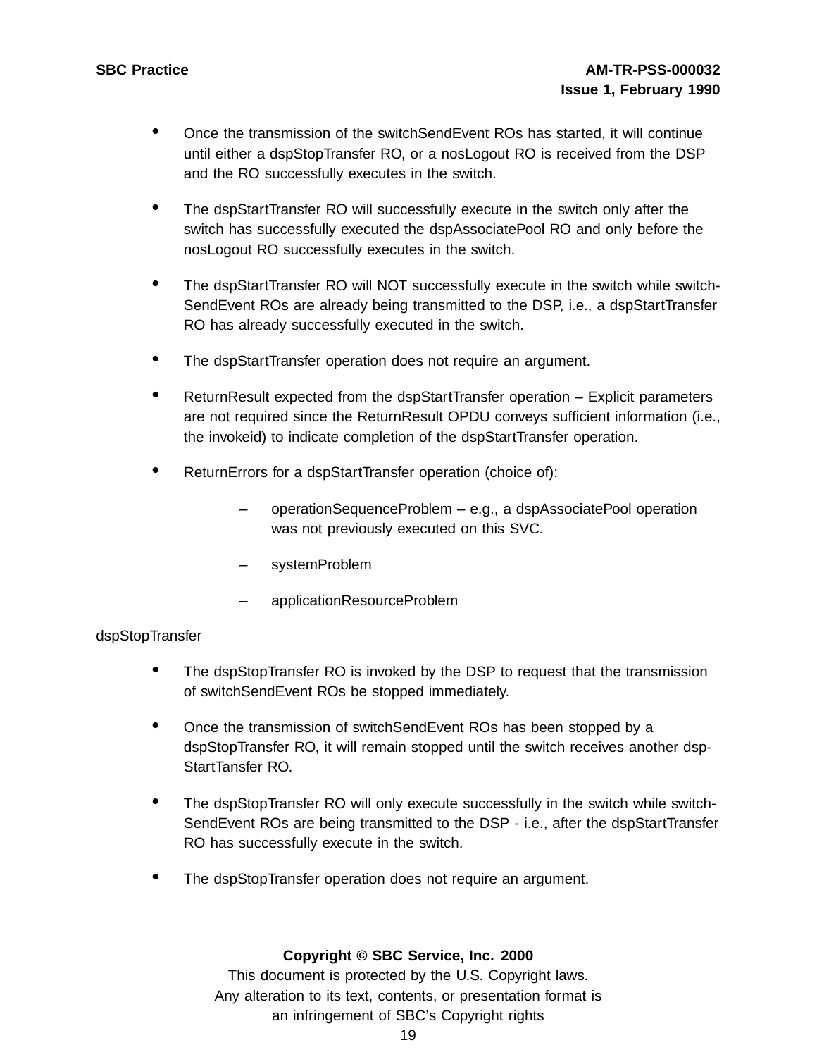- Once the transmission of the switchSendEvent ROs has started, it will continue until either a dspStopTransfer RO, or a nosLogout RO is received from the DSP and the RO successfully executes in the switch.
- The dspStartTransfer RO will successfully execute in the switch only after the switch has successfully executed the dspAssociatePool RO and only before the nosLogout RO successfully executes in the switch.
- The dspStartTransfer RO will NOT successfully execute in the switch while switch-SendEvent ROs are already being transmitted to the DSP, i.e., a dspStartTransfer RO has already successfully executed in the switch.
- The dspStartTransfer operation does not require an argument.
- ReturnResult expected from the dspStartTransfer operation – Explicit parameters are not required since the ReturnResult OPDU conveys sufficient information (i.e., the invokeid) to indicate completion of the dspStartTransfer operation.
- ReturnErrors for a dspStartTransfer operation (choice of):
  - operationSequenceProblem – e.g., a dspAssociatePool operation was not previously executed on this SVC.
  - systemProblem
  - applicationResourceProblem

dspStopTransfer

- The dspStopTransfer RO is invoked by the DSP to request that the transmission of switchSendEvent ROs be stopped immediately.
- Once the transmission of switchSendEvent ROs has been stopped by a dspStopTransfer RO, it will remain stopped until the switch receives another dsp-StartTansfer RO.
- The dspStopTransfer RO will only execute successfully in the switch while switch-SendEvent ROs are being transmitted to the DSP - i.e., after the dspStartTransfer RO has successfully execute in the switch.
- The dspStopTransfer operation does not require an argument.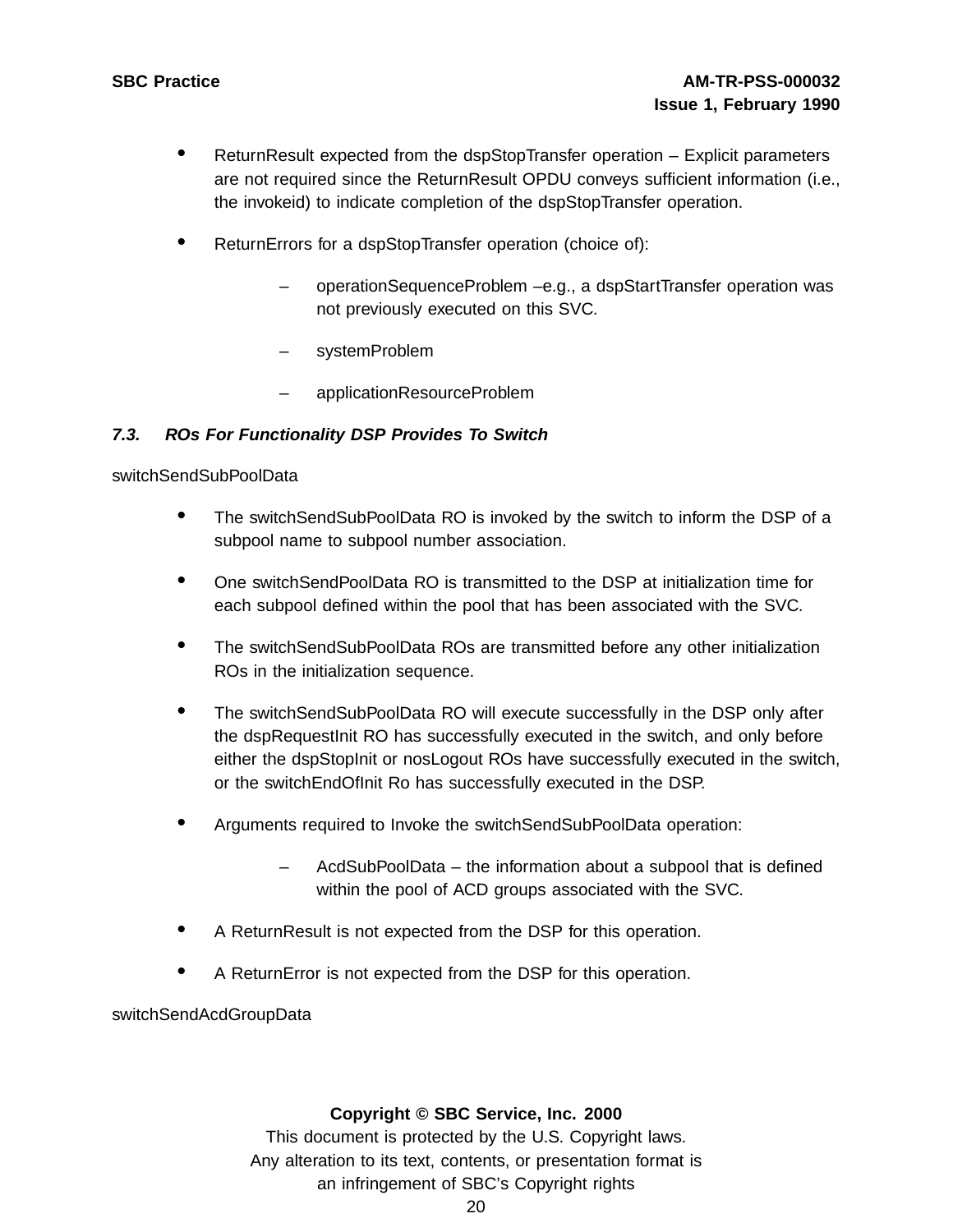- ReturnResult expected from the dspStopTransfer operation – Explicit parameters are not required since the ReturnResult OPDU conveys sufficient information (i.e., the invokeid) to indicate completion of the dspStopTransfer operation.
- ReturnErrors for a dspStopTransfer operation (choice of):
  - operationSequenceProblem –e.g., a dspStartTransfer operation was not previously executed on this SVC.
  - systemProblem
  - applicationResourceProblem

### *7.3. ROs For Functionality DSP Provides To Switch*

switchSendSubPoolData

- The switchSendSubPoolData RO is invoked by the switch to inform the DSP of a subpool name to subpool number association.
- One switchSendPoolData RO is transmitted to the DSP at initialization time for each subpool defined within the pool that has been associated with the SVC.
- The switchSendSubPoolData ROs are transmitted before any other initialization ROs in the initialization sequence.
- The switchSendSubPoolData RO will execute successfully in the DSP only after the dspRequestInit RO has successfully executed in the switch, and only before either the dspStopInit or nosLogout ROs have successfully executed in the switch, or the switchEndOfInit Ro has successfully executed in the DSP.
- Arguments required to Invoke the switchSendSubPoolData operation:
  - AcdSubPoolData – the information about a subpool that is defined within the pool of ACD groups associated with the SVC.
- A ReturnResult is not expected from the DSP for this operation.
- A ReturnError is not expected from the DSP for this operation.

switchSendAcdGroupData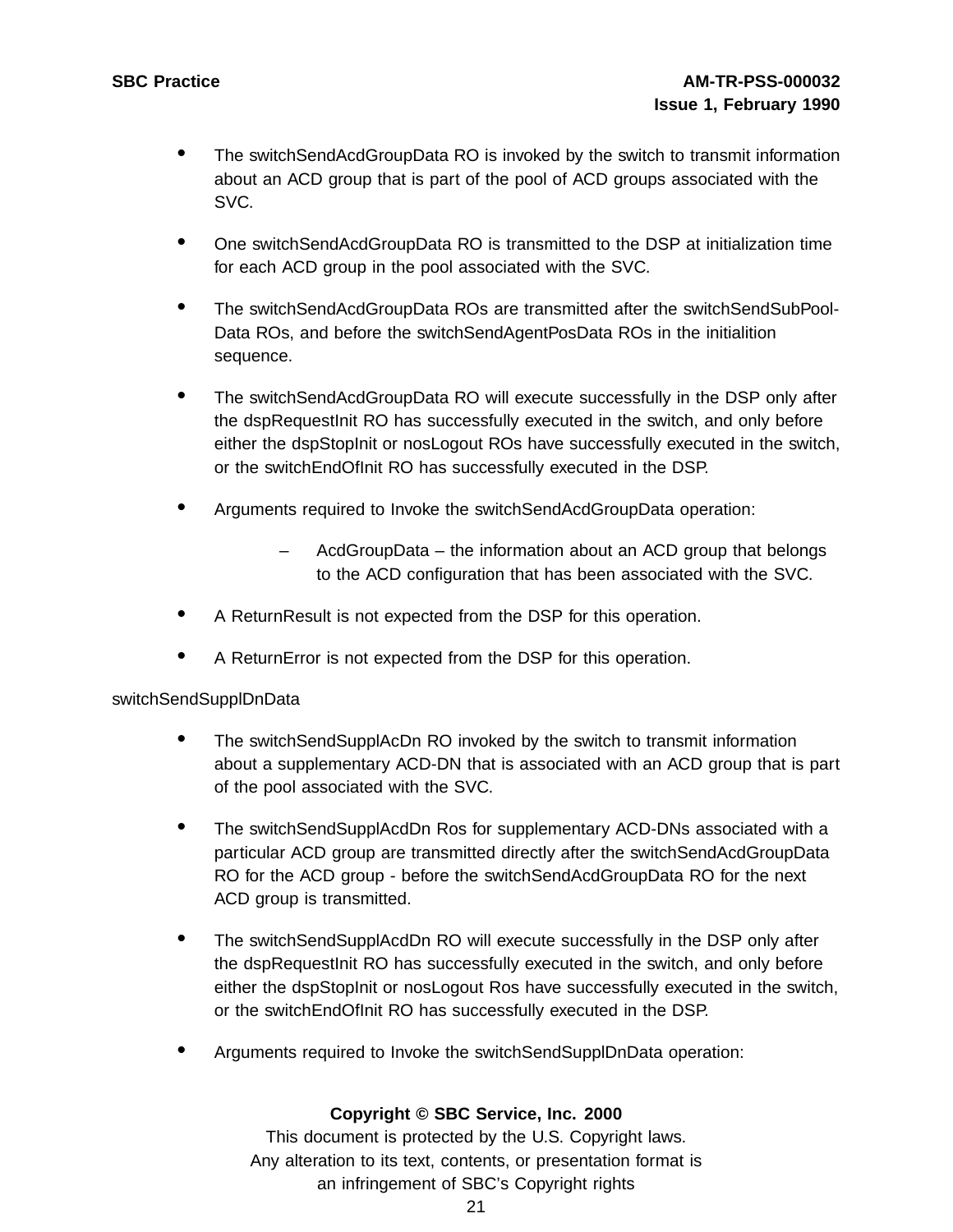- The switchSendAcdGroupData RO is invoked by the switch to transmit information about an ACD group that is part of the pool of ACD groups associated with the SVC.
- One switchSendAcdGroupData RO is transmitted to the DSP at initialization time for each ACD group in the pool associated with the SVC.
- The switchSendAcdGroupData ROs are transmitted after the switchSendSubPool-Data ROs, and before the switchSendAgentPosData ROs in the initialition sequence.
- The switchSendAcdGroupData RO will execute successfully in the DSP only after the dspRequestInit RO has successfully executed in the switch, and only before either the dspStopInit or nosLogout ROs have successfully executed in the switch, or the switchEndOfInit RO has successfully executed in the DSP.
- Arguments required to Invoke the switchSendAcdGroupData operation:
  - AcdGroupData – the information about an ACD group that belongs to the ACD configuration that has been associated with the SVC.
- A ReturnResult is not expected from the DSP for this operation.
- A ReturnError is not expected from the DSP for this operation.

switchSendSupplDnData

- The switchSendSupplAcDn RO invoked by the switch to transmit information about a supplementary ACD-DN that is associated with an ACD group that is part of the pool associated with the SVC.
- The switchSendSupplAcdDn Ros for supplementary ACD-DNs associated with a particular ACD group are transmitted directly after the switchSendAcdGroupData RO for the ACD group - before the switchSendAcdGroupData RO for the next ACD group is transmitted.
- The switchSendSupplAcdDn RO will execute successfully in the DSP only after the dspRequestInit RO has successfully executed in the switch, and only before either the dspStopInit or nosLogout Ros have successfully executed in the switch, or the switchEndOfInit RO has successfully executed in the DSP.
- Arguments required to Invoke the switchSendSupplDnData operation: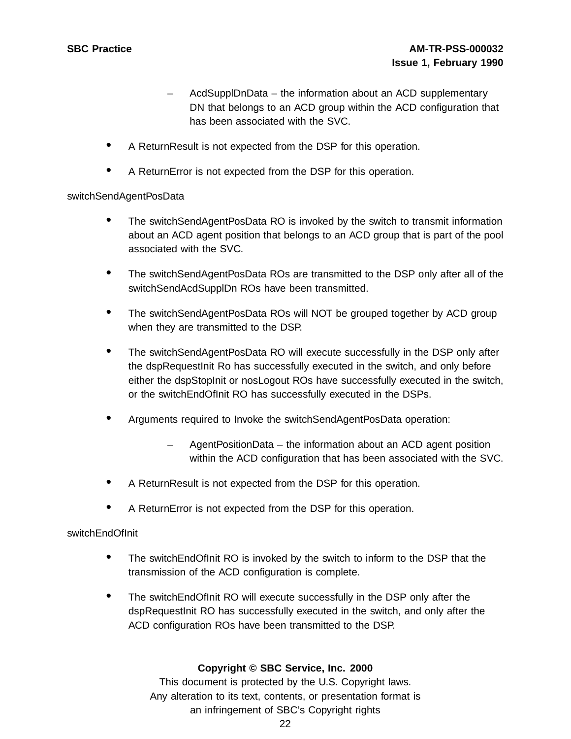- AcdSupplDnData – the information about an ACD supplementary DN that belongs to an ACD group within the ACD configuration that has been associated with the SVC.

- A ReturnResult is not expected from the DSP for this operation.
- A ReturnError is not expected from the DSP for this operation.

switchSendAgentPosData

- The switchSendAgentPosData RO is invoked by the switch to transmit information about an ACD agent position that belongs to an ACD group that is part of the pool associated with the SVC.
- The switchSendAgentPosData ROs are transmitted to the DSP only after all of the switchSendAcdSupplDn ROs have been transmitted.
- The switchSendAgentPosData ROs will NOT be grouped together by ACD group when they are transmitted to the DSP.
- The switchSendAgentPosData RO will execute successfully in the DSP only after the dspRequestInit Ro has successfully executed in the switch, and only before either the dspStopInit or nosLogout ROs have successfully executed in the switch, or the switchEndOfInit RO has successfully executed in the DSPs.
- Arguments required to Invoke the switchSendAgentPosData operation:
  - AgentPositionData – the information about an ACD agent position within the ACD configuration that has been associated with the SVC.
- A ReturnResult is not expected from the DSP for this operation.
- A ReturnError is not expected from the DSP for this operation.

switchEndOfInit

- The switchEndOfInit RO is invoked by the switch to inform to the DSP that the transmission of the ACD configuration is complete.
- The switchEndOfInit RO will execute successfully in the DSP only after the dspRequestInit RO has successfully executed in the switch, and only after the ACD configuration ROs have been transmitted to the DSP.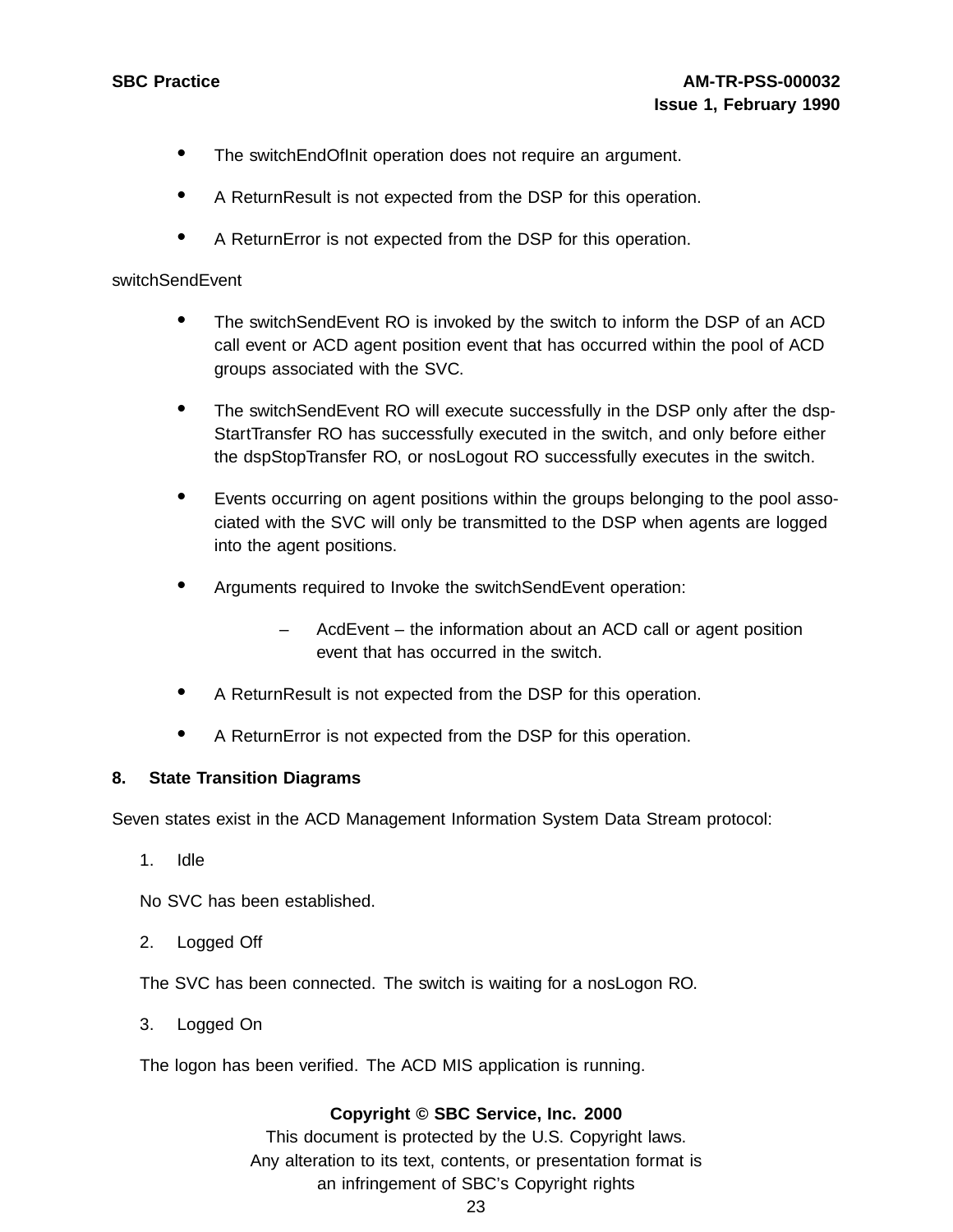- The switchEndOfInit operation does not require an argument.
- A ReturnResult is not expected from the DSP for this operation.
- A ReturnError is not expected from the DSP for this operation.

switchSendEvent

- The switchSendEvent RO is invoked by the switch to inform the DSP of an ACD call event or ACD agent position event that has occurred within the pool of ACD groups associated with the SVC.
- The switchSendEvent RO will execute successfully in the DSP only after the dsp-StartTransfer RO has successfully executed in the switch, and only before either the dspStopTransfer RO, or nosLogout RO successfully executes in the switch.
- Events occurring on agent positions within the groups belonging to the pool associated with the SVC will only be transmitted to the DSP when agents are logged into the agent positions.
- Arguments required to Invoke the switchSendEvent operation:
  - AcdEvent – the information about an ACD call or agent position event that has occurred in the switch.
- A ReturnResult is not expected from the DSP for this operation.
- A ReturnError is not expected from the DSP for this operation.

## 8. State Transition Diagrams

Seven states exist in the ACD Management Information System Data Stream protocol:

1. Idle

   No SVC has been established.

2. Logged Off

   The SVC has been connected. The switch is waiting for a nosLogon RO.

3. Logged On

   The logon has been verified. The ACD MIS application is running.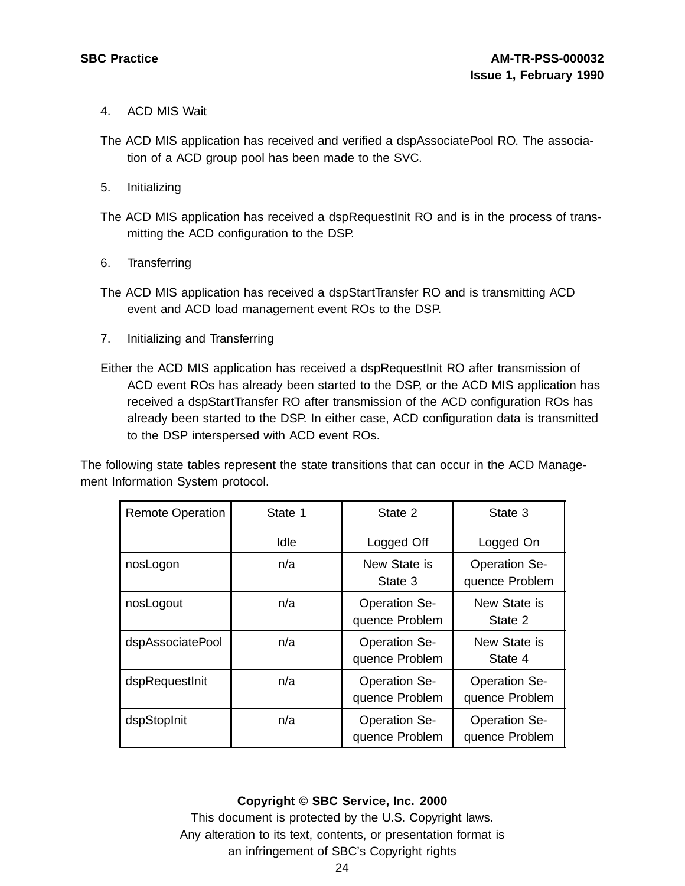4. ACD MIS Wait

The ACD MIS application has received and verified a dspAssociatePool RO. The association of a ACD group pool has been made to the SVC.

5. Initializing

The ACD MIS application has received a dspRequestInit RO and is in the process of transmitting the ACD configuration to the DSP.

6. Transferring

The ACD MIS application has received a dspStartTransfer RO and is transmitting ACD event and ACD load management event ROs to the DSP.

7. Initializing and Transferring

Either the ACD MIS application has received a dspRequestInit RO after transmission of ACD event ROs has already been started to the DSP, or the ACD MIS application has received a dspStartTransfer RO after transmission of the ACD configuration ROs has already been started to the DSP. In either case, ACD configuration data is transmitted to the DSP interspersed with ACD event ROs.

The following state tables represent the state transitions that can occur in the ACD Management Information System protocol.

| Remote Operation | State 1 Idle | State 2 Logged Off | State 3 Logged On |
|---|---|---|---|
| nosLogon | n/a | New State is State 3 | Operation Sequence Problem |
| nosLogout | n/a | Operation Sequence Problem | New State is State 2 |
| dspAssociatePool | n/a | Operation Sequence Problem | New State is State 4 |
| dspRequestInit | n/a | Operation Sequence Problem | Operation Sequence Problem |
| dspStopInit | n/a | Operation Sequence Problem | Operation Sequence Problem |

**Copyright © SBC Service, Inc. 2000**
This document is protected by the U.S. Copyright laws.
Any alteration to its text, contents, or presentation format is an infringement of SBC's Copyright rights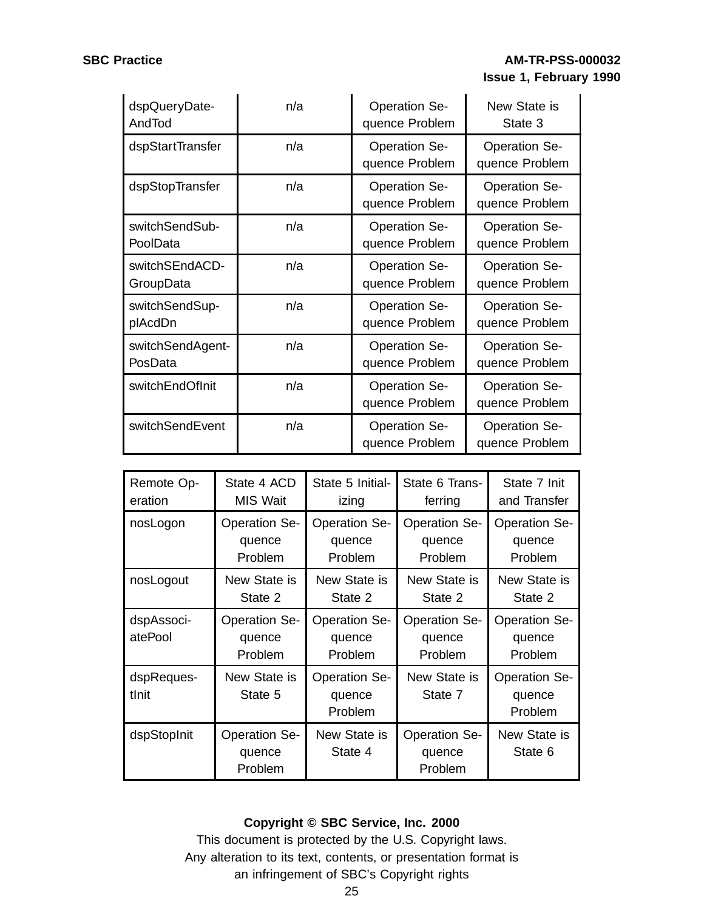| | | | |
|---|---|---|---|
| dspQueryDate-AndTod | n/a | Operation Sequence Problem | New State is State 3 |
| dspStartTransfer | n/a | Operation Sequence Problem | Operation Sequence Problem |
| dspStopTransfer | n/a | Operation Sequence Problem | Operation Sequence Problem |
| switchSendSub-PoolData | n/a | Operation Sequence Problem | Operation Sequence Problem |
| switchSEndACD-GroupData | n/a | Operation Sequence Problem | Operation Sequence Problem |
| switchSendSup-plAcdDn | n/a | Operation Sequence Problem | Operation Sequence Problem |
| switchSendAgent-PosData | n/a | Operation Sequence Problem | Operation Sequence Problem |
| switchEndOfInit | n/a | Operation Sequence Problem | Operation Sequence Problem |
| switchSendEvent | n/a | Operation Sequence Problem | Operation Sequence Problem |

| Remote Operation | State 4 ACD MIS Wait | State 5 Initializing | State 6 Transferring | State 7 Init and Transfer |
|---|---|---|---|---|
| nosLogon | Operation Sequence Problem | Operation Sequence Problem | Operation Sequence Problem | Operation Sequence Problem |
| nosLogout | New State is State 2 | New State is State 2 | New State is State 2 | New State is State 2 |
| dspAssociatePool | Operation Sequence Problem | Operation Sequence Problem | Operation Sequence Problem | Operation Sequence Problem |
| dspRequestInit | New State is State 5 | Operation Sequence Problem | New State is State 7 | Operation Sequence Problem |
| dspStopInit | Operation Sequence Problem | New State is State 4 | Operation Sequence Problem | New State is State 6 |

**Copyright © SBC Service, Inc. 2000**

This document is protected by the U.S. Copyright laws.
Any alteration to its text, contents, or presentation format is an infringement of SBC's Copyright rights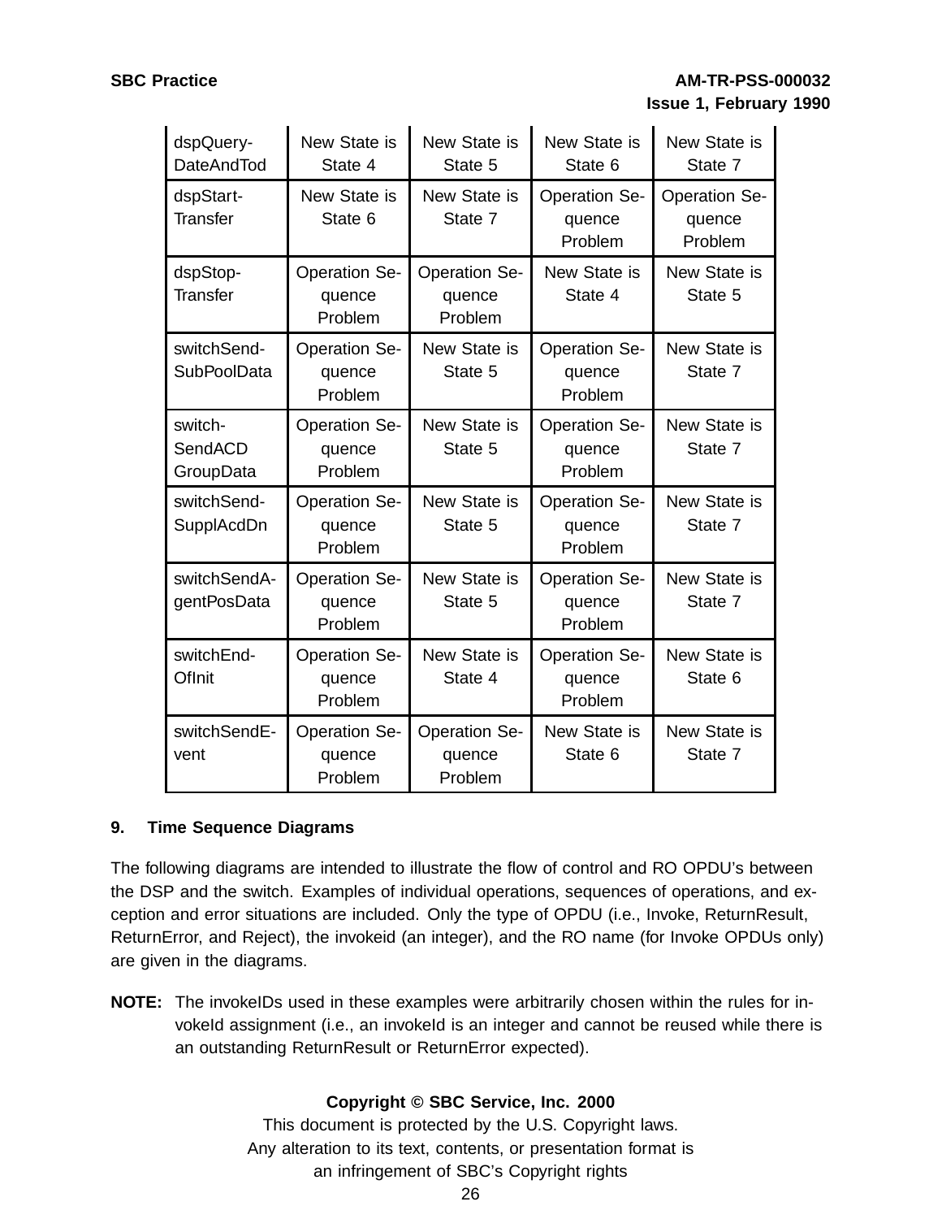| | | | | |
|---|---|---|---|---|
| dspQuery-DateAndTod | New State is State 4 | New State is State 5 | New State is State 6 | New State is State 7 |
| dspStart-Transfer | New State is State 6 | New State is State 7 | Operation Sequence Problem | Operation Sequence Problem |
| dspStop-Transfer | Operation Sequence Problem | Operation Sequence Problem | New State is State 4 | New State is State 5 |
| switchSend-SubPoolData | Operation Sequence Problem | New State is State 5 | Operation Sequence Problem | New State is State 7 |
| switch-SendACD GroupData | Operation Sequence Problem | New State is State 5 | Operation Sequence Problem | New State is State 7 |
| switchSend-SupplAcdDn | Operation Sequence Problem | New State is State 5 | Operation Sequence Problem | New State is State 7 |
| switchSendA-gentPosData | Operation Sequence Problem | New State is State 5 | Operation Sequence Problem | New State is State 7 |
| switchEnd-OfInit | Operation Sequence Problem | New State is State 4 | Operation Sequence Problem | New State is State 6 |
| switchSendE-vent | Operation Sequence Problem | Operation Sequence Problem | New State is State 6 | New State is State 7 |

## 9. Time Sequence Diagrams

The following diagrams are intended to illustrate the flow of control and RO OPDU's between the DSP and the switch. Examples of individual operations, sequences of operations, and exception and error situations are included. Only the type of OPDU (i.e., Invoke, ReturnResult, ReturnError, and Reject), the invokeid (an integer), and the RO name (for Invoke OPDUs only) are given in the diagrams.

**NOTE:** The invokeIDs used in these examples were arbitrarily chosen within the rules for invokeId assignment (i.e., an invokeId is an integer and cannot be reused while there is an outstanding ReturnResult or ReturnError expected).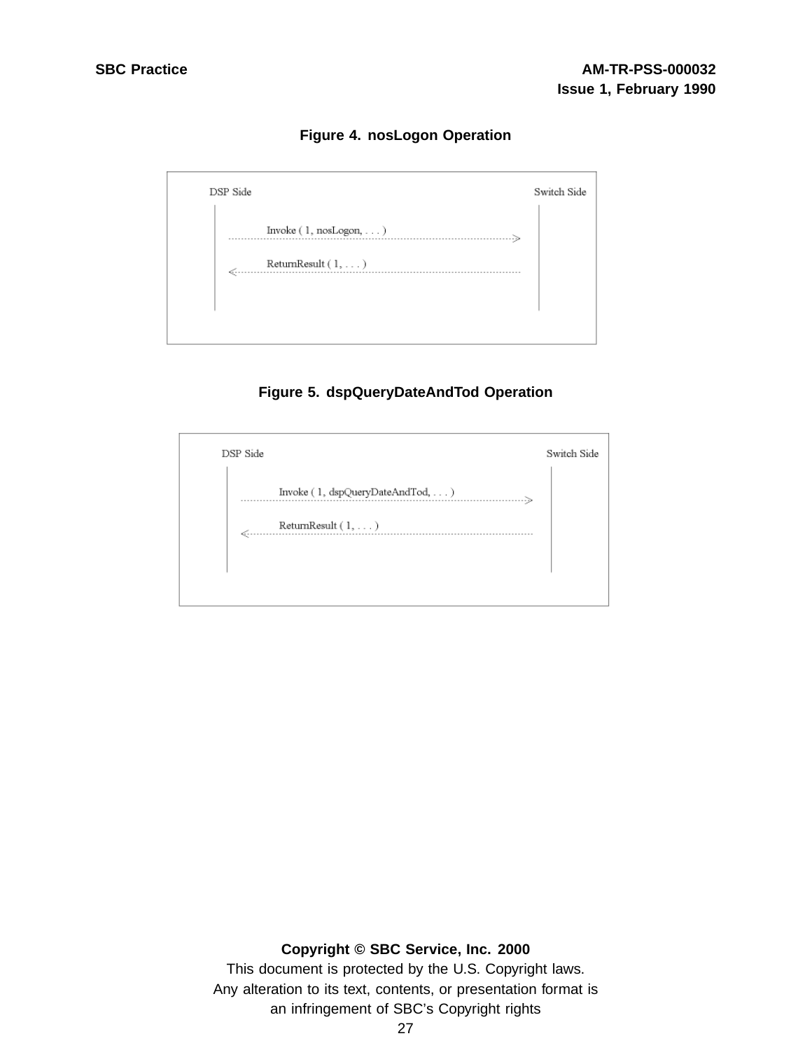**Figure 4. nosLogon Operation**

```
DSP Side                                                    Switch Side
   |                                                             |
   |        Invoke ( 1, nosLogon, . . . )                        |
   |  ------------------------------------------------------->   |
   |                                                             |
   |        ReturnResult ( 1, . . . )                            |
   |  <-------------------------------------------------------   |
   |                                                             |
```

**Figure 5. dspQueryDateAndTod Operation**

```
DSP Side                                                    Switch Side
   |                                                             |
   |        Invoke ( 1, dspQueryDateAndTod, . . . )              |
   |  ------------------------------------------------------->   |
   |                                                             |
   |        ReturnResult ( 1, . . . )                            |
   |  <-------------------------------------------------------   |
   |                                                             |
```

**Copyright © SBC Service, Inc. 2000**
This document is protected by the U.S. Copyright laws.
Any alteration to its text, contents, or presentation format is
an infringement of SBC's Copyright rights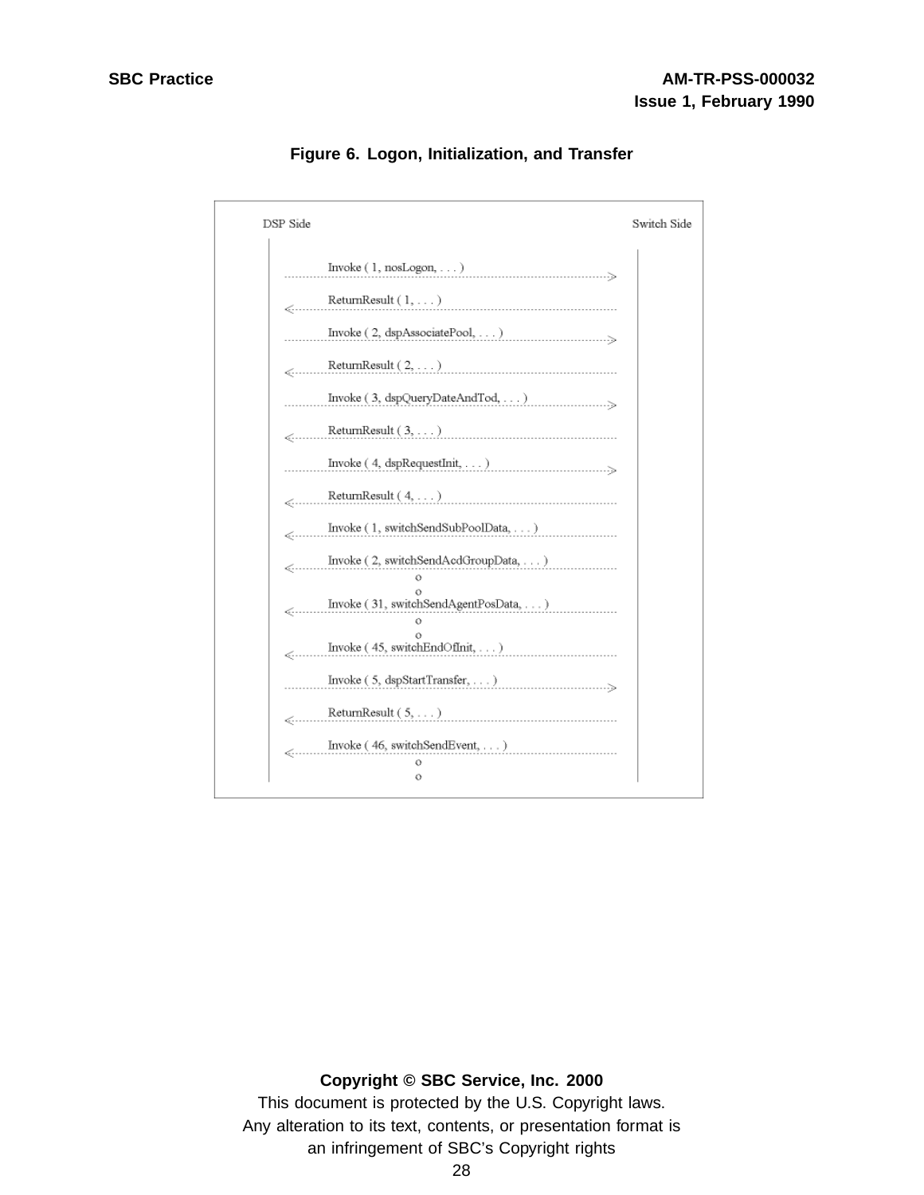**Figure 6. Logon, Initialization, and Transfer**

```
DSP Side                                                    Switch Side

     Invoke ( 1, nosLogon, . . . )
 ------------------------------------------------------------------->
     ReturnResult ( 1, . . . )
<-------------------------------------------------------------------
     Invoke ( 2, dspAssociatePool, . . . )
 ------------------------------------------------------------------->
     ReturnResult ( 2, . . . )
<-------------------------------------------------------------------
     Invoke ( 3, dspQueryDateAndTod, . . . )
 ------------------------------------------------------------------->
     ReturnResult ( 3, . . . )
<-------------------------------------------------------------------
     Invoke ( 4, dspRequestInit, . . . )
 ------------------------------------------------------------------->
     ReturnResult ( 4, . . . )
<-------------------------------------------------------------------
     Invoke ( 1, switchSendSubPoolData, . . . )
<-------------------------------------------------------------------
     Invoke ( 2, switchSendAcdGroupData, . . . )
<-------------------------------------------------------------------
                    o
                    o
     Invoke ( 31, switchSendAgentPosData, . . . )
<-------------------------------------------------------------------
                    o
                    o
     Invoke ( 45, switchEndOfInit, . . . )
<-------------------------------------------------------------------
     Invoke ( 5, dspStartTransfer, . . . )
 ------------------------------------------------------------------->
     ReturnResult ( 5, . . . )
<-------------------------------------------------------------------
     Invoke ( 46, switchSendEvent, . . . )
<-------------------------------------------------------------------
                    o
                    o
```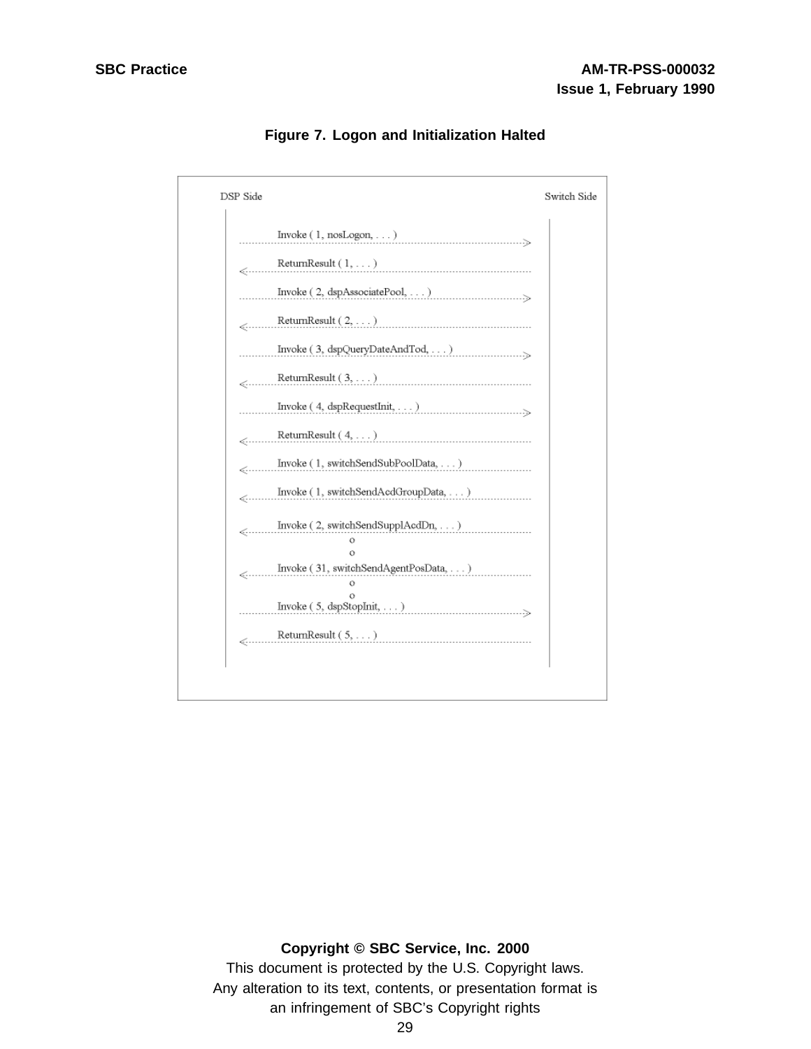**Figure 7. Logon and Initialization Halted**

```
DSP Side                                                        Switch Side

        Invoke ( 1, nosLogon, . . . )
  ---------------------------------------------------------------------->
        ReturnResult ( 1, . . . )
  <----------------------------------------------------------------------
        Invoke ( 2, dspAssociatePool, . . . )
  ---------------------------------------------------------------------->
        ReturnResult ( 2, . . . )
  <----------------------------------------------------------------------
        Invoke ( 3, dspQueryDateAndTod, . . . )
  ---------------------------------------------------------------------->
        ReturnResult ( 3, . . . )
  <----------------------------------------------------------------------
        Invoke ( 4, dspRequestInit, . . . )
  ---------------------------------------------------------------------->
        ReturnResult ( 4, . . . )
  <----------------------------------------------------------------------
        Invoke ( 1, switchSendSubPoolData, . . . )
  <----------------------------------------------------------------------
        Invoke ( 1, switchSendAcdGroupData, . . . )
  <----------------------------------------------------------------------
        Invoke ( 2, switchSendSupplAcdDn, . . . )
  <----------------------------------------------------------------------
                          o
                          o
        Invoke ( 31, switchSendAgentPosData, . . . )
  <----------------------------------------------------------------------
                          o
                          o
        Invoke ( 5, dspStopInit, . . . )
  ---------------------------------------------------------------------->
        ReturnResult ( 5, . . . )
  <----------------------------------------------------------------------
```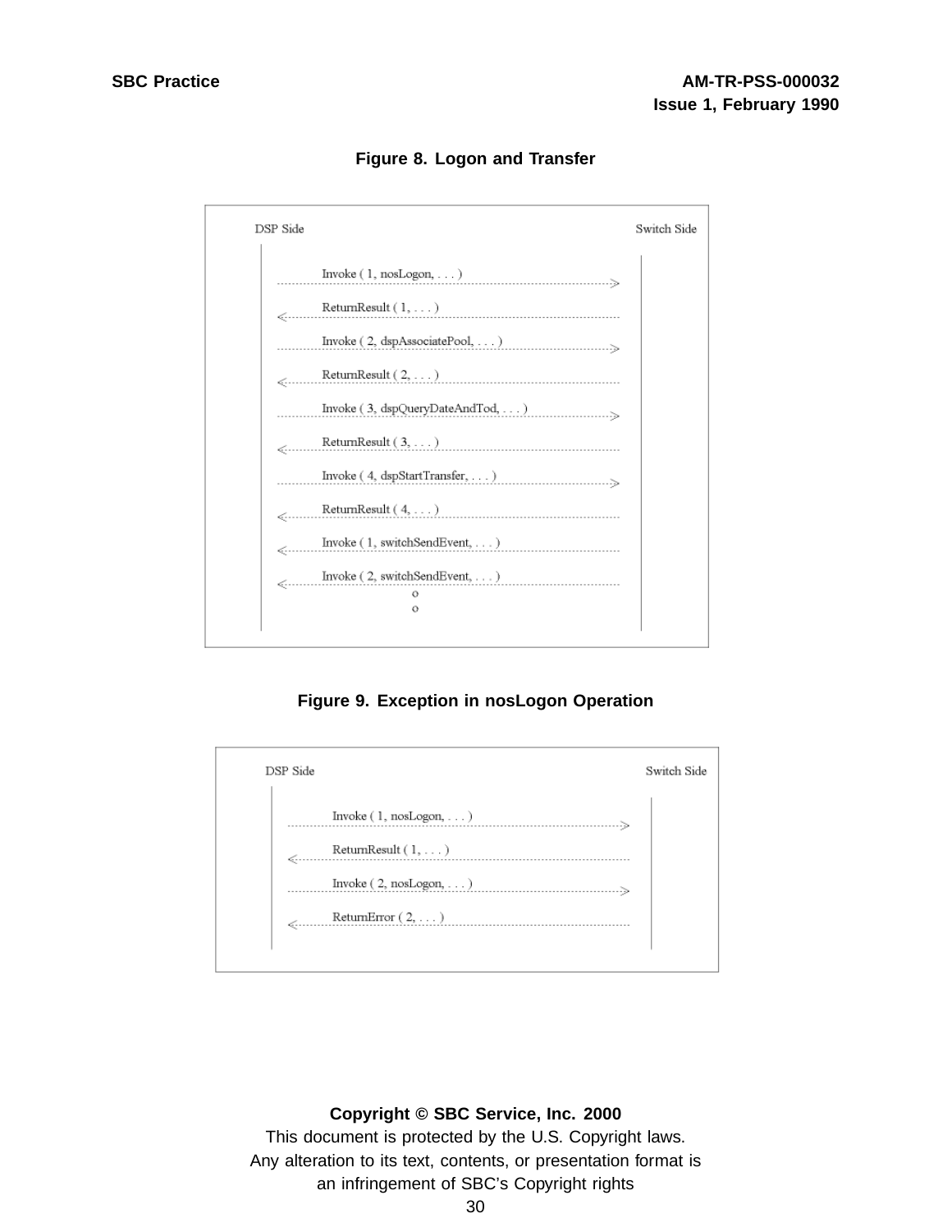**Figure 8. Logon and Transfer**

```
DSP Side                                                    Switch Side

    Invoke ( 1, nosLogon, . . . )                          ---->
<----   ReturnResult ( 1, . . . )
    Invoke ( 2, dspAssociatePool, . . . )                  ---->
<----   ReturnResult ( 2, . . . )
    Invoke ( 3, dspQueryDateAndTod, . . . )                ---->
<----   ReturnResult ( 3, . . . )
    Invoke ( 4, dspStartTransfer, . . . )                  ---->
<----   ReturnResult ( 4, . . . )
<----   Invoke ( 1, switchSendEvent, . . . )
<----   Invoke ( 2, switchSendEvent, . . . )
                      o
                      o
```

**Figure 9. Exception in nosLogon Operation**

```
DSP Side                                                    Switch Side

    Invoke ( 1, nosLogon, . . . )                          ---->
<----   ReturnResult ( 1, . . . )
    Invoke ( 2, nosLogon, . . . )                          ---->
<----   ReturnError ( 2, . . . )
```

**Copyright © SBC Service, Inc. 2000**
This document is protected by the U.S. Copyright laws.
Any alteration to its text, contents, or presentation format is
an infringement of SBC's Copyright rights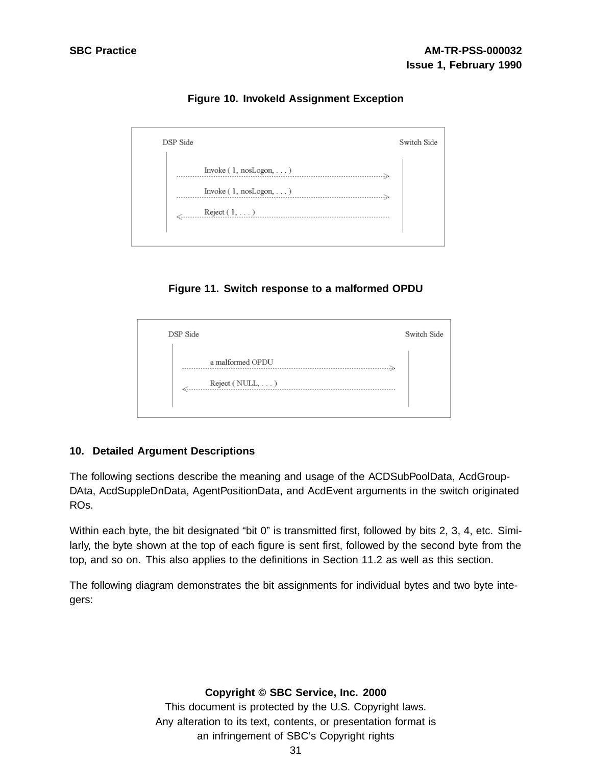**Figure 10. InvokeId Assignment Exception**

DSP Side — Switch Side

Invoke ( 1, nosLogon, . . . ) →

Invoke ( 1, nosLogon, . . . ) →

← Reject ( 1, . . . )

**Figure 11. Switch response to a malformed OPDU**

DSP Side — Switch Side

a malformed OPDU →

← Reject ( NULL, . . . )

## 10. Detailed Argument Descriptions

The following sections describe the meaning and usage of the ACDSubPoolData, AcdGroup-DAta, AcdSuppleDnData, AgentPositionData, and AcdEvent arguments in the switch originated ROs.

Within each byte, the bit designated "bit 0" is transmitted first, followed by bits 2, 3, 4, etc. Similarly, the byte shown at the top of each figure is sent first, followed by the second byte from the top, and so on. This also applies to the definitions in Section 11.2 as well as this section.

The following diagram demonstrates the bit assignments for individual bytes and two byte integers: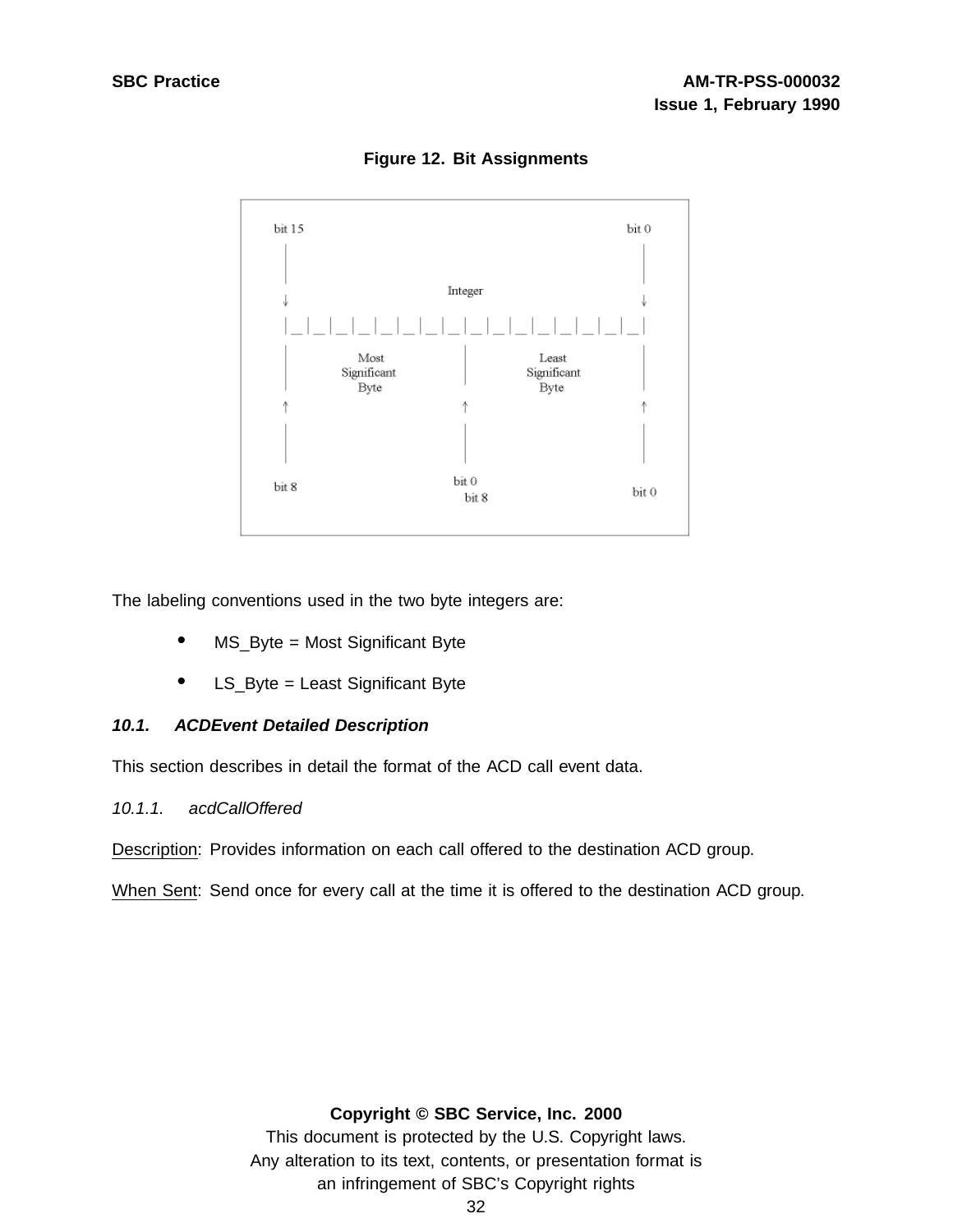**Figure 12. Bit Assignments**

```
bit 15                                              bit 0
  |                                                   |
  |                                                   |
  ↓                    Integer                        ↓
  |_|_|_|_|_|_|_|_|_|_|_|_|_|_|_|_|
  |        Most        |        Least        |
  |     Significant    |     Significant     |
  |        Byte        |        Byte         |
  ↑                    ↑                     ↑
  |                    |                     |
  |                    |                     |
bit 8                bit 0                 bit 0
                      bit 8
```

The labeling conventions used in the two byte integers are:

- MS_Byte = Most Significant Byte
- LS_Byte = Least Significant Byte

### *10.1. ACDEvent Detailed Description*

This section describes in detail the format of the ACD call event data.

#### *10.1.1. acdCallOffered*

Description: Provides information on each call offered to the destination ACD group.

When Sent: Send once for every call at the time it is offered to the destination ACD group.

**Copyright © SBC Service, Inc. 2000**

This document is protected by the U.S. Copyright laws.
Any alteration to its text, contents, or presentation format is
an infringement of SBC's Copyright rights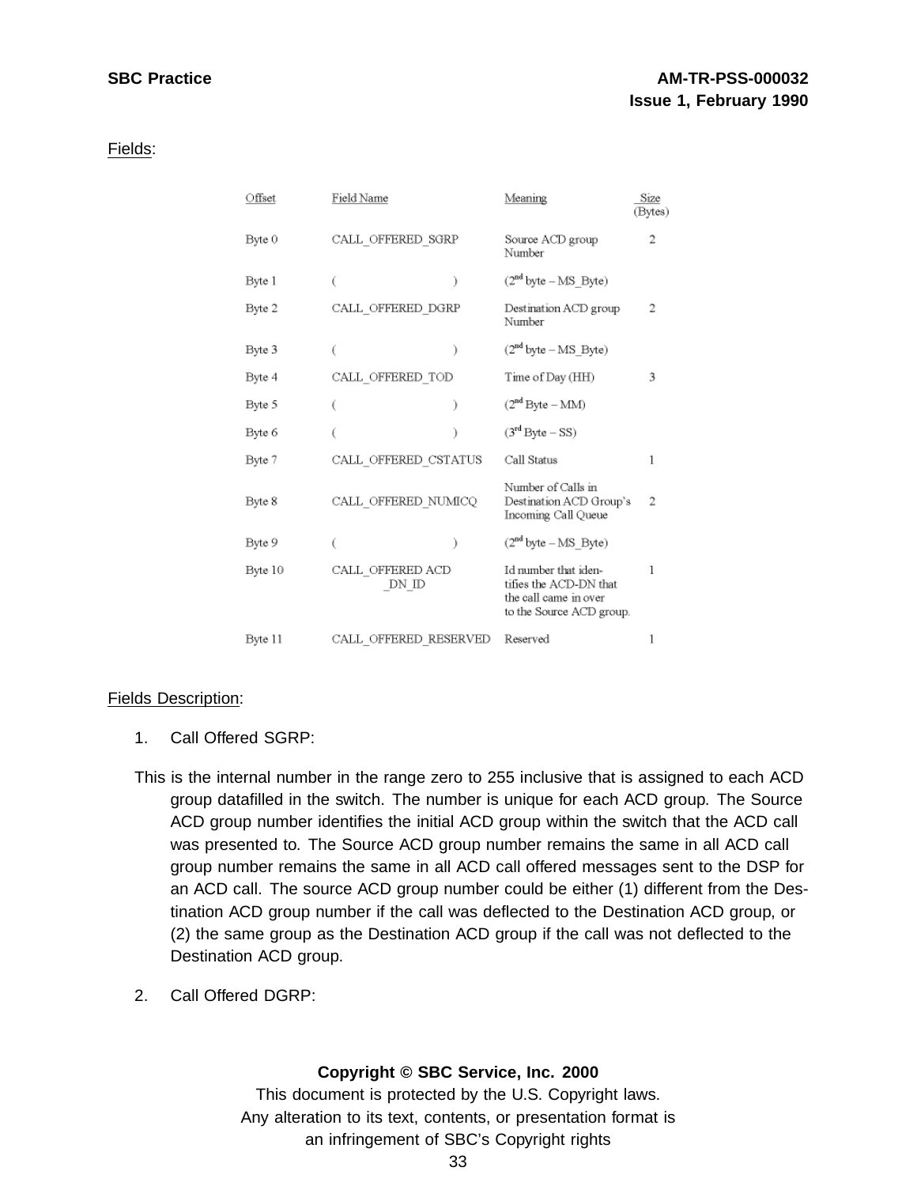Fields:

| Offset | Field Name | Meaning | Size (Bytes) |
|---|---|---|---|
| Byte 0 | CALL_OFFERED_SGRP | Source ACD group Number | 2 |
| Byte 1 | ( ) | (2nd byte – MS_Byte) | |
| Byte 2 | CALL_OFFERED_DGRP | Destination ACD group Number | 2 |
| Byte 3 | ( ) | (2nd byte – MS_Byte) | |
| Byte 4 | CALL_OFFERED_TOD | Time of Day (HH) | 3 |
| Byte 5 | ( ) | (2nd Byte – MM) | |
| Byte 6 | ( ) | (3rd Byte – SS) | |
| Byte 7 | CALL_OFFERED_CSTATUS | Call Status | 1 |
| Byte 8 | CALL_OFFERED_NUMICQ | Number of Calls in Destination ACD Group's Incoming Call Queue | 2 |
| Byte 9 | ( ) | (2nd byte – MS_Byte) | |
| Byte 10 | CALL_OFFERED ACD _DN_ID | Id number that identifies the ACD-DN that the call came in over to the Source ACD group. | 1 |
| Byte 11 | CALL_OFFERED_RESERVED | Reserved | 1 |

Fields Description:

1. Call Offered SGRP:

This is the internal number in the range zero to 255 inclusive that is assigned to each ACD group datafilled in the switch. The number is unique for each ACD group. The Source ACD group number identifies the initial ACD group within the switch that the ACD call was presented to. The Source ACD group number remains the same in all ACD call group number remains the same in all ACD call offered messages sent to the DSP for an ACD call. The source ACD group number could be either (1) different from the Destination ACD group number if the call was deflected to the Destination ACD group, or (2) the same group as the Destination ACD group if the call was not deflected to the Destination ACD group.

2. Call Offered DGRP: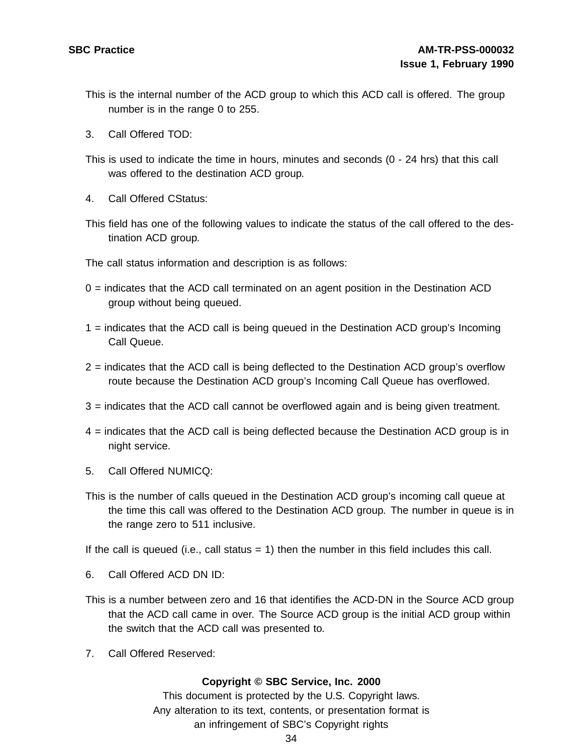This is the internal number of the ACD group to which this ACD call is offered. The group number is in the range 0 to 255.

3. Call Offered TOD:

This is used to indicate the time in hours, minutes and seconds (0 - 24 hrs) that this call was offered to the destination ACD group.

4. Call Offered CStatus:

This field has one of the following values to indicate the status of the call offered to the destination ACD group.

The call status information and description is as follows:

0 = indicates that the ACD call terminated on an agent position in the Destination ACD group without being queued.

1 = indicates that the ACD call is being queued in the Destination ACD group's Incoming Call Queue.

2 = indicates that the ACD call is being deflected to the Destination ACD group's overflow route because the Destination ACD group's Incoming Call Queue has overflowed.

3 = indicates that the ACD call cannot be overflowed again and is being given treatment.

4 = indicates that the ACD call is being deflected because the Destination ACD group is in night service.

5. Call Offered NUMICQ:

This is the number of calls queued in the Destination ACD group's incoming call queue at the time this call was offered to the Destination ACD group. The number in queue is in the range zero to 511 inclusive.

If the call is queued (i.e., call status = 1) then the number in this field includes this call.

6. Call Offered ACD DN ID:

This is a number between zero and 16 that identifies the ACD-DN in the Source ACD group that the ACD call came in over. The Source ACD group is the initial ACD group within the switch that the ACD call was presented to.

7. Call Offered Reserved: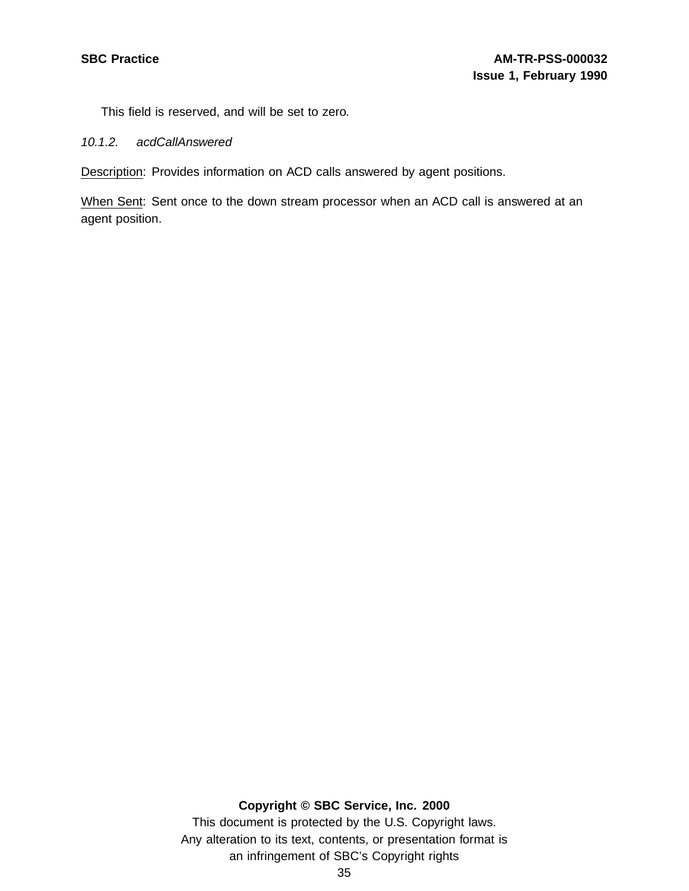This field is reserved, and will be set to zero.

### *10.1.2. acdCallAnswered*

Description: Provides information on ACD calls answered by agent positions.

When Sent: Sent once to the down stream processor when an ACD call is answered at an agent position.

**Copyright © SBC Service, Inc. 2000**

This document is protected by the U.S. Copyright laws.
Any alteration to its text, contents, or presentation format is an infringement of SBC's Copyright rights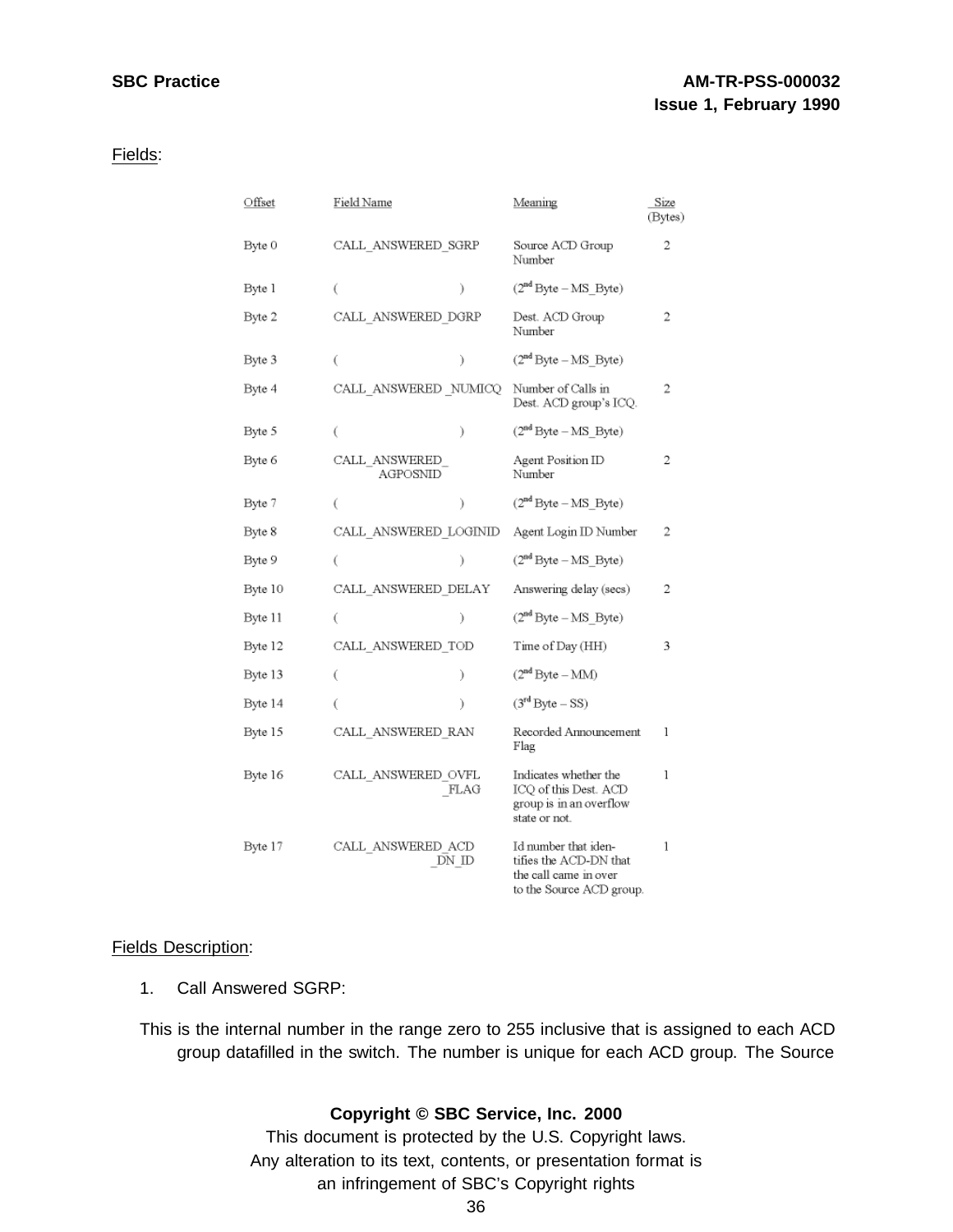Fields:

| Offset | Field Name | Meaning | Size (Bytes) |
|---|---|---|---|
| Byte 0 | CALL_ANSWERED_SGRP | Source ACD Group Number | 2 |
| Byte 1 | ( ) | (2nd Byte – MS_Byte) | |
| Byte 2 | CALL_ANSWERED_DGRP | Dest. ACD Group Number | 2 |
| Byte 3 | ( ) | (2nd Byte – MS_Byte) | |
| Byte 4 | CALL_ANSWERED _NUMICQ | Number of Calls in Dest. ACD group's ICQ. | 2 |
| Byte 5 | ( ) | (2nd Byte – MS_Byte) | |
| Byte 6 | CALL_ANSWERED_ AGPOSNID | Agent Position ID Number | 2 |
| Byte 7 | ( ) | (2nd Byte – MS_Byte) | |
| Byte 8 | CALL_ANSWERED_LOGINID | Agent Login ID Number | 2 |
| Byte 9 | ( ) | (2nd Byte – MS_Byte) | |
| Byte 10 | CALL_ANSWERED_DELAY | Answering delay (secs) | 2 |
| Byte 11 | ( ) | (2nd Byte – MS_Byte) | |
| Byte 12 | CALL_ANSWERED_TOD | Time of Day (HH) | 3 |
| Byte 13 | ( ) | (2nd Byte – MM) | |
| Byte 14 | ( ) | (3rd Byte – SS) | |
| Byte 15 | CALL_ANSWERED_RAN | Recorded Announcement Flag | 1 |
| Byte 16 | CALL_ANSWERED_OVFL _FLAG | Indicates whether the ICQ of this Dest. ACD group is in an overflow state or not. | 1 |
| Byte 17 | CALL_ANSWERED_ACD _DN_ID | Id number that identifies the ACD-DN that the call came in over to the Source ACD group. | 1 |

Fields Description:

1. Call Answered SGRP:

This is the internal number in the range zero to 255 inclusive that is assigned to each ACD group datafilled in the switch. The number is unique for each ACD group. The Source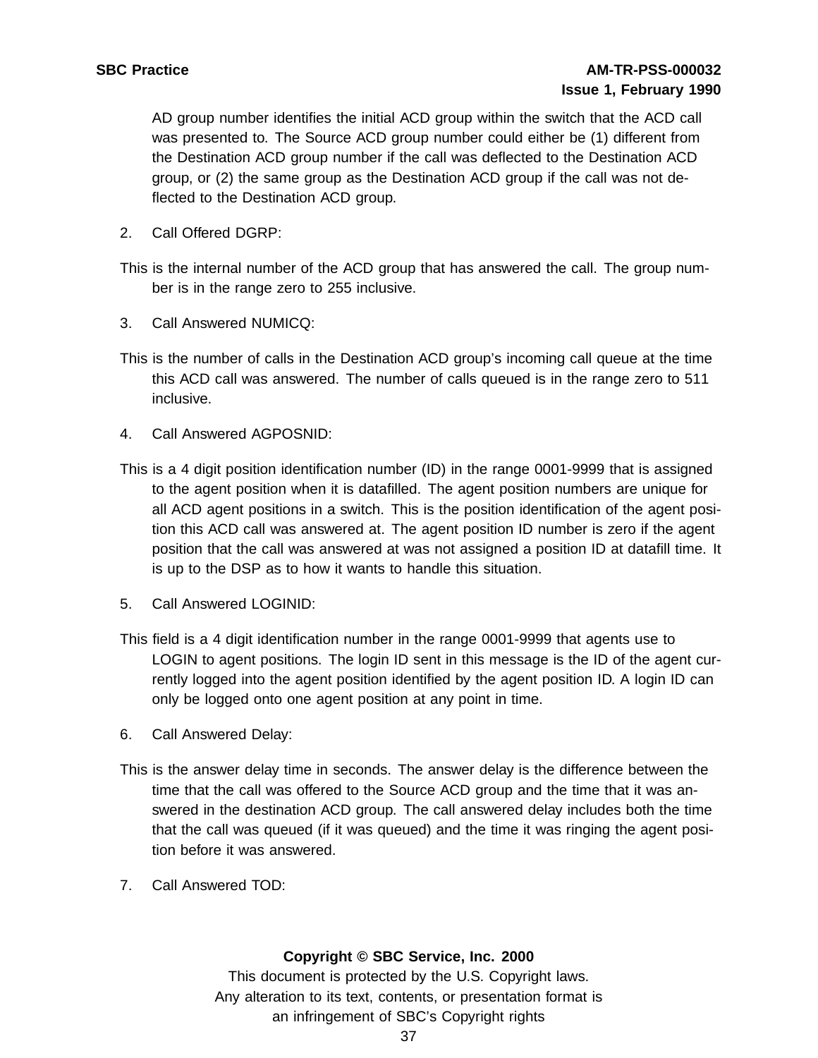AD group number identifies the initial ACD group within the switch that the ACD call was presented to. The Source ACD group number could either be (1) different from the Destination ACD group number if the call was deflected to the Destination ACD group, or (2) the same group as the Destination ACD group if the call was not deflected to the Destination ACD group.

2. Call Offered DGRP:

This is the internal number of the ACD group that has answered the call. The group number is in the range zero to 255 inclusive.

3. Call Answered NUMICQ:

This is the number of calls in the Destination ACD group's incoming call queue at the time this ACD call was answered. The number of calls queued is in the range zero to 511 inclusive.

4. Call Answered AGPOSNID:

This is a 4 digit position identification number (ID) in the range 0001-9999 that is assigned to the agent position when it is datafilled. The agent position numbers are unique for all ACD agent positions in a switch. This is the position identification of the agent position this ACD call was answered at. The agent position ID number is zero if the agent position that the call was answered at was not assigned a position ID at datafill time. It is up to the DSP as to how it wants to handle this situation.

5. Call Answered LOGINID:

This field is a 4 digit identification number in the range 0001-9999 that agents use to LOGIN to agent positions. The login ID sent in this message is the ID of the agent currently logged into the agent position identified by the agent position ID. A login ID can only be logged onto one agent position at any point in time.

6. Call Answered Delay:

This is the answer delay time in seconds. The answer delay is the difference between the time that the call was offered to the Source ACD group and the time that it was answered in the destination ACD group. The call answered delay includes both the time that the call was queued (if it was queued) and the time it was ringing the agent position before it was answered.

7. Call Answered TOD: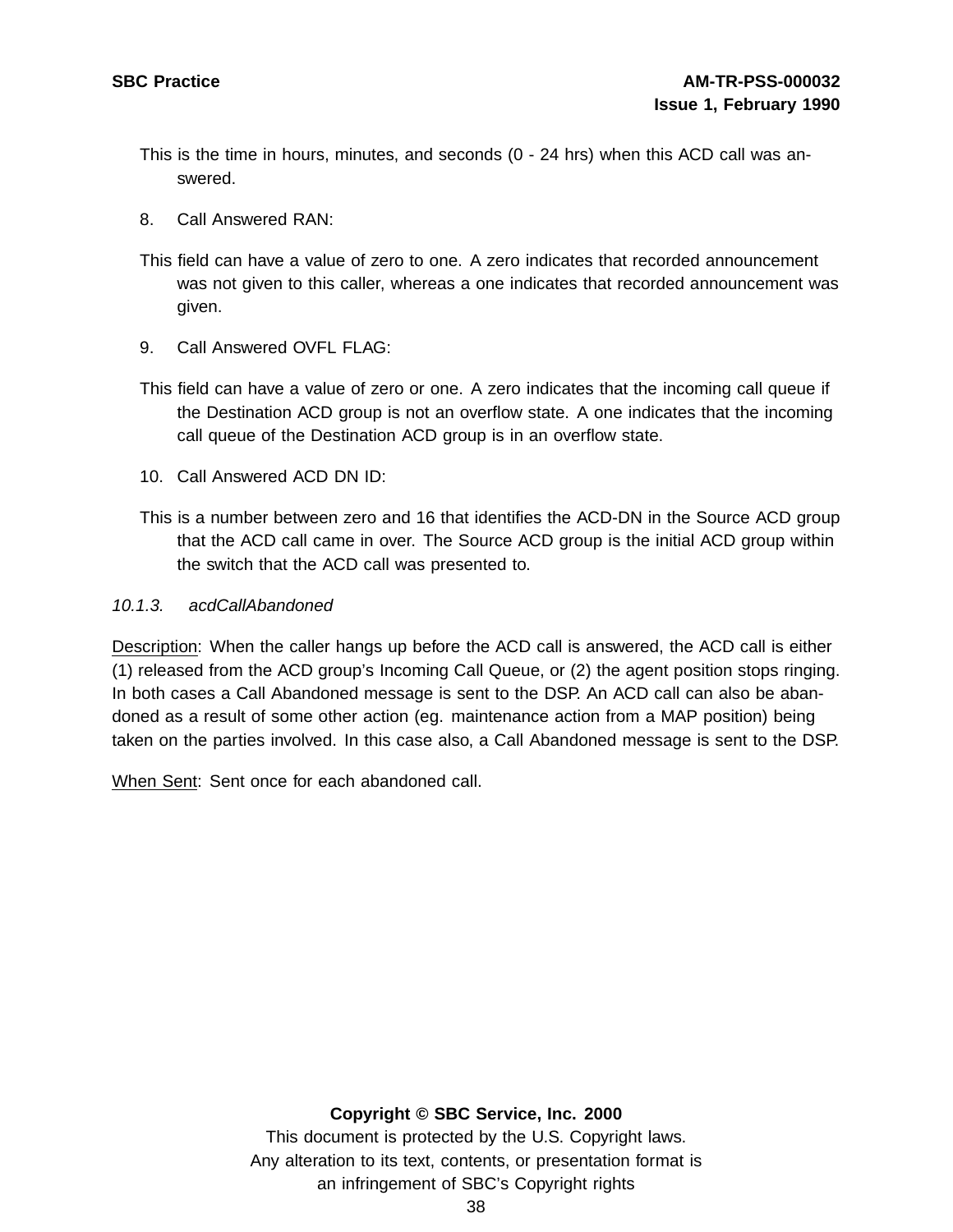This is the time in hours, minutes, and seconds (0 - 24 hrs) when this ACD call was answered.

8. Call Answered RAN:

This field can have a value of zero to one. A zero indicates that recorded announcement was not given to this caller, whereas a one indicates that recorded announcement was given.

9. Call Answered OVFL FLAG:

This field can have a value of zero or one. A zero indicates that the incoming call queue if the Destination ACD group is not an overflow state. A one indicates that the incoming call queue of the Destination ACD group is in an overflow state.

10. Call Answered ACD DN ID:

This is a number between zero and 16 that identifies the ACD-DN in the Source ACD group that the ACD call came in over. The Source ACD group is the initial ACD group within the switch that the ACD call was presented to.

### *10.1.3. acdCallAbandoned*

Description: When the caller hangs up before the ACD call is answered, the ACD call is either (1) released from the ACD group's Incoming Call Queue, or (2) the agent position stops ringing. In both cases a Call Abandoned message is sent to the DSP. An ACD call can also be abandoned as a result of some other action (eg. maintenance action from a MAP position) being taken on the parties involved. In this case also, a Call Abandoned message is sent to the DSP.

When Sent: Sent once for each abandoned call.

**Copyright © SBC Service, Inc. 2000**
This document is protected by the U.S. Copyright laws.
Any alteration to its text, contents, or presentation format is an infringement of SBC's Copyright rights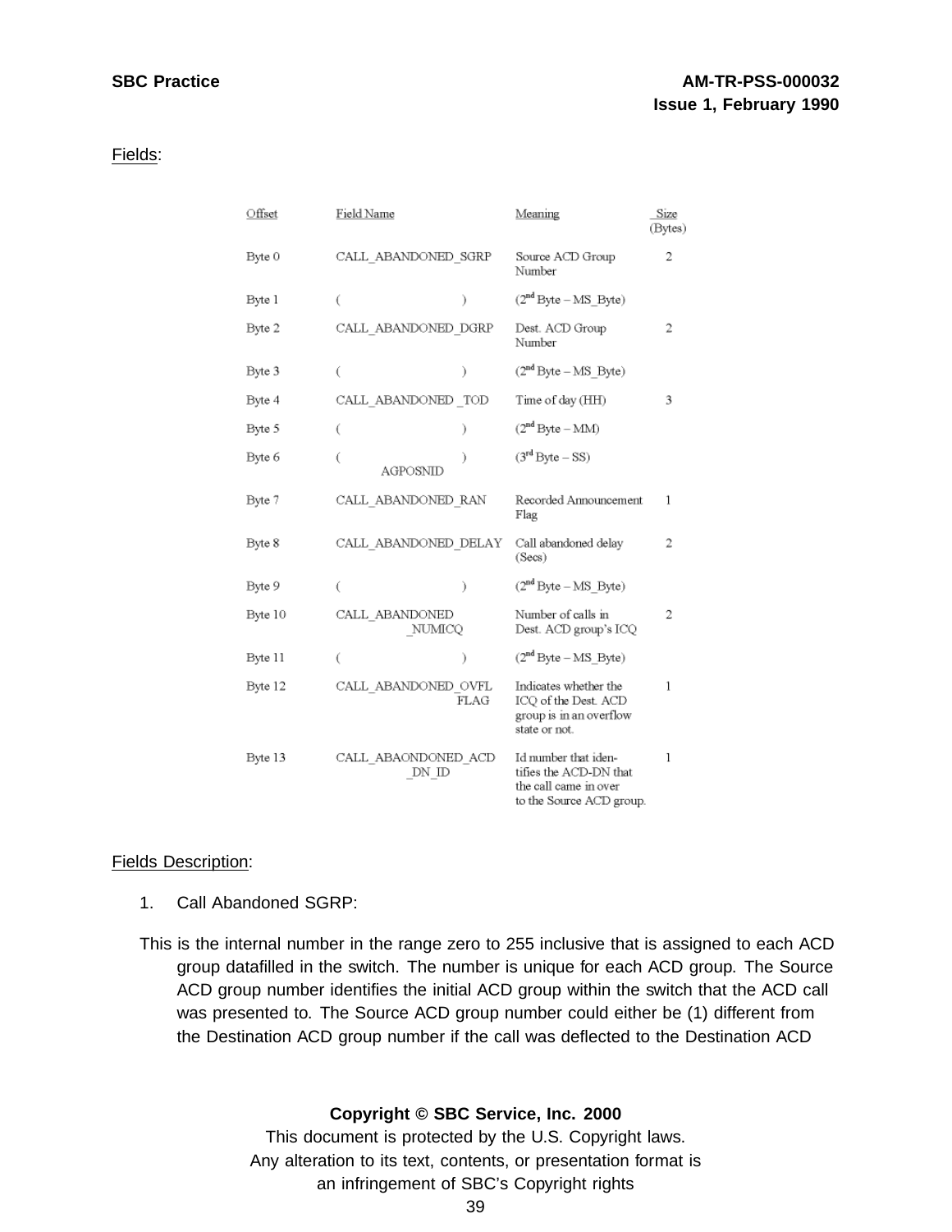Fields:

| Offset | Field Name | Meaning | Size (Bytes) |
|---|---|---|---|
| Byte 0 | CALL_ABANDONED_SGRP | Source ACD Group Number | 2 |
| Byte 1 | ( ) | (2nd Byte – MS_Byte) | |
| Byte 2 | CALL_ABANDONED_DGRP | Dest. ACD Group Number | 2 |
| Byte 3 | ( ) | (2nd Byte – MS_Byte) | |
| Byte 4 | CALL_ABANDONED _TOD | Time of day (HH) | 3 |
| Byte 5 | ( ) | (2nd Byte – MM) | |
| Byte 6 | ( ) AGPOSNID | (3rd Byte – SS) | |
| Byte 7 | CALL_ABANDONED_RAN | Recorded Announcement Flag | 1 |
| Byte 8 | CALL_ABANDONED_DELAY | Call abandoned delay (Secs) | 2 |
| Byte 9 | ( ) | (2nd Byte – MS_Byte) | |
| Byte 10 | CALL_ABANDONED _NUMICQ | Number of calls in Dest. ACD group's ICQ | 2 |
| Byte 11 | ( ) | (2nd Byte – MS_Byte) | |
| Byte 12 | CALL_ABANDONED_OVFL FLAG | Indicates whether the ICQ of the Dest. ACD group is in an overflow state or not. | 1 |
| Byte 13 | CALL_ABAONDONED_ACD _DN_ID | Id number that identifies the ACD-DN that the call came in over to the Source ACD group. | 1 |

Fields Description:

1. Call Abandoned SGRP:

This is the internal number in the range zero to 255 inclusive that is assigned to each ACD group datafilled in the switch. The number is unique for each ACD group. The Source ACD group number identifies the initial ACD group within the switch that the ACD call was presented to. The Source ACD group number could either be (1) different from the Destination ACD group number if the call was deflected to the Destination ACD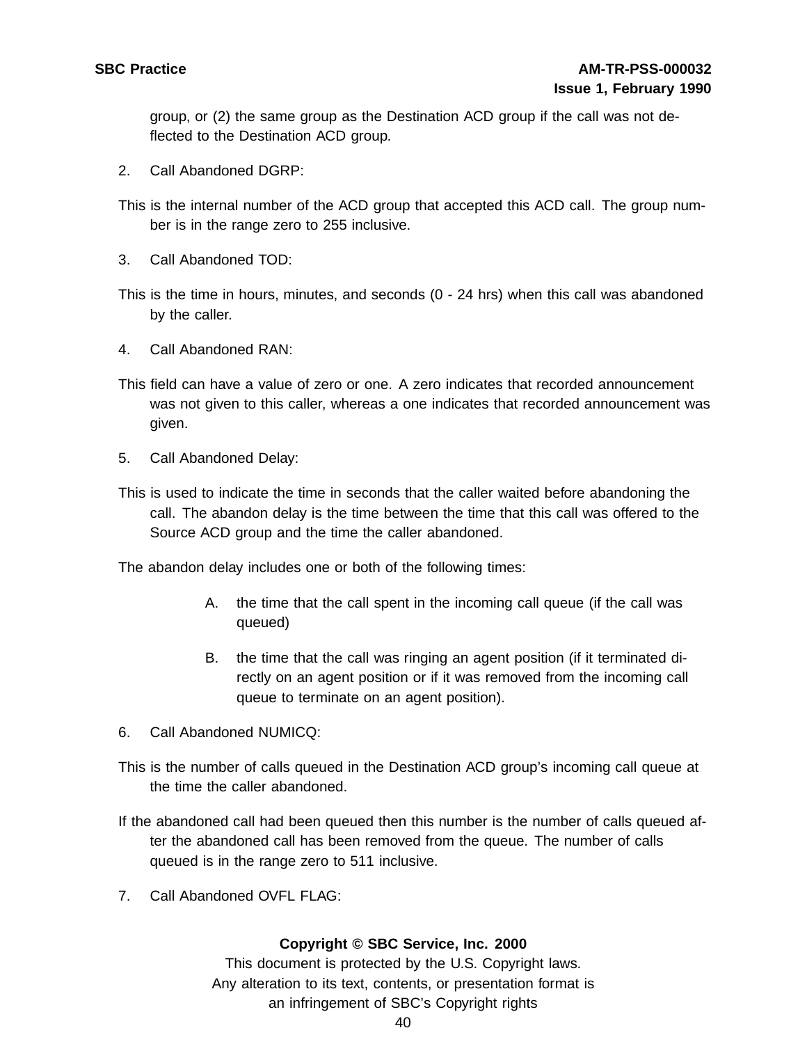group, or (2) the same group as the Destination ACD group if the call was not deflected to the Destination ACD group.

2. Call Abandoned DGRP:

This is the internal number of the ACD group that accepted this ACD call. The group number is in the range zero to 255 inclusive.

3. Call Abandoned TOD:

This is the time in hours, minutes, and seconds (0 - 24 hrs) when this call was abandoned by the caller.

4. Call Abandoned RAN:

This field can have a value of zero or one. A zero indicates that recorded announcement was not given to this caller, whereas a one indicates that recorded announcement was given.

5. Call Abandoned Delay:

This is used to indicate the time in seconds that the caller waited before abandoning the call. The abandon delay is the time between the time that this call was offered to the Source ACD group and the time the caller abandoned.

The abandon delay includes one or both of the following times:

A. the time that the call spent in the incoming call queue (if the call was queued)

B. the time that the call was ringing an agent position (if it terminated directly on an agent position or if it was removed from the incoming call queue to terminate on an agent position).

6. Call Abandoned NUMICQ:

This is the number of calls queued in the Destination ACD group's incoming call queue at the time the caller abandoned.

If the abandoned call had been queued then this number is the number of calls queued after the abandoned call has been removed from the queue. The number of calls queued is in the range zero to 511 inclusive.

7. Call Abandoned OVFL FLAG: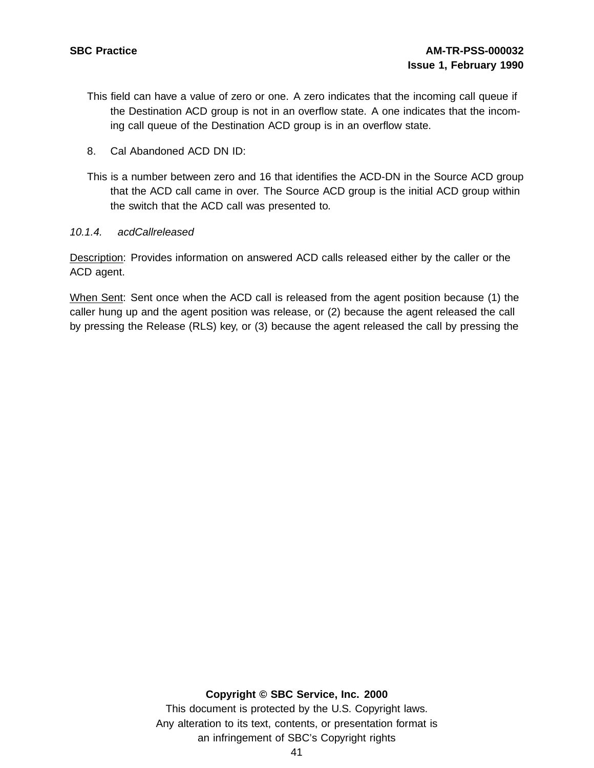This field can have a value of zero or one. A zero indicates that the incoming call queue if the Destination ACD group is not in an overflow state. A one indicates that the incoming call queue of the Destination ACD group is in an overflow state.

8. Cal Abandoned ACD DN ID:

This is a number between zero and 16 that identifies the ACD-DN in the Source ACD group that the ACD call came in over. The Source ACD group is the initial ACD group within the switch that the ACD call was presented to.

*10.1.4. acdCallreleased*

Description: Provides information on answered ACD calls released either by the caller or the ACD agent.

When Sent: Sent once when the ACD call is released from the agent position because (1) the caller hung up and the agent position was release, or (2) because the agent released the call by pressing the Release (RLS) key, or (3) because the agent released the call by pressing the

**Copyright © SBC Service, Inc. 2000**
This document is protected by the U.S. Copyright laws.
Any alteration to its text, contents, or presentation format is an infringement of SBC's Copyright rights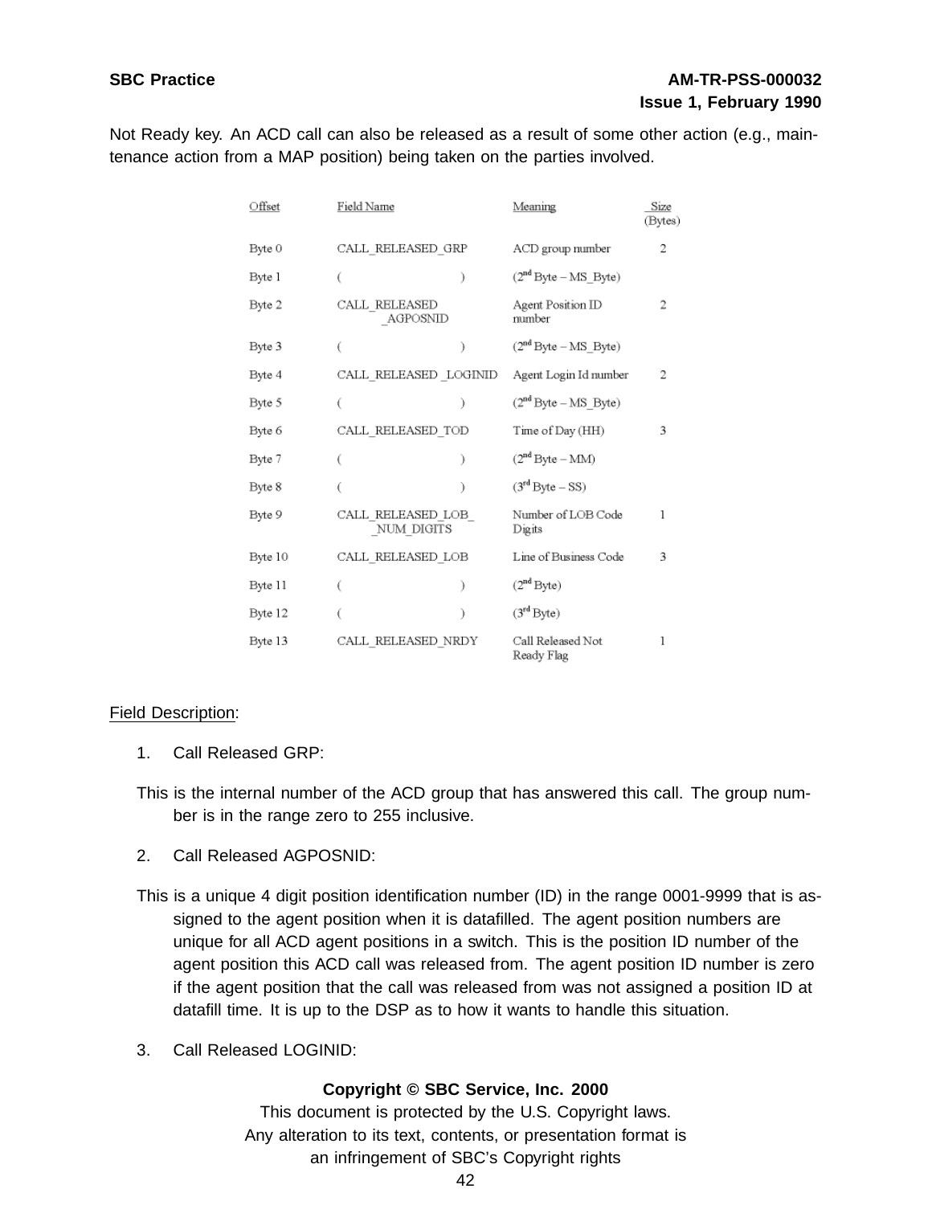Not Ready key. An ACD call can also be released as a result of some other action (e.g., maintenance action from a MAP position) being taken on the parties involved.

| Offset | Field Name | Meaning | Size (Bytes) |
|---|---|---|---|
| Byte 0 | CALL_RELEASED_GRP | ACD group number | 2 |
| Byte 1 | ( ) | ($2^{nd}$ Byte – MS_Byte) | |
| Byte 2 | CALL_RELEASED _AGPOSNID | Agent Position ID number | 2 |
| Byte 3 | ( ) | ($2^{nd}$ Byte – MS_Byte) | |
| Byte 4 | CALL_RELEASED _LOGINID | Agent Login Id number | 2 |
| Byte 5 | ( ) | ($2^{nd}$ Byte – MS_Byte) | |
| Byte 6 | CALL_RELEASED_TOD | Time of Day (HH) | 3 |
| Byte 7 | ( ) | ($2^{nd}$ Byte – MM) | |
| Byte 8 | ( ) | ($3^{rd}$ Byte – SS) | |
| Byte 9 | CALL_RELEASED_LOB_ _NUM_DIGITS | Number of LOB Code Digits | 1 |
| Byte 10 | CALL_RELEASED_LOB | Line of Business Code | 3 |
| Byte 11 | ( ) | ($2^{nd}$ Byte) | |
| Byte 12 | ( ) | ($3^{rd}$ Byte) | |
| Byte 13 | CALL_RELEASED_NRDY | Call Released Not Ready Flag | 1 |

Field Description:

1. Call Released GRP:

This is the internal number of the ACD group that has answered this call. The group number is in the range zero to 255 inclusive.

2. Call Released AGPOSNID:

This is a unique 4 digit position identification number (ID) in the range 0001-9999 that is assigned to the agent position when it is datafilled. The agent position numbers are unique for all ACD agent positions in a switch. This is the position ID number of the agent position this ACD call was released from. The agent position ID number is zero if the agent position that the call was released from was not assigned a position ID at datafill time. It is up to the DSP as to how it wants to handle this situation.

3. Call Released LOGINID: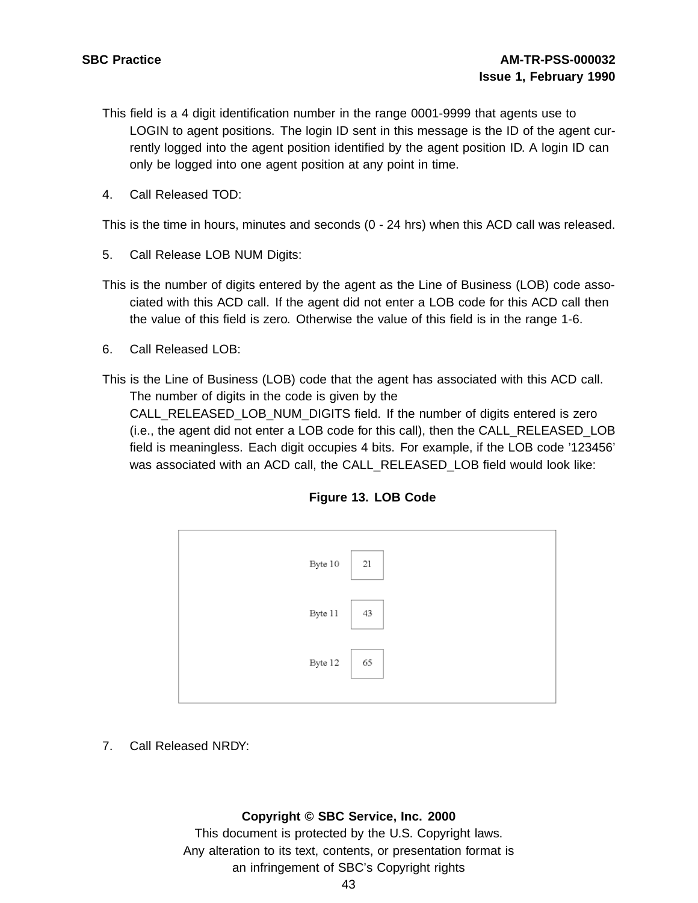This field is a 4 digit identification number in the range 0001-9999 that agents use to LOGIN to agent positions. The login ID sent in this message is the ID of the agent currently logged into the agent position identified by the agent position ID. A login ID can only be logged into one agent position at any point in time.

4. Call Released TOD:

This is the time in hours, minutes and seconds (0 - 24 hrs) when this ACD call was released.

5. Call Release LOB NUM Digits:

This is the number of digits entered by the agent as the Line of Business (LOB) code associated with this ACD call. If the agent did not enter a LOB code for this ACD call then the value of this field is zero. Otherwise the value of this field is in the range 1-6.

6. Call Released LOB:

This is the Line of Business (LOB) code that the agent has associated with this ACD call. The number of digits in the code is given by the CALL_RELEASED_LOB_NUM_DIGITS field. If the number of digits entered is zero (i.e., the agent did not enter a LOB code for this call), then the CALL_RELEASED_LOB field is meaningless. Each digit occupies 4 bits. For example, if the LOB code '123456' was associated with an ACD call, the CALL_RELEASED_LOB field would look like:

**Figure 13. LOB Code**

| | |
|---|---|
| Byte 10 | 21 |
| Byte 11 | 43 |
| Byte 12 | 65 |

7. Call Released NRDY: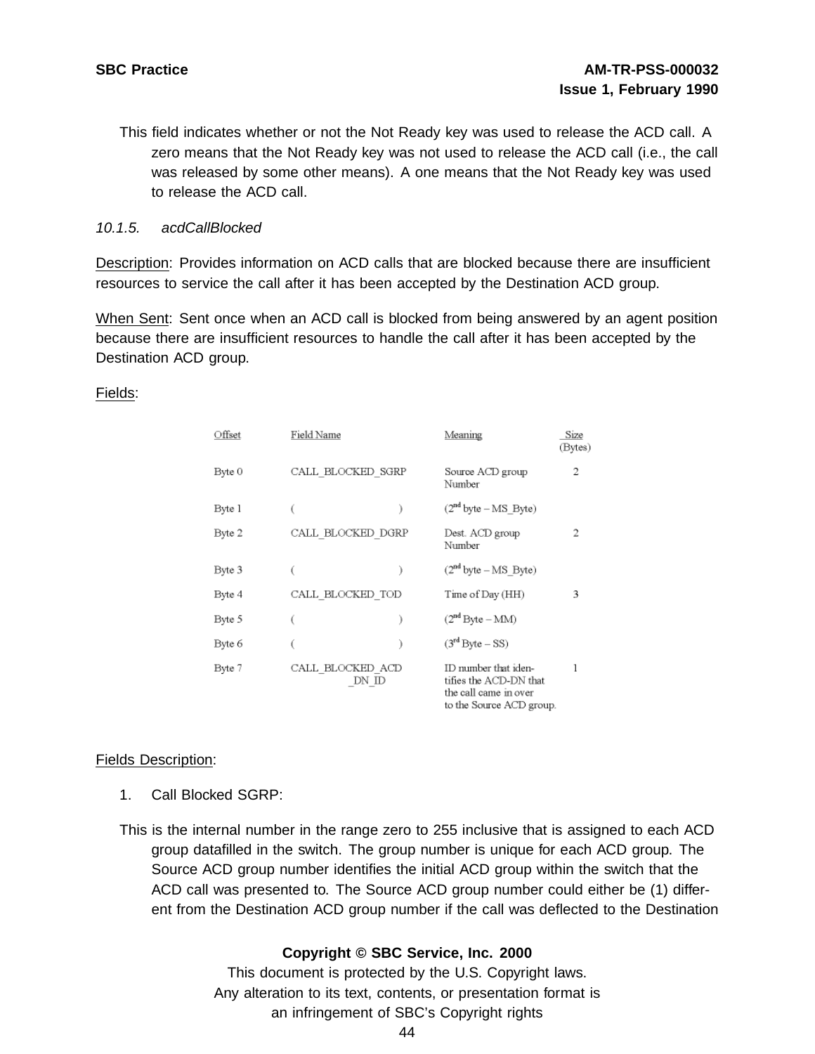This field indicates whether or not the Not Ready key was used to release the ACD call. A zero means that the Not Ready key was not used to release the ACD call (i.e., the call was released by some other means). A one means that the Not Ready key was used to release the ACD call.

### *10.1.5. acdCallBlocked*

Description: Provides information on ACD calls that are blocked because there are insufficient resources to service the call after it has been accepted by the Destination ACD group.

When Sent: Sent once when an ACD call is blocked from being answered by an agent position because there are insufficient resources to handle the call after it has been accepted by the Destination ACD group.

Fields:

| Offset | Field Name | Meaning | Size (Bytes) |
|---|---|---|---|
| Byte 0 | CALL_BLOCKED_SGRP | Source ACD group Number | 2 |
| Byte 1 | ( ) | (2nd byte – MS_Byte) | |
| Byte 2 | CALL_BLOCKED_DGRP | Dest. ACD group Number | 2 |
| Byte 3 | ( ) | (2nd byte – MS_Byte) | |
| Byte 4 | CALL_BLOCKED_TOD | Time of Day (HH) | 3 |
| Byte 5 | ( ) | (2nd Byte – MM) | |
| Byte 6 | ( ) | (3rd Byte – SS) | |
| Byte 7 | CALL_BLOCKED_ACD_DN_ID | ID number that identifies the ACD-DN that the call came in over to the Source ACD group. | 1 |

Fields Description:

1. Call Blocked SGRP:

This is the internal number in the range zero to 255 inclusive that is assigned to each ACD group datafilled in the switch. The group number is unique for each ACD group. The Source ACD group number identifies the initial ACD group within the switch that the ACD call was presented to. The Source ACD group number could either be (1) different from the Destination ACD group number if the call was deflected to the Destination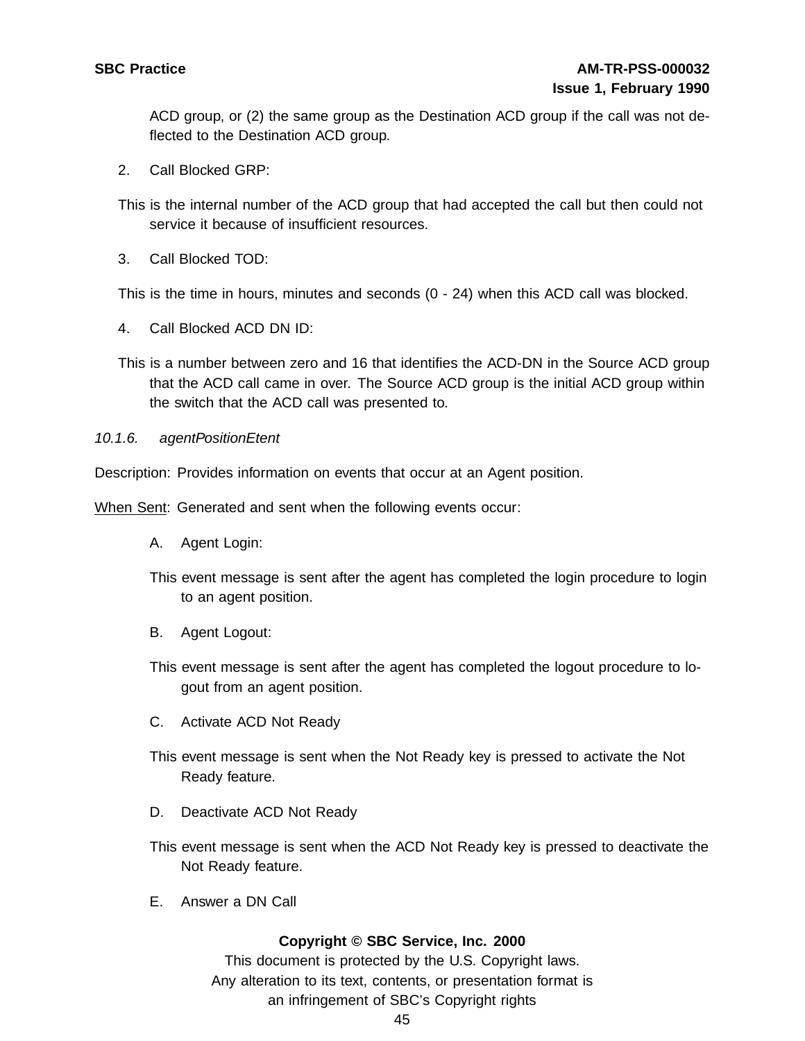ACD group, or (2) the same group as the Destination ACD group if the call was not deflected to the Destination ACD group.

2. Call Blocked GRP:

This is the internal number of the ACD group that had accepted the call but then could not service it because of insufficient resources.

3. Call Blocked TOD:

This is the time in hours, minutes and seconds (0 - 24) when this ACD call was blocked.

4. Call Blocked ACD DN ID:

This is a number between zero and 16 that identifies the ACD-DN in the Source ACD group that the ACD call came in over. The Source ACD group is the initial ACD group within the switch that the ACD call was presented to.

### *10.1.6. agentPositionEtent*

Description: Provides information on events that occur at an Agent position.

<u>When Sent</u>: Generated and sent when the following events occur:

A. Agent Login:

This event message is sent after the agent has completed the login procedure to login to an agent position.

B. Agent Logout:

This event message is sent after the agent has completed the logout procedure to logout from an agent position.

C. Activate ACD Not Ready

This event message is sent when the Not Ready key is pressed to activate the Not Ready feature.

D. Deactivate ACD Not Ready

This event message is sent when the ACD Not Ready key is pressed to deactivate the Not Ready feature.

E. Answer a DN Call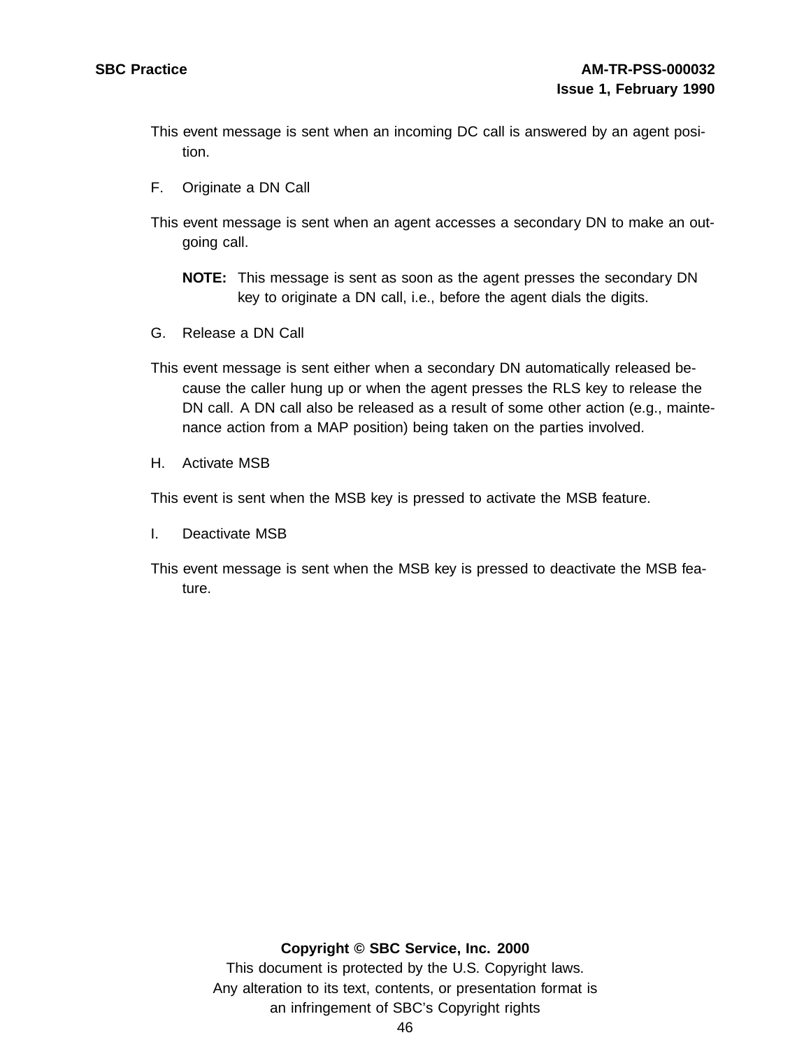This event message is sent when an incoming DC call is answered by an agent position.

F. Originate a DN Call

This event message is sent when an agent accesses a secondary DN to make an outgoing call.

**NOTE:** This message is sent as soon as the agent presses the secondary DN key to originate a DN call, i.e., before the agent dials the digits.

G. Release a DN Call

This event message is sent either when a secondary DN automatically released because the caller hung up or when the agent presses the RLS key to release the DN call. A DN call also be released as a result of some other action (e.g., maintenance action from a MAP position) being taken on the parties involved.

H. Activate MSB

This event is sent when the MSB key is pressed to activate the MSB feature.

I. Deactivate MSB

This event message is sent when the MSB key is pressed to deactivate the MSB feature.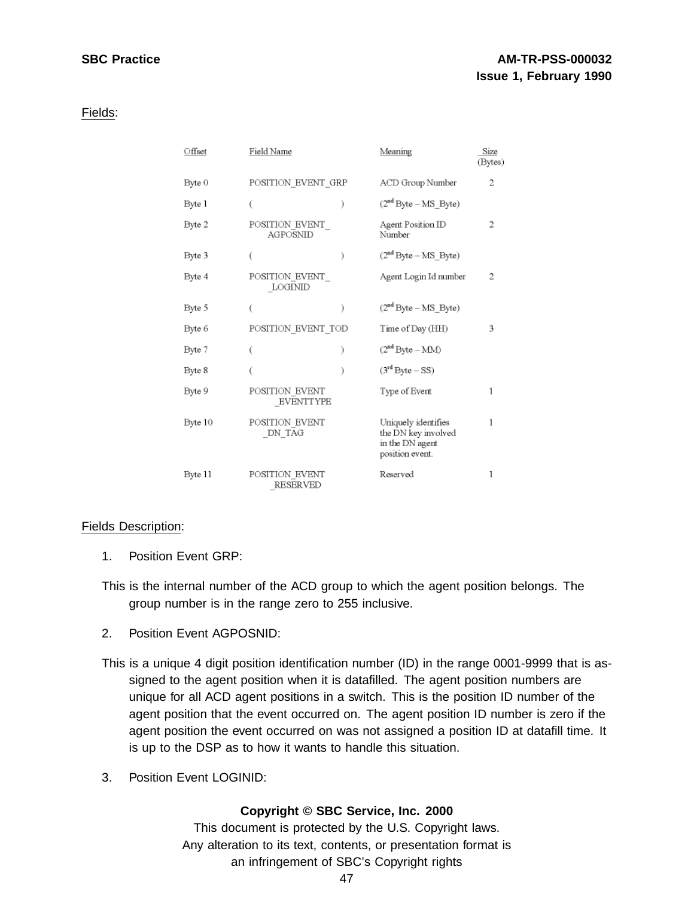Fields:

| Offset | Field Name | Meaning | Size (Bytes) |
|---|---|---|---|
| Byte 0 | POSITION_EVENT_GRP | ACD Group Number | 2 |
| Byte 1 | ( ) | (2nd Byte – MS_Byte) | |
| Byte 2 | POSITION_EVENT_ AGPOSNID | Agent Position ID Number | 2 |
| Byte 3 | ( ) | (2nd Byte – MS_Byte) | |
| Byte 4 | POSITION_EVENT_ _LOGINID | Agent Login Id number | 2 |
| Byte 5 | ( ) | (2nd Byte – MS_Byte) | |
| Byte 6 | POSITION_EVENT_TOD | Time of Day (HH) | 3 |
| Byte 7 | ( ) | (2nd Byte – MM) | |
| Byte 8 | ( ) | (3rd Byte – SS) | |
| Byte 9 | POSITION_EVENT _EVENTTYPE | Type of Event | 1 |
| Byte 10 | POSITION_EVENT _DN_TAG | Uniquely identifies the DN key involved in the DN agent position event. | 1 |
| Byte 11 | POSITION_EVENT _RESERVED | Reserved | 1 |

Fields Description:

1. Position Event GRP:

This is the internal number of the ACD group to which the agent position belongs. The group number is in the range zero to 255 inclusive.

2. Position Event AGPOSNID:

This is a unique 4 digit position identification number (ID) in the range 0001-9999 that is assigned to the agent position when it is datafilled. The agent position numbers are unique for all ACD agent positions in a switch. This is the position ID number of the agent position that the event occurred on. The agent position ID number is zero if the agent position the event occurred on was not assigned a position ID at datafill time. It is up to the DSP as to how it wants to handle this situation.

3. Position Event LOGINID: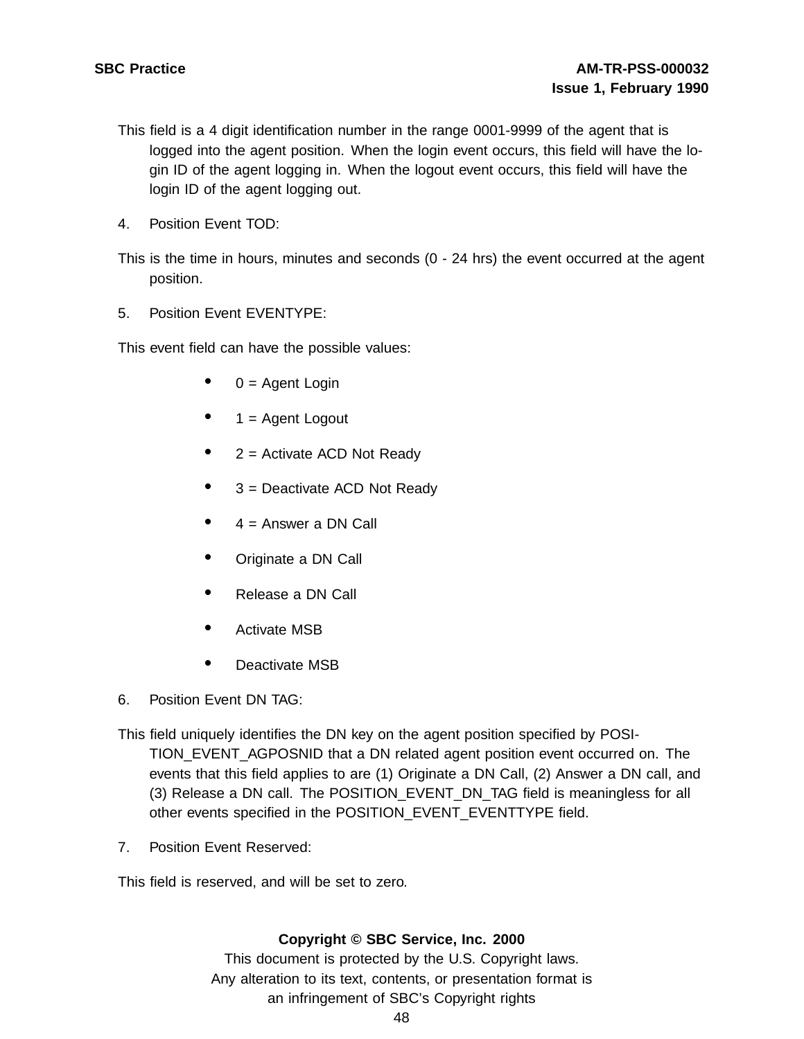This field is a 4 digit identification number in the range 0001-9999 of the agent that is logged into the agent position. When the login event occurs, this field will have the login ID of the agent logging in. When the logout event occurs, this field will have the login ID of the agent logging out.

4. Position Event TOD:

This is the time in hours, minutes and seconds (0 - 24 hrs) the event occurred at the agent position.

5. Position Event EVENTYPE:

This event field can have the possible values:

- 0 = Agent Login
- 1 = Agent Logout
- 2 = Activate ACD Not Ready
- 3 = Deactivate ACD Not Ready
- 4 = Answer a DN Call
- Originate a DN Call
- Release a DN Call
- Activate MSB
- Deactivate MSB

6. Position Event DN TAG:

This field uniquely identifies the DN key on the agent position specified by POSITION_EVENT_AGPOSNID that a DN related agent position event occurred on. The events that this field applies to are (1) Originate a DN Call, (2) Answer a DN call, and (3) Release a DN call. The POSITION_EVENT_DN_TAG field is meaningless for all other events specified in the POSITION_EVENT_EVENTTYPE field.

7. Position Event Reserved:

This field is reserved, and will be set to zero.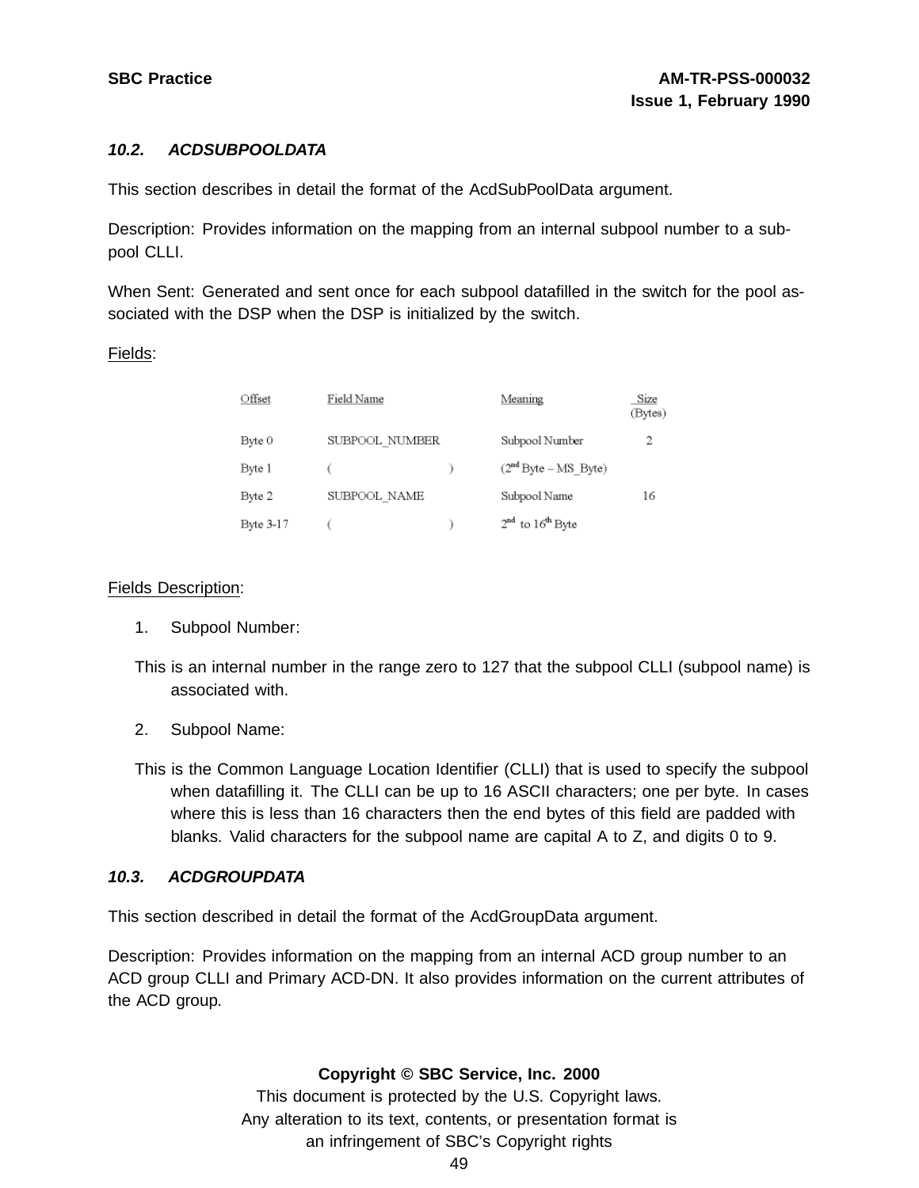### 10.2. ACDSUBPOOLDATA

This section describes in detail the format of the AcdSubPoolData argument.

Description: Provides information on the mapping from an internal subpool number to a sub-pool CLLI.

When Sent: Generated and sent once for each subpool datafilled in the switch for the pool associated with the DSP when the DSP is initialized by the switch.

Fields:

| Offset | Field Name | Meaning | Size (Bytes) |
|---|---|---|---|
| Byte 0 | SUBPOOL_NUMBER | Subpool Number | 2 |
| Byte 1 | ( ) | (2nd Byte – MS_Byte) | |
| Byte 2 | SUBPOOL_NAME | Subpool Name | 16 |
| Byte 3-17 | ( ) | 2nd to 16th Byte | |

Fields Description:

1. Subpool Number:

This is an internal number in the range zero to 127 that the subpool CLLI (subpool name) is associated with.

2. Subpool Name:

This is the Common Language Location Identifier (CLLI) that is used to specify the subpool when datafilling it. The CLLI can be up to 16 ASCII characters; one per byte. In cases where this is less than 16 characters then the end bytes of this field are padded with blanks. Valid characters for the subpool name are capital A to Z, and digits 0 to 9.

### 10.3. ACDGROUPDATA

This section described in detail the format of the AcdGroupData argument.

Description: Provides information on the mapping from an internal ACD group number to an ACD group CLLI and Primary ACD-DN. It also provides information on the current attributes of the ACD group.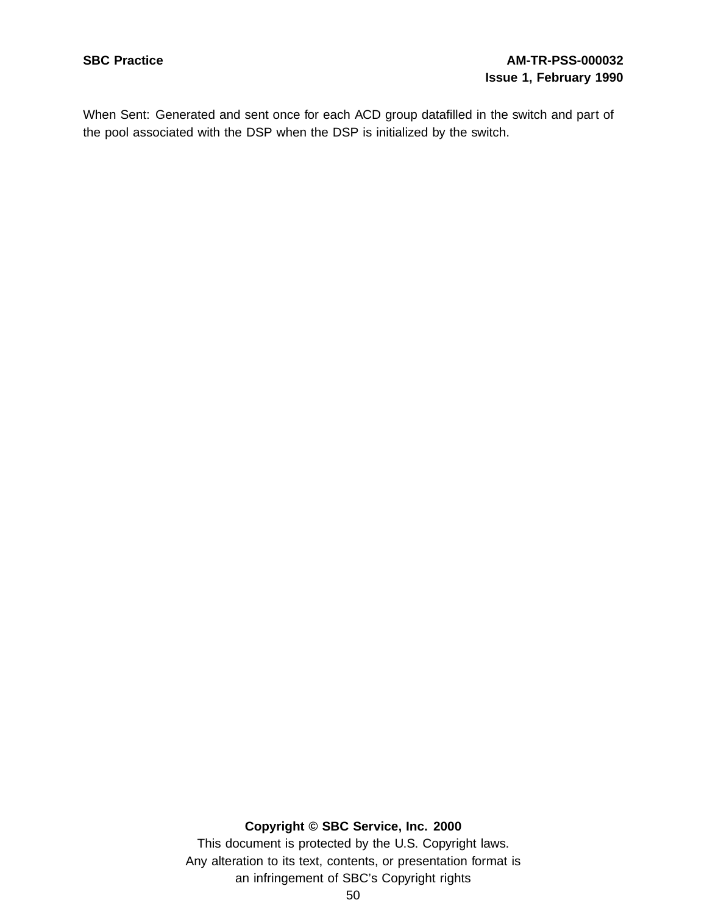When Sent: Generated and sent once for each ACD group datafilled in the switch and part of the pool associated with the DSP when the DSP is initialized by the switch.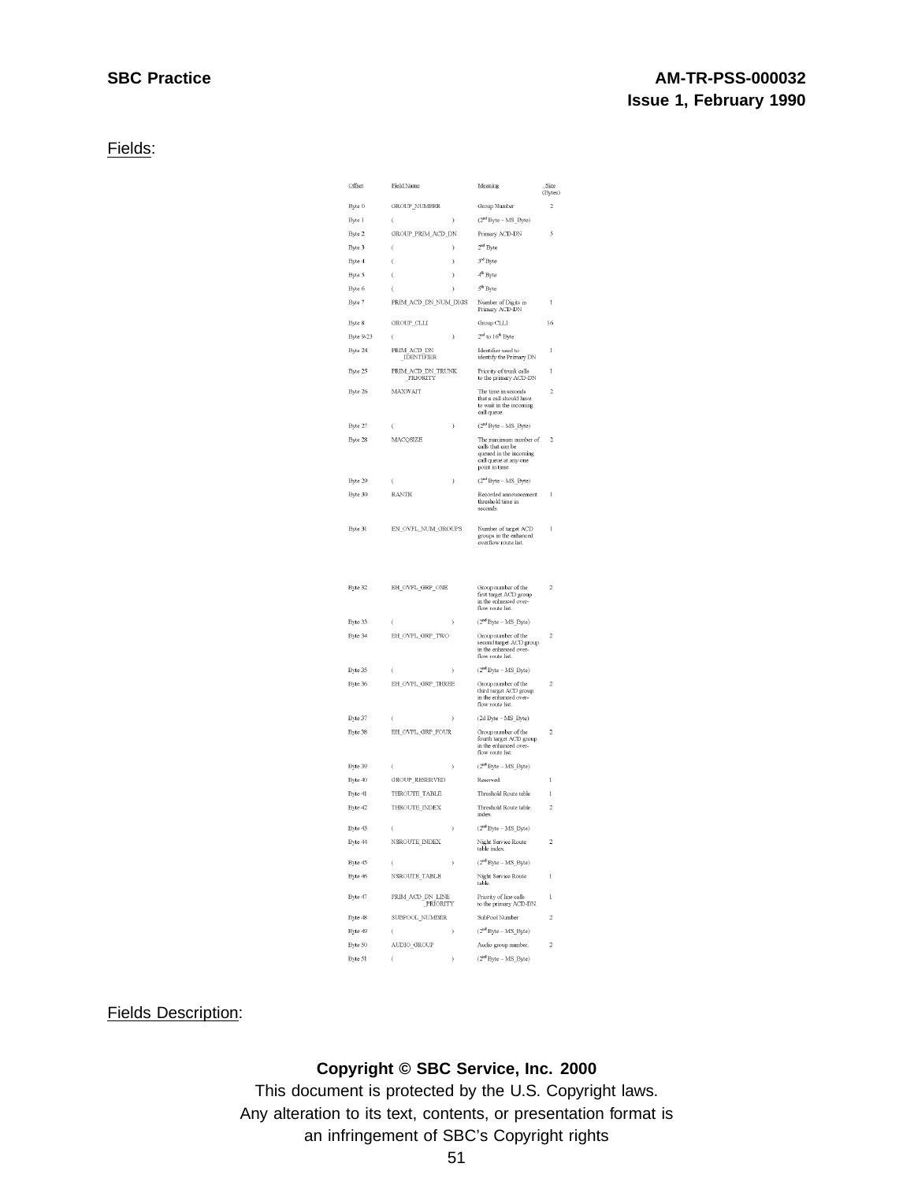Fields:

| Offset | Field Name | Meaning | Size (Bytes) |
|---|---|---|---|
| Byte 0 | GROUP_NUMBER | Group Number | 2 |
| Byte 1 | ( ) | (2nd Byte – MS_Byte) | |
| Byte 2 | GROUP_PRIM_ACD_DN | Primary ACD-DN | 5 |
| Byte 3 | ( ) | 2nd Byte | |
| Byte 4 | ( ) | 3rd Byte | |
| Byte 5 | ( ) | 4th Byte | |
| Byte 6 | ( ) | 5th Byte | |
| Byte 7 | PRIM_ACD_DN_NUM_DIGS | Number of Digits in Primary ACD-DN | 1 |
| Byte 8 | GROUP_CLLI | Group CLLI | 16 |
| Byte 9-23 | ( ) | 2nd to 16th Byte | |
| Byte 24 | PRIM_ACD_DN _IDENTIFIER | Identifier used to identify the Primary DN | 1 |
| Byte 25 | PRIM_ACD_DN_TRUNK _PRIORITY | Priority of trunk calls to the primary ACD-DN | 1 |
| Byte 26 | MAXWAIT | The time in seconds that a call should have to wait in the incoming call queue. | 2 |
| Byte 27 | ( ) | (2nd Byte – MS_Byte) | |
| Byte 28 | MACQSIZE | The maximum number of calls that can be queued in the incoming call queue at any one point in time. | 2 |
| Byte 29 | ( ) | (2nd Byte – MS_Byte) | |
| Byte 30 | RANTH | Recorded announcement threshold time in seconds. | 1 |
| Byte 31 | EN_OVFL_NUM_GROUPS | Number of target ACD groups in the enhanced overflow route list. | 1 |
| Byte 32 | EH_OVFL_GRP_ONE | Group number of the first target ACD group in the enhanced over-flow route list. | 2 |
| Byte 33 | ( ) | (2nd Byte – MS_Byte) | |
| Byte 34 | EH_OVFL_GRP_TWO | Group number of the second target ACD group in the enhanced over-flow route list. | 2 |
| Byte 35 | ( ) | (2nd Byte – MS_Byte) | |
| Byte 36 | EH_OVFL_GRP_THREE | Group number of the third target ACD group in the enhanced over-flow route list. | 2 |
| Byte 37 | ( ) | (2d Byte – MS_Byte) | |
| Byte 38 | EH_OVFL_GRP_FOUR | Group number of the fourth target ACD group in the enhanced over-flow route list. | 2 |
| Byte 39 | ( ) | (2nd Byte – MS_Byte) | |
| Byte 40 | GROUP_RESERVED | Reserved. | 1 |
| Byte 41 | THROUTE_TABLE | Threshold Route table | 1 |
| Byte 42 | THROUTE_INDEX | Threshold Route table index. | 2 |
| Byte 43 | ( ) | (2nd Byte – MS_Byte) | |
| Byte 44 | NSROUTE_INDEX | Night Service Route table index. | 2 |
| Byte 45 | ( ) | (2nd Byte – MS_Byte) | |
| Byte 46 | NSROUTE_TABLE | Night Service Route table. | 1 |
| Byte 47 | PRIM_ACD_DN_LINE _PRIORITY | Priority of line calls to the primary ACD-DN | 1 |
| Byte 48 | SUBPOOL_NUMBER | SubPool Number | 2 |
| Byte 49 | ( ) | (2nd Byte – MS_Byte) | |
| Byte 50 | AUDIO_GROUP | Audio group number. | 2 |
| Byte 51 | ( ) | (2nd Byte – MS_Byte) | |

Fields Description:

**Copyright © SBC Service, Inc. 2000**

This document is protected by the U.S. Copyright laws.
Any alteration to its text, contents, or presentation format is
an infringement of SBC's Copyright rights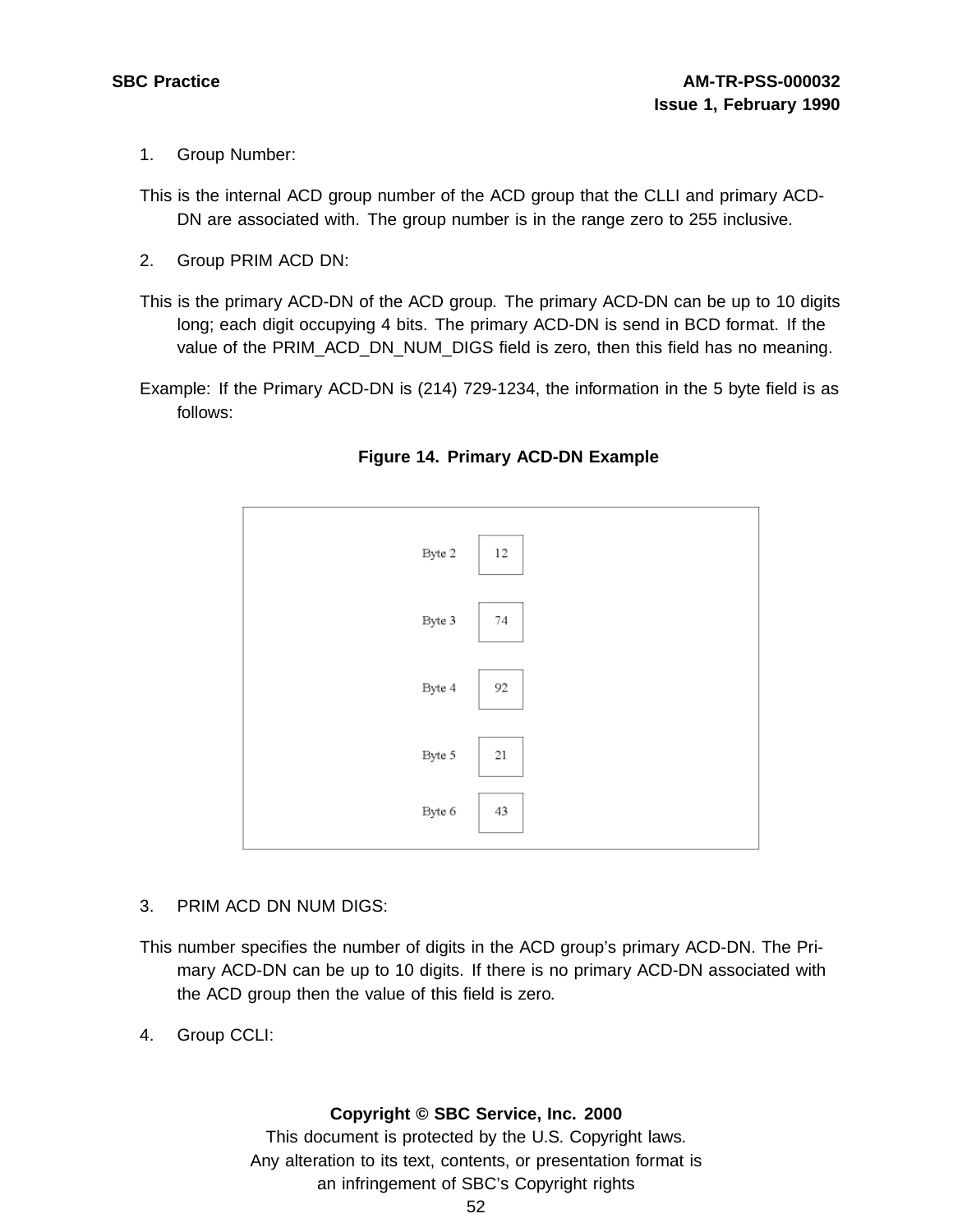1. Group Number:

This is the internal ACD group number of the ACD group that the CLLI and primary ACD-DN are associated with. The group number is in the range zero to 255 inclusive.

2. Group PRIM ACD DN:

This is the primary ACD-DN of the ACD group. The primary ACD-DN can be up to 10 digits long; each digit occupying 4 bits. The primary ACD-DN is send in BCD format. If the value of the PRIM_ACD_DN_NUM_DIGS field is zero, then this field has no meaning.

Example: If the Primary ACD-DN is (214) 729-1234, the information in the 5 byte field is as follows:

**Figure 14. Primary ACD-DN Example**

| Byte | Value |
|---|---|
| Byte 2 | 12 |
| Byte 3 | 74 |
| Byte 4 | 92 |
| Byte 5 | 21 |
| Byte 6 | 43 |

3. PRIM ACD DN NUM DIGS:

This number specifies the number of digits in the ACD group's primary ACD-DN. The Primary ACD-DN can be up to 10 digits. If there is no primary ACD-DN associated with the ACD group then the value of this field is zero.

4. Group CCLI: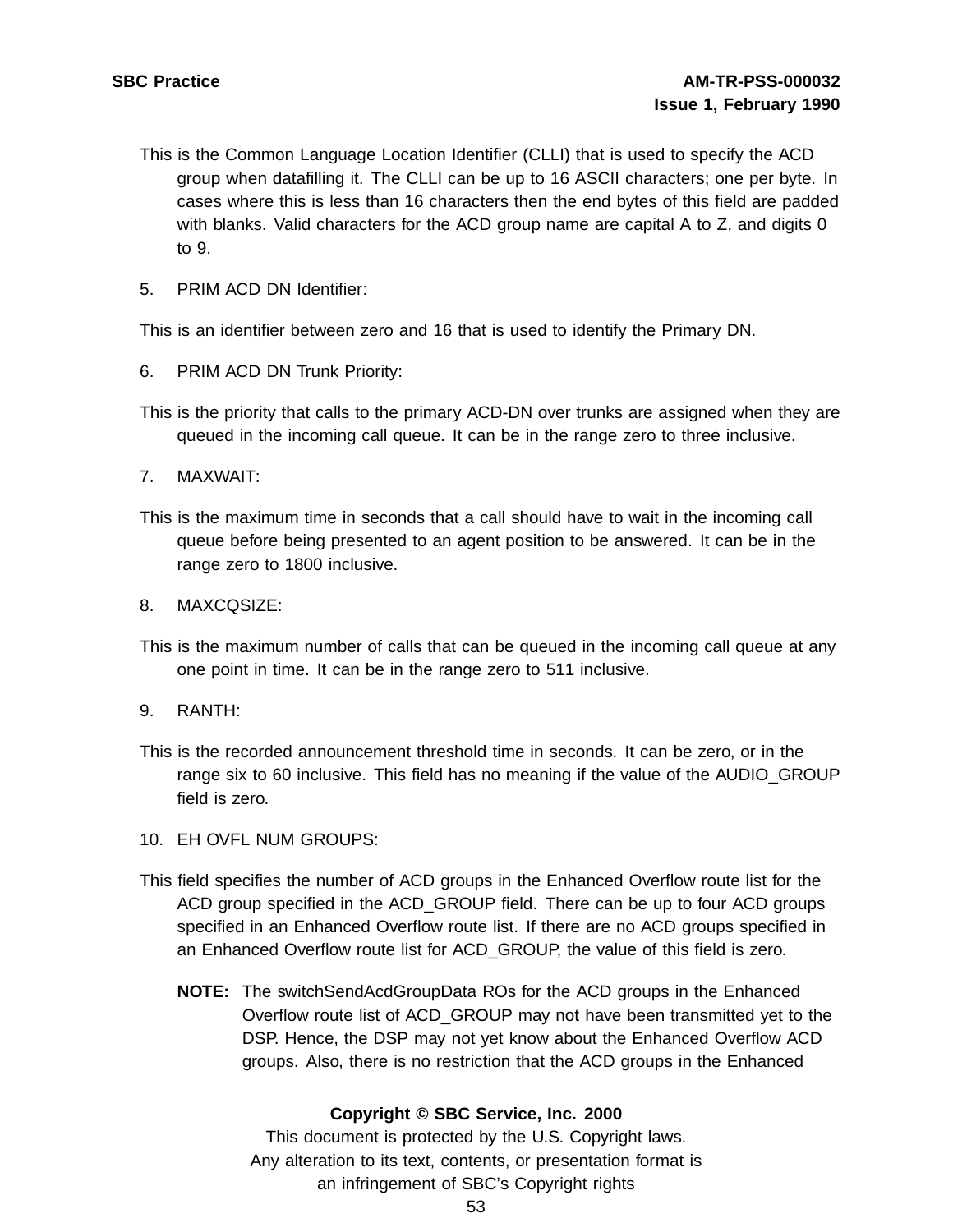This is the Common Language Location Identifier (CLLI) that is used to specify the ACD group when datafilling it. The CLLI can be up to 16 ASCII characters; one per byte. In cases where this is less than 16 characters then the end bytes of this field are padded with blanks. Valid characters for the ACD group name are capital A to Z, and digits 0 to 9.

5. PRIM ACD DN Identifier:

This is an identifier between zero and 16 that is used to identify the Primary DN.

6. PRIM ACD DN Trunk Priority:

This is the priority that calls to the primary ACD-DN over trunks are assigned when they are queued in the incoming call queue. It can be in the range zero to three inclusive.

7. MAXWAIT:

This is the maximum time in seconds that a call should have to wait in the incoming call queue before being presented to an agent position to be answered. It can be in the range zero to 1800 inclusive.

8. MAXCQSIZE:

This is the maximum number of calls that can be queued in the incoming call queue at any one point in time. It can be in the range zero to 511 inclusive.

9. RANTH:

This is the recorded announcement threshold time in seconds. It can be zero, or in the range six to 60 inclusive. This field has no meaning if the value of the AUDIO_GROUP field is zero.

10. EH OVFL NUM GROUPS:

This field specifies the number of ACD groups in the Enhanced Overflow route list for the ACD group specified in the ACD_GROUP field. There can be up to four ACD groups specified in an Enhanced Overflow route list. If there are no ACD groups specified in an Enhanced Overflow route list for ACD_GROUP, the value of this field is zero.

**NOTE:** The switchSendAcdGroupData ROs for the ACD groups in the Enhanced Overflow route list of ACD_GROUP may not have been transmitted yet to the DSP. Hence, the DSP may not yet know about the Enhanced Overflow ACD groups. Also, there is no restriction that the ACD groups in the Enhanced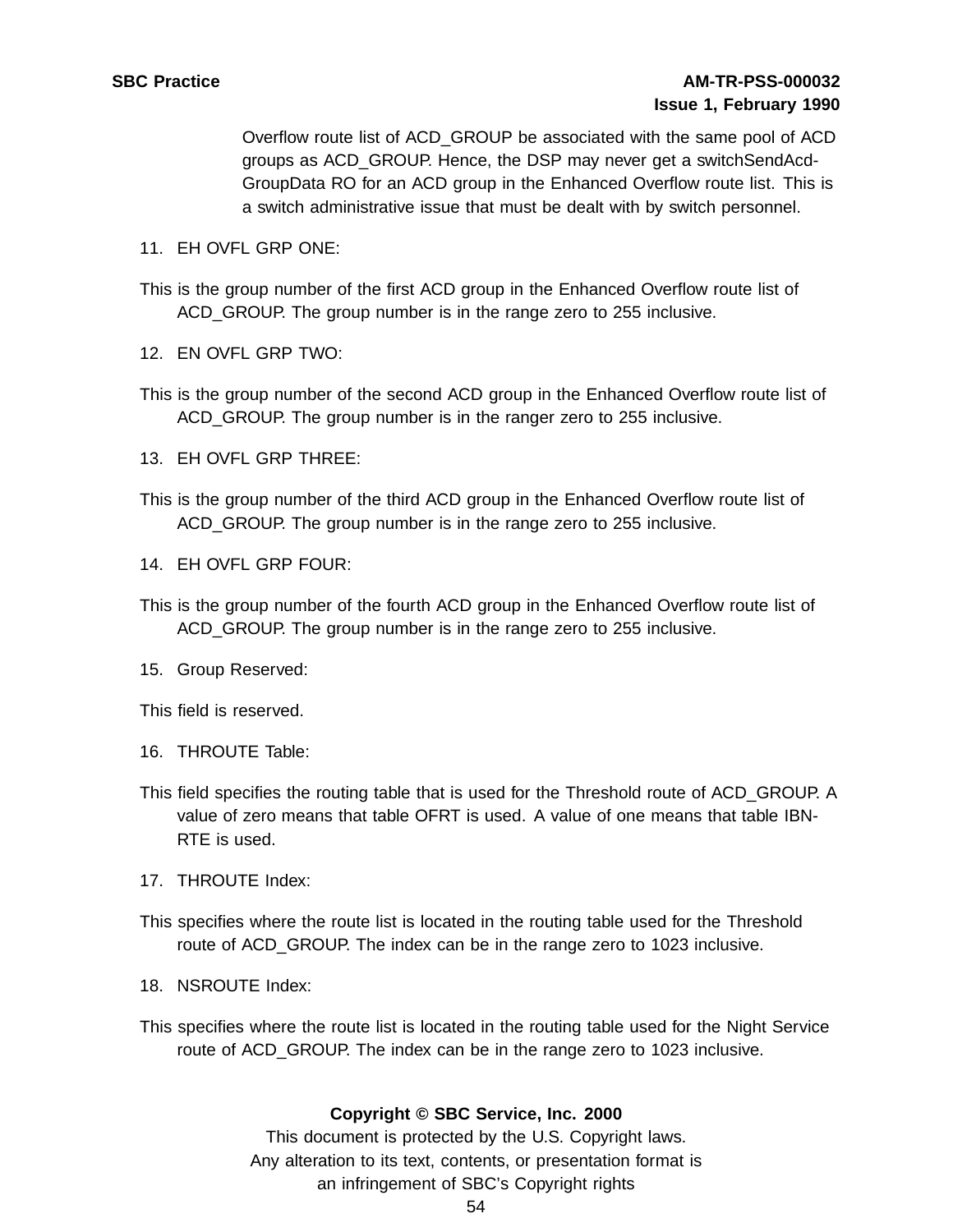Overflow route list of ACD_GROUP be associated with the same pool of ACD groups as ACD_GROUP. Hence, the DSP may never get a switchSendAcd-GroupData RO for an ACD group in the Enhanced Overflow route list. This is a switch administrative issue that must be dealt with by switch personnel.

11. EH OVFL GRP ONE:

This is the group number of the first ACD group in the Enhanced Overflow route list of ACD_GROUP. The group number is in the range zero to 255 inclusive.

12. EN OVFL GRP TWO:

This is the group number of the second ACD group in the Enhanced Overflow route list of ACD_GROUP. The group number is in the ranger zero to 255 inclusive.

13. EH OVFL GRP THREE:

This is the group number of the third ACD group in the Enhanced Overflow route list of ACD_GROUP. The group number is in the range zero to 255 inclusive.

14. EH OVFL GRP FOUR:

This is the group number of the fourth ACD group in the Enhanced Overflow route list of ACD_GROUP. The group number is in the range zero to 255 inclusive.

15. Group Reserved:

This field is reserved.

16. THROUTE Table:

This field specifies the routing table that is used for the Threshold route of ACD_GROUP. A value of zero means that table OFRT is used. A value of one means that table IBN-RTE is used.

17. THROUTE Index:

This specifies where the route list is located in the routing table used for the Threshold route of ACD_GROUP. The index can be in the range zero to 1023 inclusive.

18. NSROUTE Index:

This specifies where the route list is located in the routing table used for the Night Service route of ACD_GROUP. The index can be in the range zero to 1023 inclusive.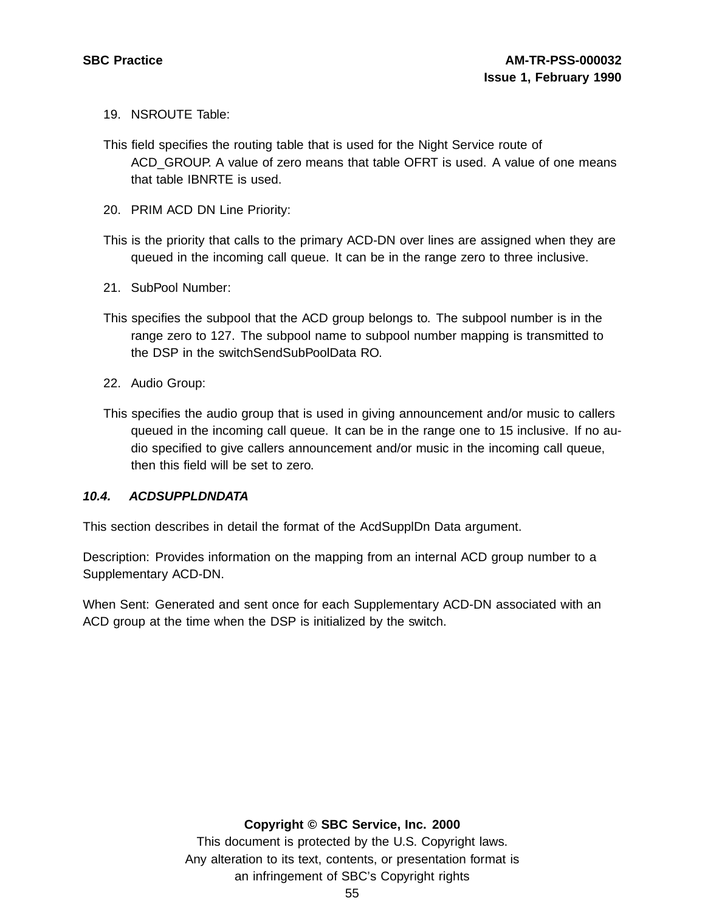19. NSROUTE Table:

This field specifies the routing table that is used for the Night Service route of ACD_GROUP. A value of zero means that table OFRT is used. A value of one means that table IBNRTE is used.

20. PRIM ACD DN Line Priority:

This is the priority that calls to the primary ACD-DN over lines are assigned when they are queued in the incoming call queue. It can be in the range zero to three inclusive.

21. SubPool Number:

This specifies the subpool that the ACD group belongs to. The subpool number is in the range zero to 127. The subpool name to subpool number mapping is transmitted to the DSP in the switchSendSubPoolData RO.

22. Audio Group:

This specifies the audio group that is used in giving announcement and/or music to callers queued in the incoming call queue. It can be in the range one to 15 inclusive. If no audio specified to give callers announcement and/or music in the incoming call queue, then this field will be set to zero.

### *10.4. ACDSUPPLDNDATA*

This section describes in detail the format of the AcdSupplDn Data argument.

Description: Provides information on the mapping from an internal ACD group number to a Supplementary ACD-DN.

When Sent: Generated and sent once for each Supplementary ACD-DN associated with an ACD group at the time when the DSP is initialized by the switch.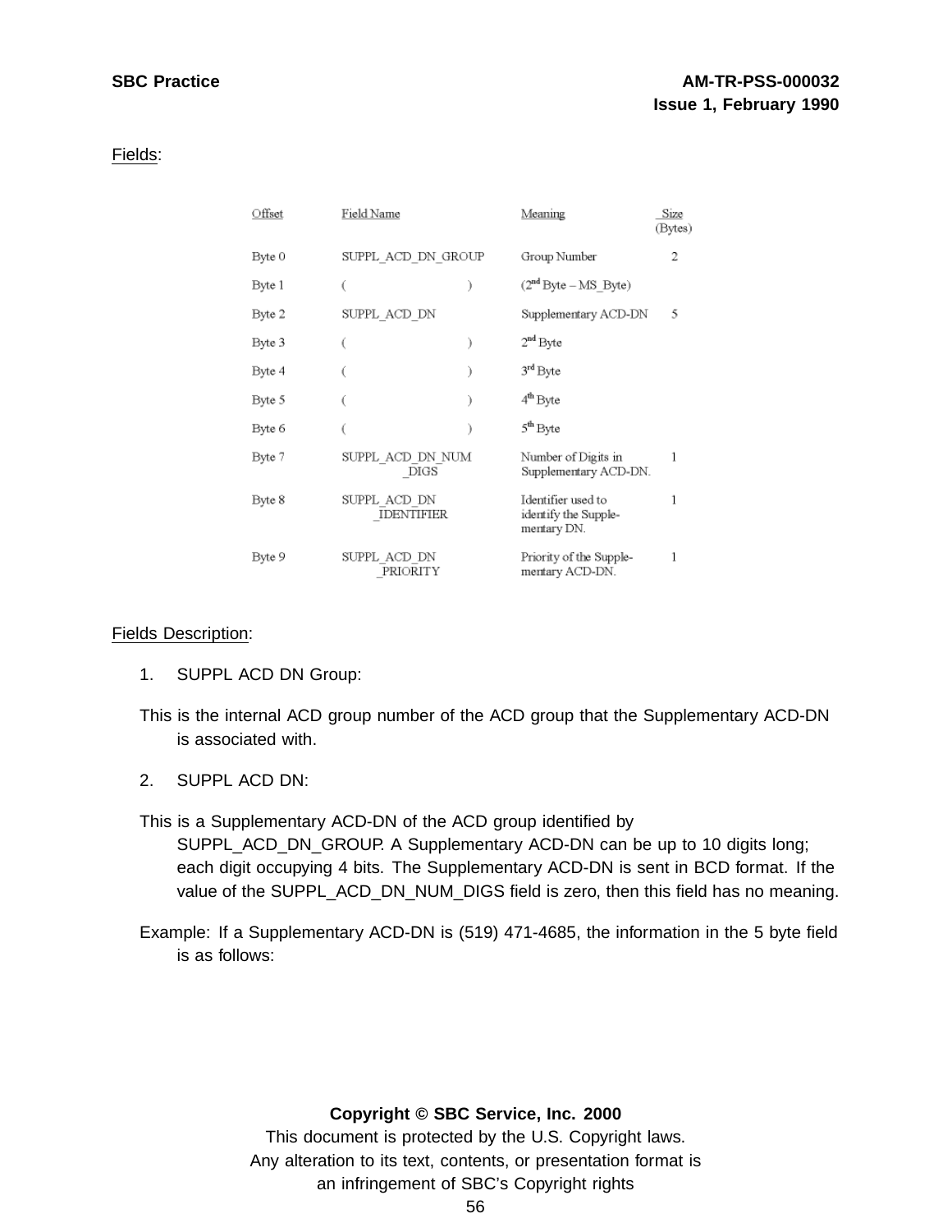Fields:

| Offset | Field Name | Meaning | Size (Bytes) |
|---|---|---|---|
| Byte 0 | SUPPL_ACD_DN_GROUP | Group Number | 2 |
| Byte 1 | ( ) | (2nd Byte – MS_Byte) | |
| Byte 2 | SUPPL_ACD_DN | Supplementary ACD-DN | 5 |
| Byte 3 | ( ) | 2nd Byte | |
| Byte 4 | ( ) | 3rd Byte | |
| Byte 5 | ( ) | 4th Byte | |
| Byte 6 | ( ) | 5th Byte | |
| Byte 7 | SUPPL_ACD_DN_NUM_DIGS | Number of Digits in Supplementary ACD-DN. | 1 |
| Byte 8 | SUPPL_ACD_DN_IDENTIFIER | Identifier used to identify the Supplementary DN. | 1 |
| Byte 9 | SUPPL_ACD_DN_PRIORITY | Priority of the Supplementary ACD-DN. | 1 |

Fields Description:

1. SUPPL ACD DN Group:

This is the internal ACD group number of the ACD group that the Supplementary ACD-DN is associated with.

2. SUPPL ACD DN:

This is a Supplementary ACD-DN of the ACD group identified by SUPPL_ACD_DN_GROUP. A Supplementary ACD-DN can be up to 10 digits long; each digit occupying 4 bits. The Supplementary ACD-DN is sent in BCD format. If the value of the SUPPL_ACD_DN_NUM_DIGS field is zero, then this field has no meaning.

Example: If a Supplementary ACD-DN is (519) 471-4685, the information in the 5 byte field is as follows: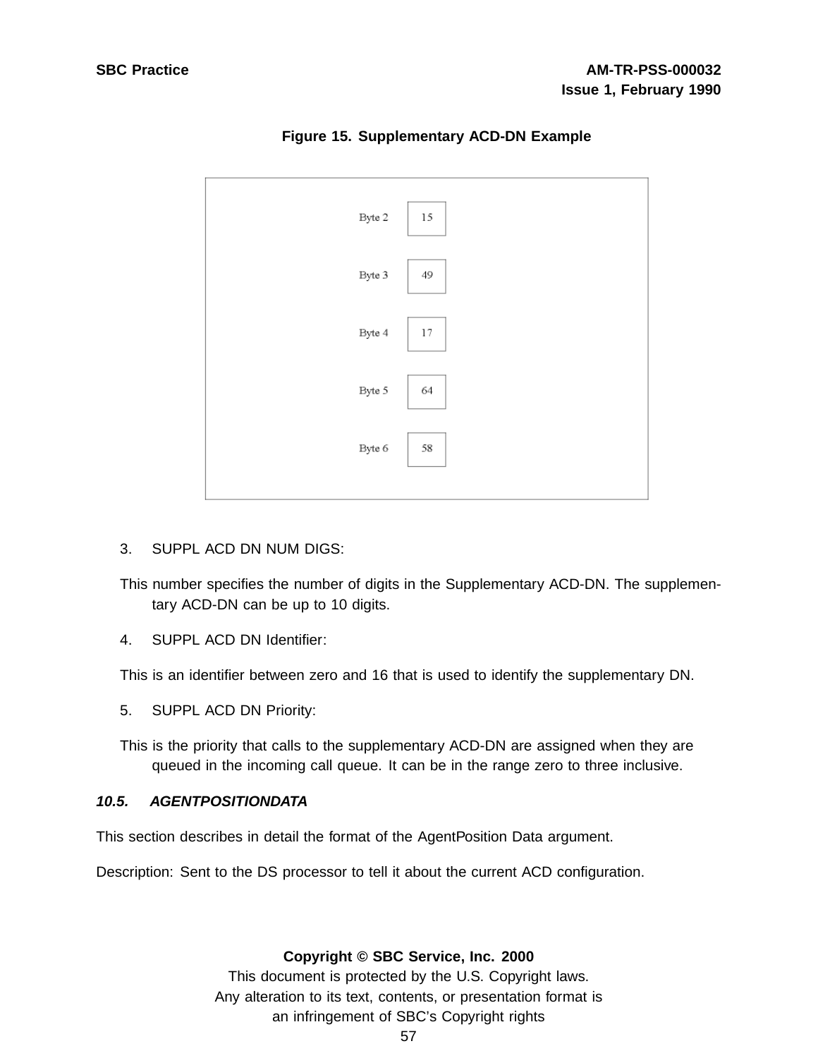**Figure 15. Supplementary ACD-DN Example**

| | |
|---|---|
| Byte 2 | 15 |
| Byte 3 | 49 |
| Byte 4 | 17 |
| Byte 5 | 64 |
| Byte 6 | 58 |

3. SUPPL ACD DN NUM DIGS:

This number specifies the number of digits in the Supplementary ACD-DN. The supplementary ACD-DN can be up to 10 digits.

4. SUPPL ACD DN Identifier:

This is an identifier between zero and 16 that is used to identify the supplementary DN.

5. SUPPL ACD DN Priority:

This is the priority that calls to the supplementary ACD-DN are assigned when they are queued in the incoming call queue. It can be in the range zero to three inclusive.

### *10.5. AGENTPOSITIONDATA*

This section describes in detail the format of the AgentPosition Data argument.

Description: Sent to the DS processor to tell it about the current ACD configuration.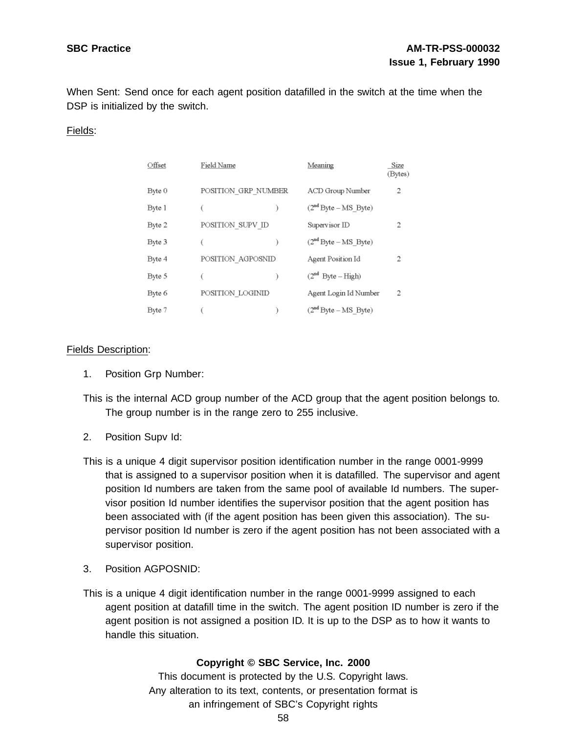When Sent: Send once for each agent position datafilled in the switch at the time when the DSP is initialized by the switch.

Fields:

| Offset | Field Name | Meaning | Size (Bytes) |
|---|---|---|---|
| Byte 0 | POSITION_GRP_NUMBER | ACD Group Number | 2 |
| Byte 1 | ( ) | (2nd Byte – MS_Byte) | |
| Byte 2 | POSITION_SUPV_ID | Supervisor ID | 2 |
| Byte 3 | ( ) | (2nd Byte – MS_Byte) | |
| Byte 4 | POSITION_AGPOSNID | Agent Position Id | 2 |
| Byte 5 | ( ) | (2nd Byte – High) | |
| Byte 6 | POSITION_LOGINID | Agent Login Id Number | 2 |
| Byte 7 | ( ) | (2nd Byte – MS_Byte) | |

Fields Description:

1. Position Grp Number:

This is the internal ACD group number of the ACD group that the agent position belongs to. The group number is in the range zero to 255 inclusive.

2. Position Supv Id:

This is a unique 4 digit supervisor position identification number in the range 0001-9999 that is assigned to a supervisor position when it is datafilled. The supervisor and agent position Id numbers are taken from the same pool of available Id numbers. The supervisor position Id number identifies the supervisor position that the agent position has been associated with (if the agent position has been given this association). The supervisor position Id number is zero if the agent position has not been associated with a supervisor position.

3. Position AGPOSNID:

This is a unique 4 digit identification number in the range 0001-9999 assigned to each agent position at datafill time in the switch. The agent position ID number is zero if the agent position is not assigned a position ID. It is up to the DSP as to how it wants to handle this situation.

**Copyright © SBC Service, Inc. 2000**

This document is protected by the U.S. Copyright laws.
Any alteration to its text, contents, or presentation format is an infringement of SBC's Copyright rights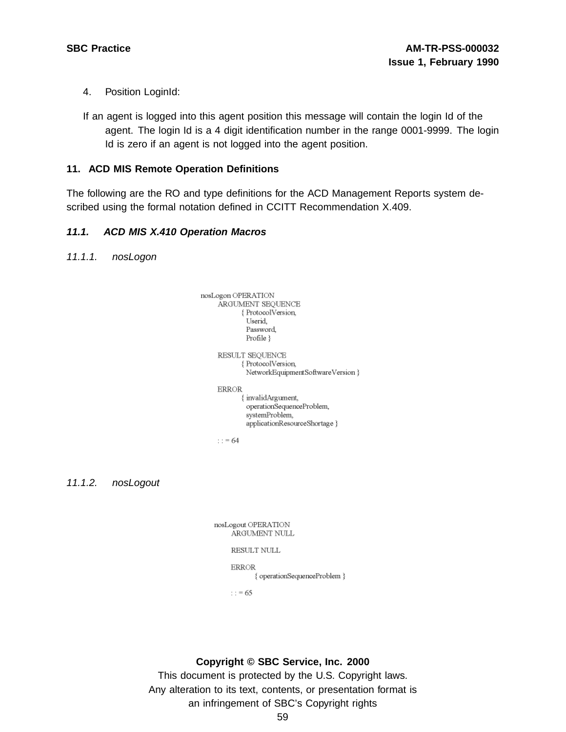4. Position LoginId:

If an agent is logged into this agent position this message will contain the login Id of the agent. The login Id is a 4 digit identification number in the range 0001-9999. The login Id is zero if an agent is not logged into the agent position.

## 11. ACD MIS Remote Operation Definitions

The following are the RO and type definitions for the ACD Management Reports system described using the formal notation defined in CCITT Recommendation X.409.

### *11.1. ACD MIS X.410 Operation Macros*

#### *11.1.1. nosLogon*

```
nosLogon OPERATION
    ARGUMENT SEQUENCE
        { ProtocolVersion,
          Userid,
          Password,
          Profile }

    RESULT SEQUENCE
        { ProtocolVersion,
          NetworkEquipmentSoftwareVersion }

    ERROR
        { invalidArgument,
          operationSequenceProblem,
          systemProblem,
          applicationResourceShortage }

    : : = 64
```

#### *11.1.2. nosLogout*

```
nosLogout OPERATION
    ARGUMENT NULL

    RESULT NULL

    ERROR
        { operationSequenceProblem }

    : : = 65
```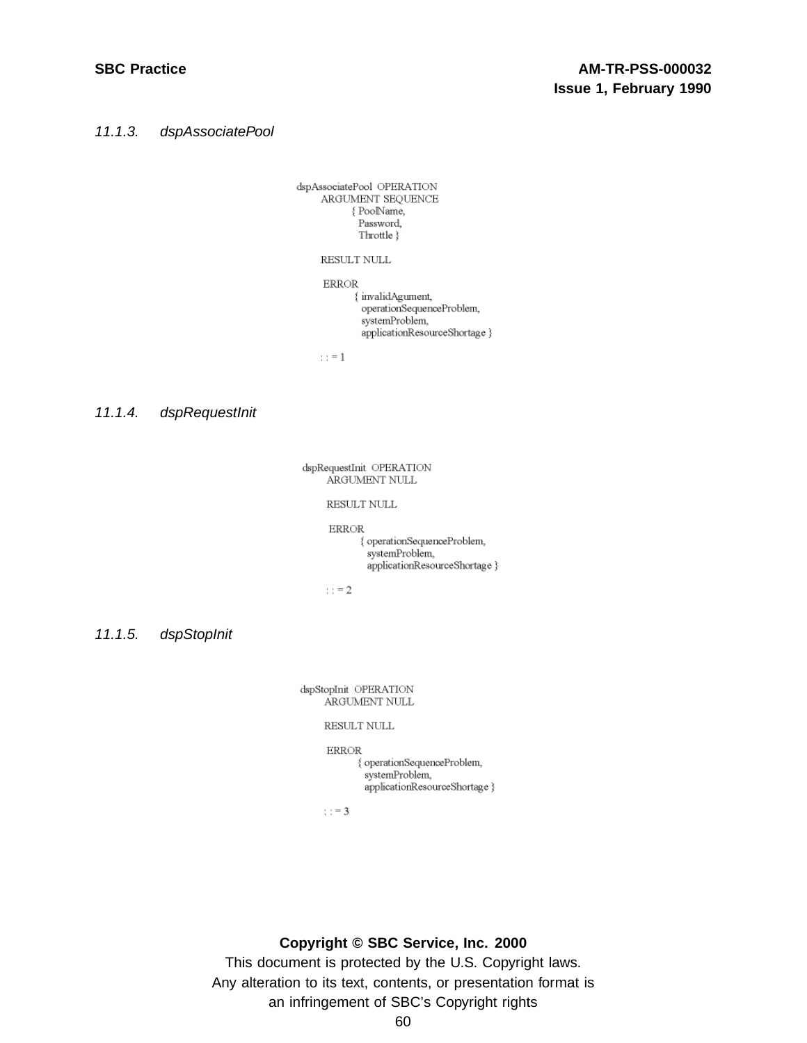### 11.1.3. dspAssociatePool

```
dspAssociatePool  OPERATION
       ARGUMENT SEQUENCE
              { PoolName,
                Password,
                Throttle }

       RESULT NULL

       ERROR
              { invalidAgument,
                operationSequenceProblem,
                systemProblem,
                applicationResourceShortage }

       : : = 1
```

### 11.1.4. dspRequestInit

```
dspRequestInit  OPERATION
       ARGUMENT NULL

       RESULT NULL

       ERROR
              { operationSequenceProblem,
                systemProblem,
                applicationResourceShortage }

       : : = 2
```

### 11.1.5. dspStopInit

```
dspStopInit  OPERATION
       ARGUMENT NULL

       RESULT NULL

       ERROR
              { operationSequenceProblem,
                systemProblem,
                applicationResourceShortage }

       : : = 3
```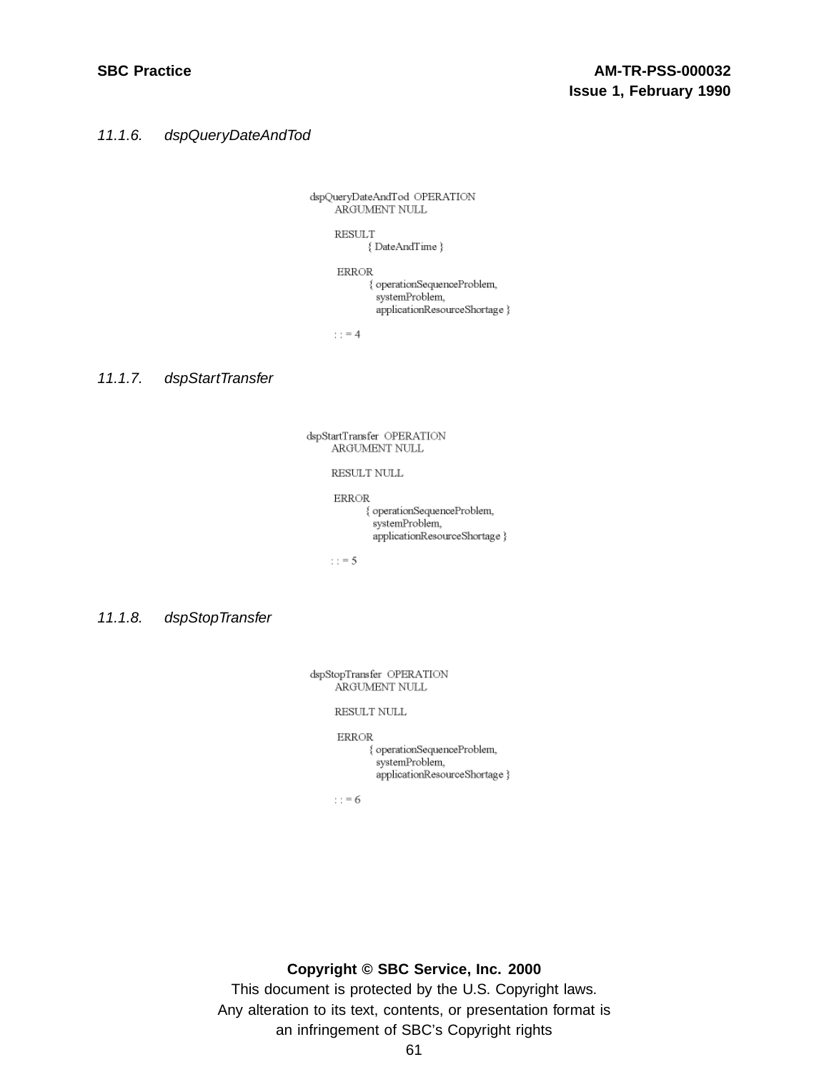### 11.1.6. dspQueryDateAndTod

```
dspQueryDateAndTod  OPERATION
      ARGUMENT NULL

      RESULT
              { DateAndTime }

       ERROR
              { operationSequenceProblem,
                systemProblem,
                applicationResourceShortage }

      : : = 4
```

### 11.1.7. dspStartTransfer

```
dspStartTransfer  OPERATION
      ARGUMENT NULL

      RESULT NULL

       ERROR
              { operationSequenceProblem,
                systemProblem,
                applicationResourceShortage }

      : : = 5
```

### 11.1.8. dspStopTransfer

```
dspStopTransfer  OPERATION
      ARGUMENT NULL

      RESULT NULL

       ERROR
              { operationSequenceProblem,
                systemProblem,
                applicationResourceShortage }

      : : = 6
```

**Copyright © SBC Service, Inc. 2000**
This document is protected by the U.S. Copyright laws.
Any alteration to its text, contents, or presentation format is
an infringement of SBC's Copyright rights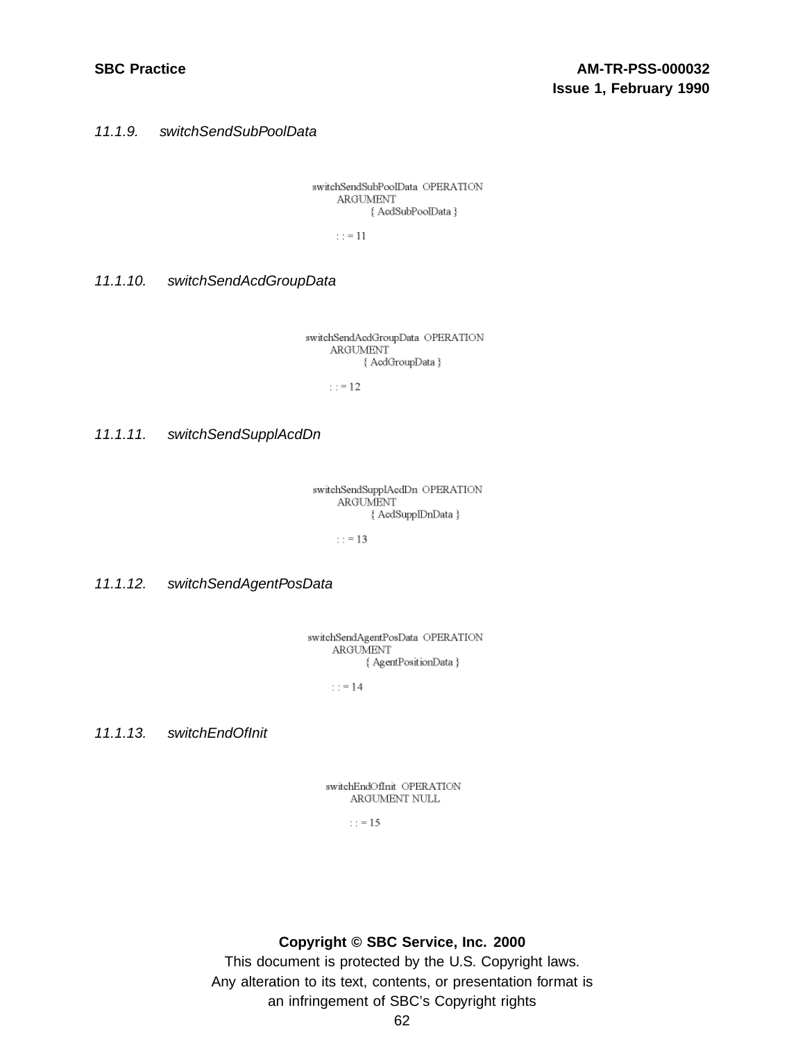### *11.1.9. switchSendSubPoolData*

```
switchSendSubPoolData  OPERATION
        ARGUMENT
                { AcdSubPoolData }

        : : = 11
```

### *11.1.10. switchSendAcdGroupData*

```
switchSendAcdGroupData  OPERATION
        ARGUMENT
                { AcdGroupData }

        : : = 12
```

### *11.1.11. switchSendSupplAcdDn*

```
switchSendSupplAcdDn  OPERATION
        ARGUMENT
                { AcdSupplDnData }

        : : = 13
```

### *11.1.12. switchSendAgentPosData*

```
switchSendAgentPosData  OPERATION
        ARGUMENT
                { AgentPositionData }

        : : = 14
```

### *11.1.13. switchEndOfInit*

```
switchEndOfInit  OPERATION
        ARGUMENT NULL

        : : = 15
```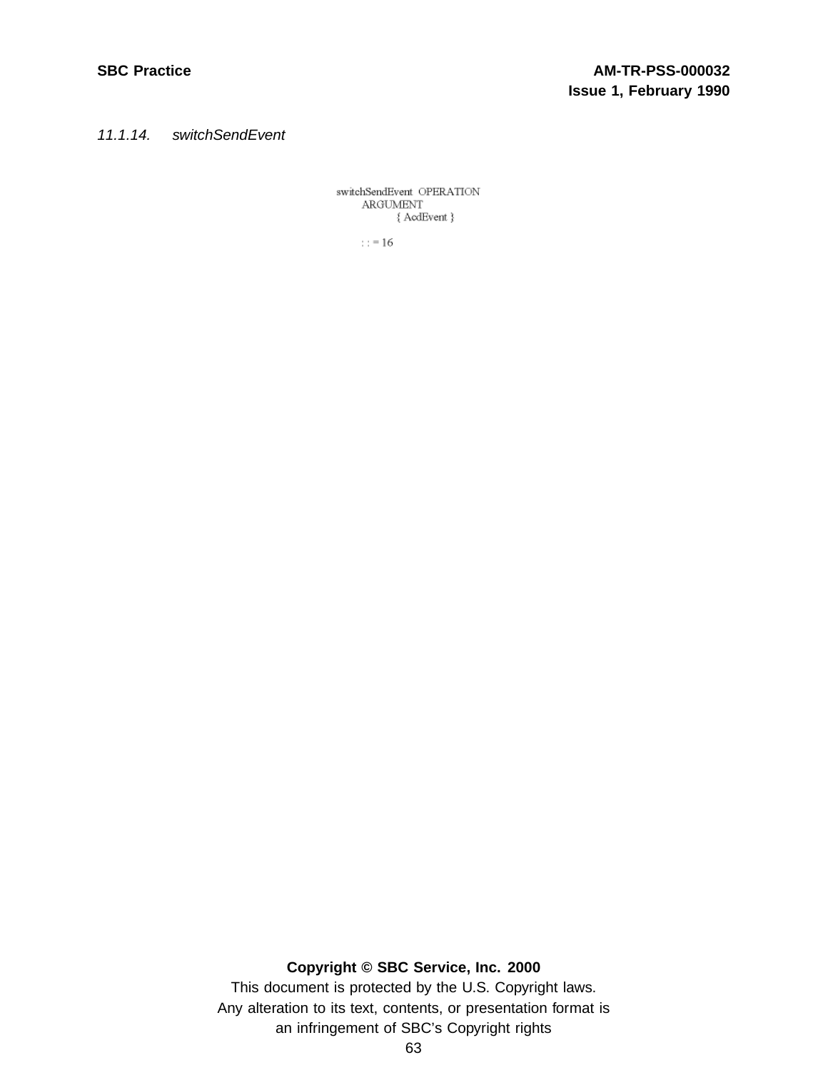### *11.1.14. switchSendEvent*

```
switchSendEvent  OPERATION
      ARGUMENT
            { AcdEvent }

      : : = 16
```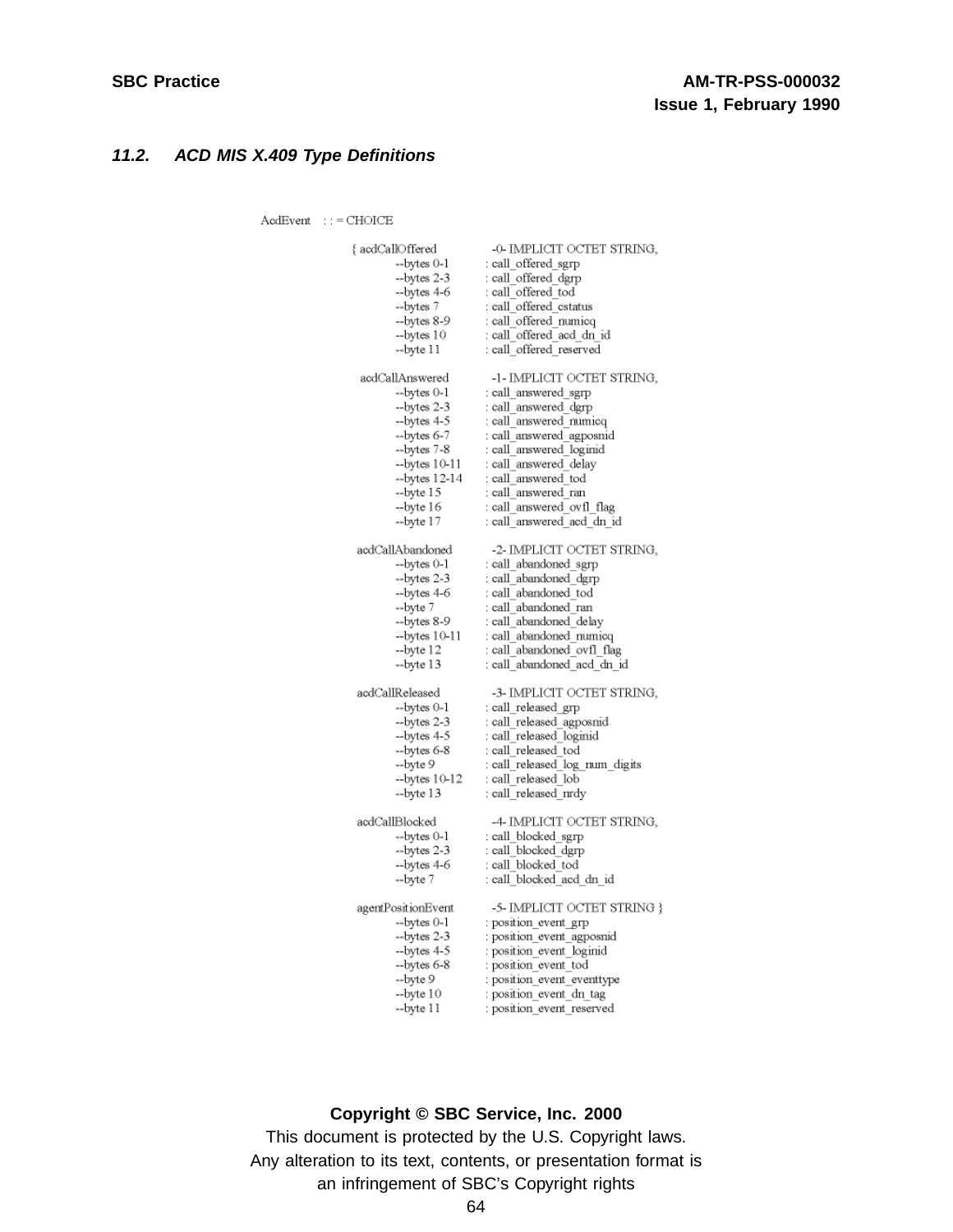### *11.2. ACD MIS X.409 Type Definitions*

```
AcdEvent    : : = CHOICE

        { acdCallOffered          -0- IMPLICIT OCTET STRING,
                --bytes 0-1       : call_offered_sgrp
                --bytes 2-3       : call_offered_dgrp
                --bytes 4-6       : call_offered_tod
                --bytes 7         : call_offered_cstatus
                --bytes 8-9       : call_offered_numicq
                --bytes 10        : call_offered_acd_dn_id
                --byte 11         : call_offered_reserved

          acdCallAnswered         -1- IMPLICIT OCTET STRING,
                --bytes 0-1       : call_answered_sgrp
                --bytes 2-3       : call_answered_dgrp
                --bytes 4-5       : call_answered_numicq
                --bytes 6-7       : call_answered_agposnid
                --bytes 7-8       : call_answered_loginid
                --bytes 10-11     : call_answered_delay
                --bytes 12-14     : call_answered_tod
                --byte 15         : call_answered_ran
                --byte 16         : call_answered_ovfl_flag
                --byte 17         : call_answered_acd_dn_id

          acdCallAbandoned        -2- IMPLICIT OCTET STRING,
                --bytes 0-1       : call_abandoned_sgrp
                --bytes 2-3       : call_abandoned_dgrp
                --bytes 4-6       : call_abandoned_tod
                --byte 7          : call_abandoned_ran
                --bytes 8-9       : call_abandoned_delay
                --bytes 10-11     : call_abandoned_numicq
                --byte 12         : call_abandoned_ovfl_flag
                --byte 13         : call_abandoned_acd_dn_id

          acdCallReleased         -3- IMPLICIT OCTET STRING,
                --bytes 0-1       : call_released_grp
                --bytes 2-3       : call_released_agposnid
                --bytes 4-5       : call_released_loginid
                --bytes 6-8       : call_released_tod
                --byte 9          : call_released_log_num_digits
                --bytes 10-12     : call_released_lob
                --byte 13         : call_released_nrdy

          acdCallBlocked          -4- IMPLICIT OCTET STRING,
                --bytes 0-1       : call_blocked_sgrp
                --bytes 2-3       : call_blocked_dgrp
                --bytes 4-6       : call_blocked_tod
                --byte 7          : call_blocked_acd_dn_id

          agentPositionEvent      -5- IMPLICIT OCTET STRING }
                --bytes 0-1       : position_event_grp
                --bytes 2-3       : position_event_agposnid
                --bytes 4-5       : position_event_loginid
                --bytes 6-8       : position_event_tod
                --byte 9          : position_event_eventtype
                --byte 10         : position_event_dn_tag
                --byte 11         : position_event_reserved
```

**Copyright © SBC Service, Inc. 2000**

This document is protected by the U.S. Copyright laws.
Any alteration to its text, contents, or presentation format is an infringement of SBC's Copyright rights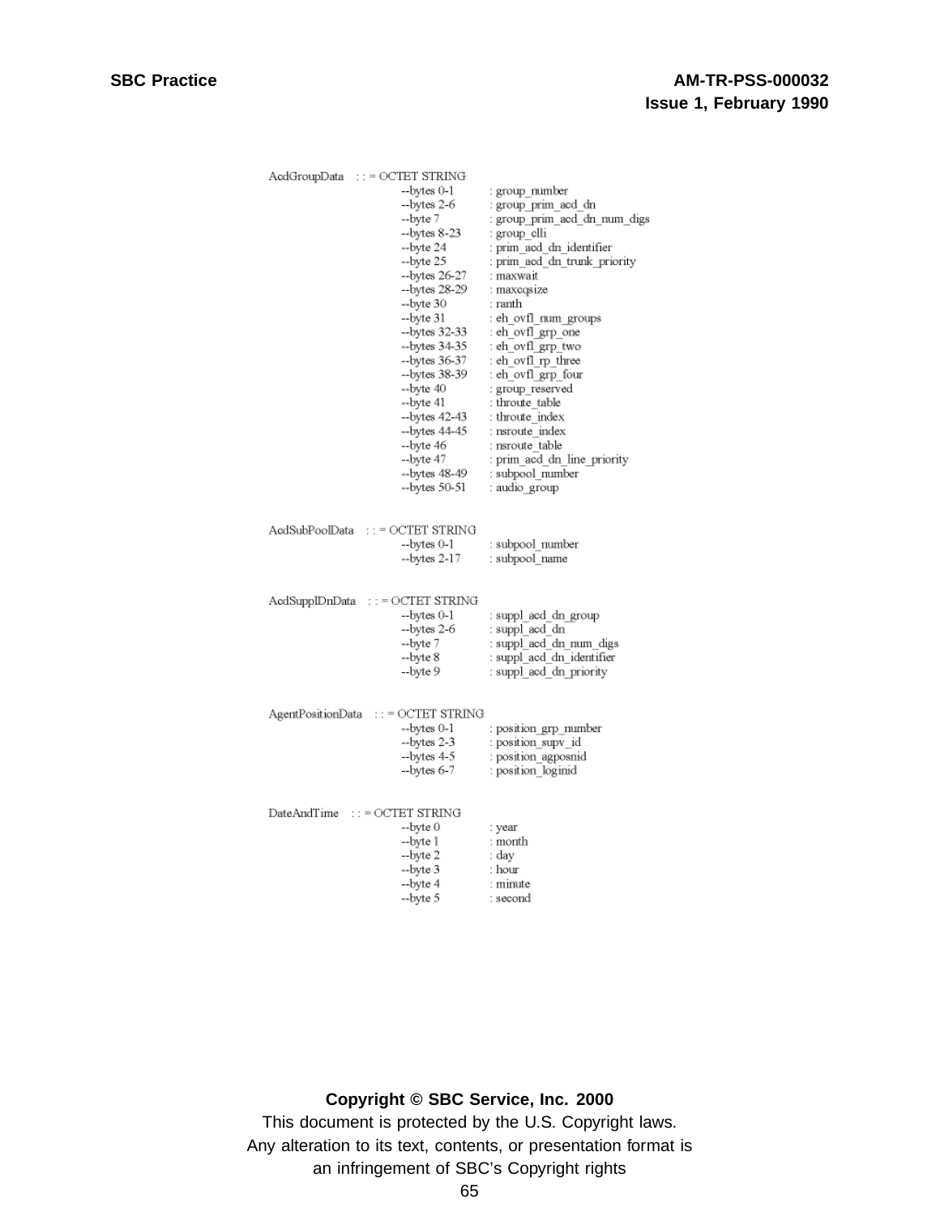```
AcdGroupData    : : = OCTET STRING
                        --bytes 0-1        : group_number
                        --bytes 2-6        : group_prim_acd_dn
                        --byte 7           : group_prim_acd_dn_num_digs
                        --bytes 8-23       : group_clli
                        --byte 24          : prim_acd_dn_identifier
                        --byte 25          : prim_acd_dn_trunk_priority
                        --bytes 26-27      : maxwait
                        --bytes 28-29      : maxcqsize
                        --byte 30          : ranth
                        --byte 31          : eh_ovfl_num_groups
                        --bytes 32-33      : eh_ovfl_grp_one
                        --bytes 34-35      : eh_ovfl_grp_two
                        --bytes 36-37      : eh_ovfl_rp_three
                        --bytes 38-39      : eh_ovfl_grp_four
                        --byte 40          : group_reserved
                        --byte 41          : throute_table
                        --bytes 42-43      : throute_index
                        --bytes 44-45      : nsroute_index
                        --byte 46          : nsroute_table
                        --byte 47          : prim_acd_dn_line_priority
                        --bytes 48-49      : subpool_number
                        --bytes 50-51      : audio_group


AcdSubPoolData    : : = OCTET STRING
                        --bytes 0-1        : subpool_number
                        --bytes 2-17       : subpool_name


AcdSupplDnData    : : = OCTET STRING
                        --bytes 0-1        : suppl_acd_dn_group
                        --bytes 2-6        : suppl_acd_dn
                        --byte 7           : suppl_acd_dn_num_digs
                        --byte 8           : suppl_acd_dn_identifier
                        --byte 9           : suppl_acd_dn_priority


AgentPositionData    : : = OCTET STRING
                        --bytes 0-1        : position_grp_number
                        --bytes 2-3        : position_supv_id
                        --bytes 4-5        : position_agposnid
                        --bytes 6-7        : position_loginid


DateAndTime    : : = OCTET STRING
                        --byte 0           : year
                        --byte 1           : month
                        --byte 2           : day
                        --byte 3           : hour
                        --byte 4           : minute
                        --byte 5           : second
```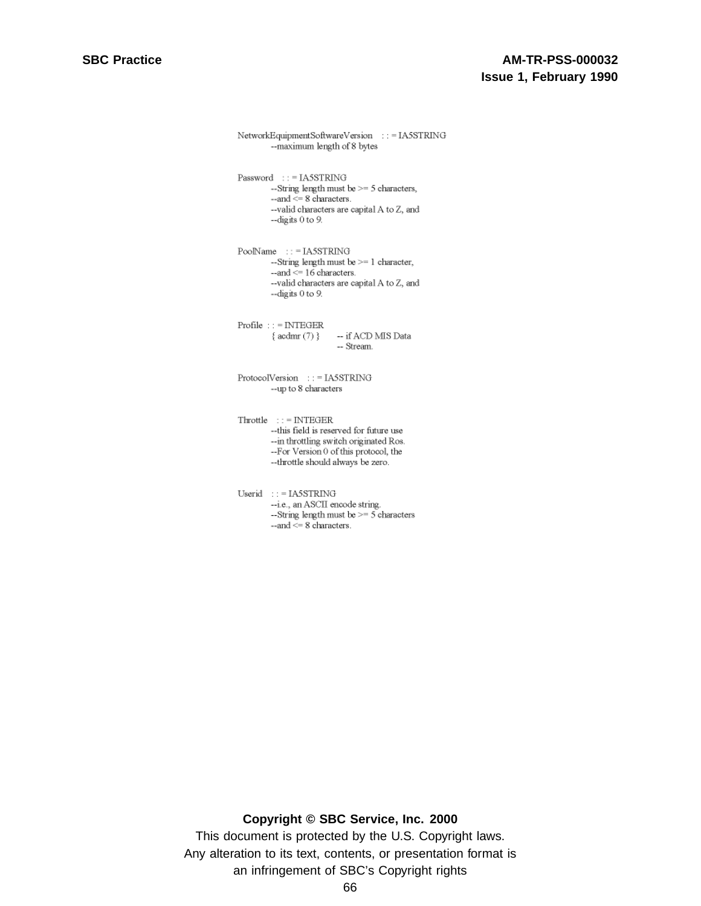```
NetworkEquipmentSoftwareVersion    : : = IA5STRING
            --maximum length of 8 bytes


Password    : : = IA5STRING
            --String length must be >= 5 characters,
            --and <= 8 characters.
            --valid characters are capital A to Z, and
            --digits 0 to 9.


PoolName    : : = IA5STRING
            --String length must be >= 1 character,
            --and <= 16 characters.
            --valid characters are capital A to Z, and
            --digits 0 to 9.


Profile  : : = INTEGER
            { acdmr (7) }       -- if ACD MIS Data
                                -- Stream.


ProtocolVersion    : : = IA5STRING
            --up to 8 characters


Throttle    : : = INTEGER
            --this field is reserved for future use
            --in throttling switch originated Ros.
            --For Version 0 of this protocol, the
            --throttle should always be zero.


Userid    : : = IA5STRING
            --i.e., an ASCII encode string.
            --String length must be >= 5 characters
            --and <= 8 characters.
```

**Copyright © SBC Service, Inc. 2000**

This document is protected by the U.S. Copyright laws.
Any alteration to its text, contents, or presentation format is
an infringement of SBC's Copyright rights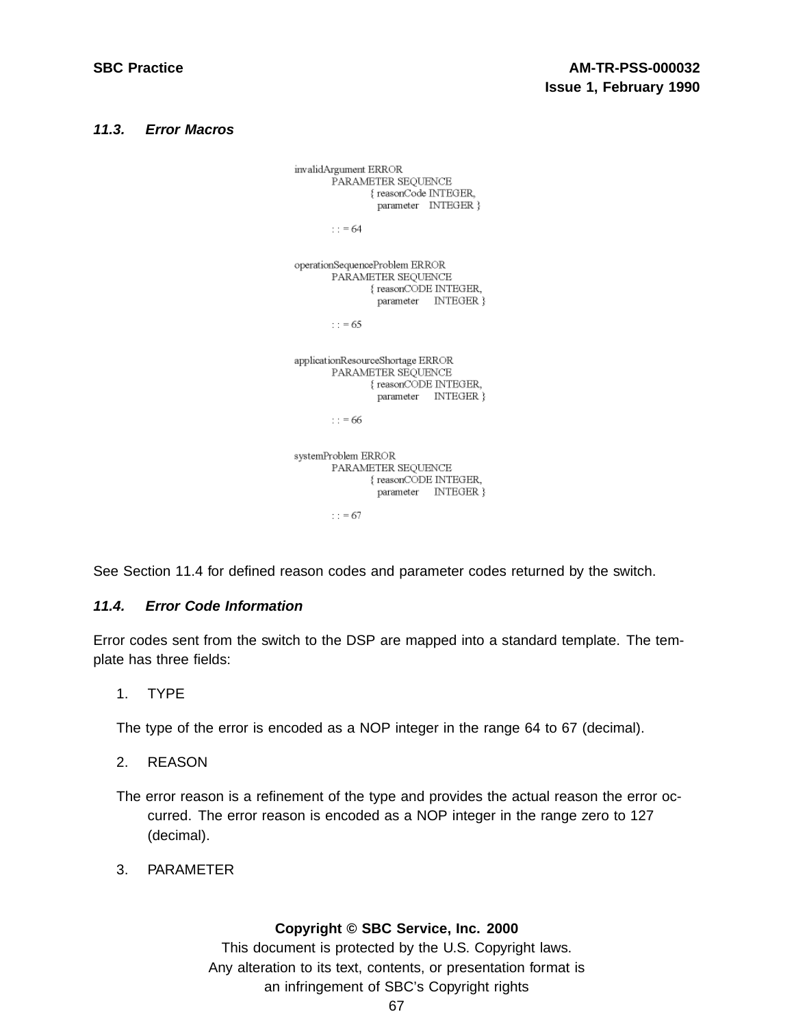### 11.3. Error Macros

```
invalidArgument ERROR
        PARAMETER SEQUENCE
                { reasonCode INTEGER,
                  parameter    INTEGER }

        : : = 64

operationSequenceProblem ERROR
        PARAMETER SEQUENCE
                { reasonCODE INTEGER,
                  parameter     INTEGER }

        : : = 65

applicationResourceShortage ERROR
        PARAMETER SEQUENCE
                { reasonCODE INTEGER,
                  parameter     INTEGER }

        : : = 66

systemProblem ERROR
        PARAMETER SEQUENCE
                { reasonCODE INTEGER,
                  parameter     INTEGER }

        : : = 67
```

See Section 11.4 for defined reason codes and parameter codes returned by the switch.

### 11.4. Error Code Information

Error codes sent from the switch to the DSP are mapped into a standard template. The template has three fields:

1. TYPE

The type of the error is encoded as a NOP integer in the range 64 to 67 (decimal).

2. REASON

The error reason is a refinement of the type and provides the actual reason the error occurred. The error reason is encoded as a NOP integer in the range zero to 127 (decimal).

3. PARAMETER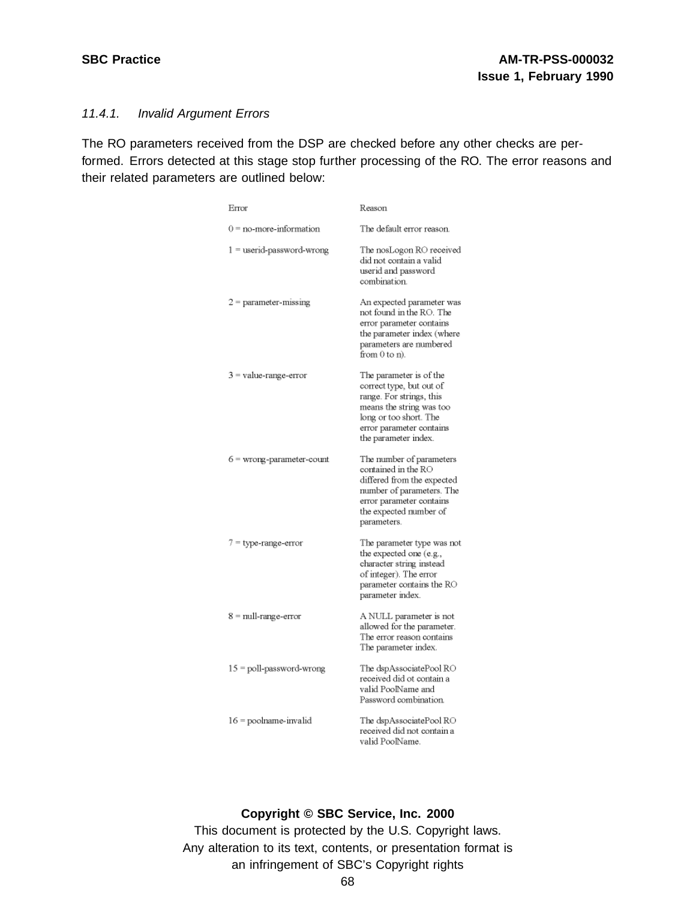### 11.4.1. Invalid Argument Errors

The RO parameters received from the DSP are checked before any other checks are performed. Errors detected at this stage stop further processing of the RO. The error reasons and their related parameters are outlined below:

| Error | Reason |
|---|---|
| 0 = no-more-information | The default error reason. |
| 1 = userid-password-wrong | The nosLogon RO received did not contain a valid userid and password combination. |
| 2 = parameter-missing | An expected parameter was not found in the RO. The error parameter contains the parameter index (where parameters are numbered from 0 to n). |
| 3 = value-range-error | The parameter is of the correct type, but out of range. For strings, this means the string was too long or too short. The error parameter contains the parameter index. |
| 6 = wrong-parameter-count | The number of parameters contained in the RO differed from the expected number of parameters. The error parameter contains the expected number of parameters. |
| 7 = type-range-error | The parameter type was not the expected one (e.g., character string instead of integer). The error parameter contains the RO parameter index. |
| 8 = null-range-error | A NULL parameter is not allowed for the parameter. The error reason contains The parameter index. |
| 15 = poll-password-wrong | The dspAssociatePool RO received did ot contain a valid PoolName and Password combination. |
| 16 = poolname-invalid | The dspAssociatePool RO received did not contain a valid PoolName. |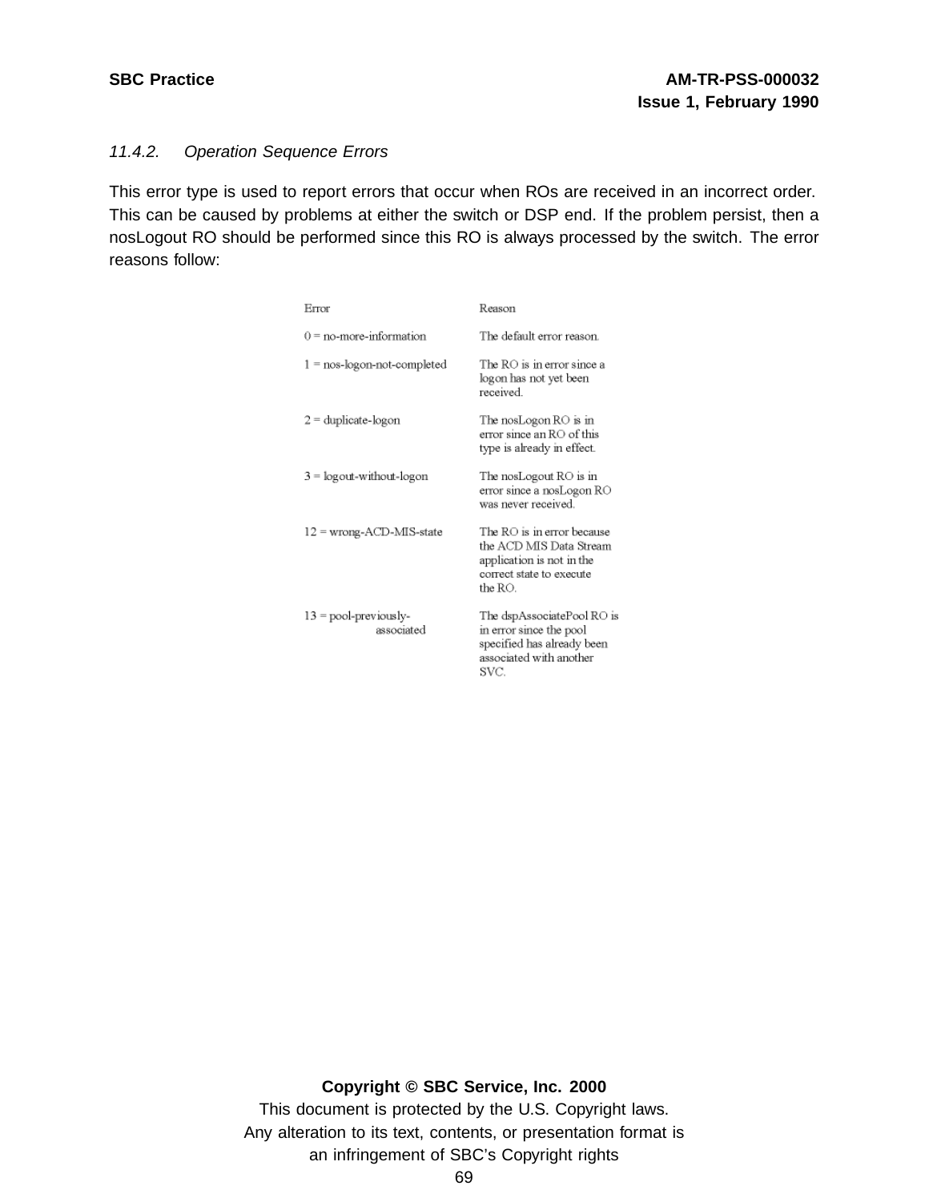### 11.4.2. Operation Sequence Errors

This error type is used to report errors that occur when ROs are received in an incorrect order. This can be caused by problems at either the switch or DSP end. If the problem persist, then a nosLogout RO should be performed since this RO is always processed by the switch. The error reasons follow:

| Error | Reason |
|---|---|
| 0 = no-more-information | The default error reason. |
| 1 = nos-logon-not-completed | The RO is in error since a logon has not yet been received. |
| 2 = duplicate-logon | The nosLogon RO is in error since an RO of this type is already in effect. |
| 3 = logout-without-logon | The nosLogout RO is in error since a nosLogon RO was never received. |
| 12 = wrong-ACD-MIS-state | The RO is in error because the ACD MIS Data Stream application is not in the correct state to execute the RO. |
| 13 = pool-previously-associated | The dspAssociatePool RO is in error since the pool specified has already been associated with another SVC. |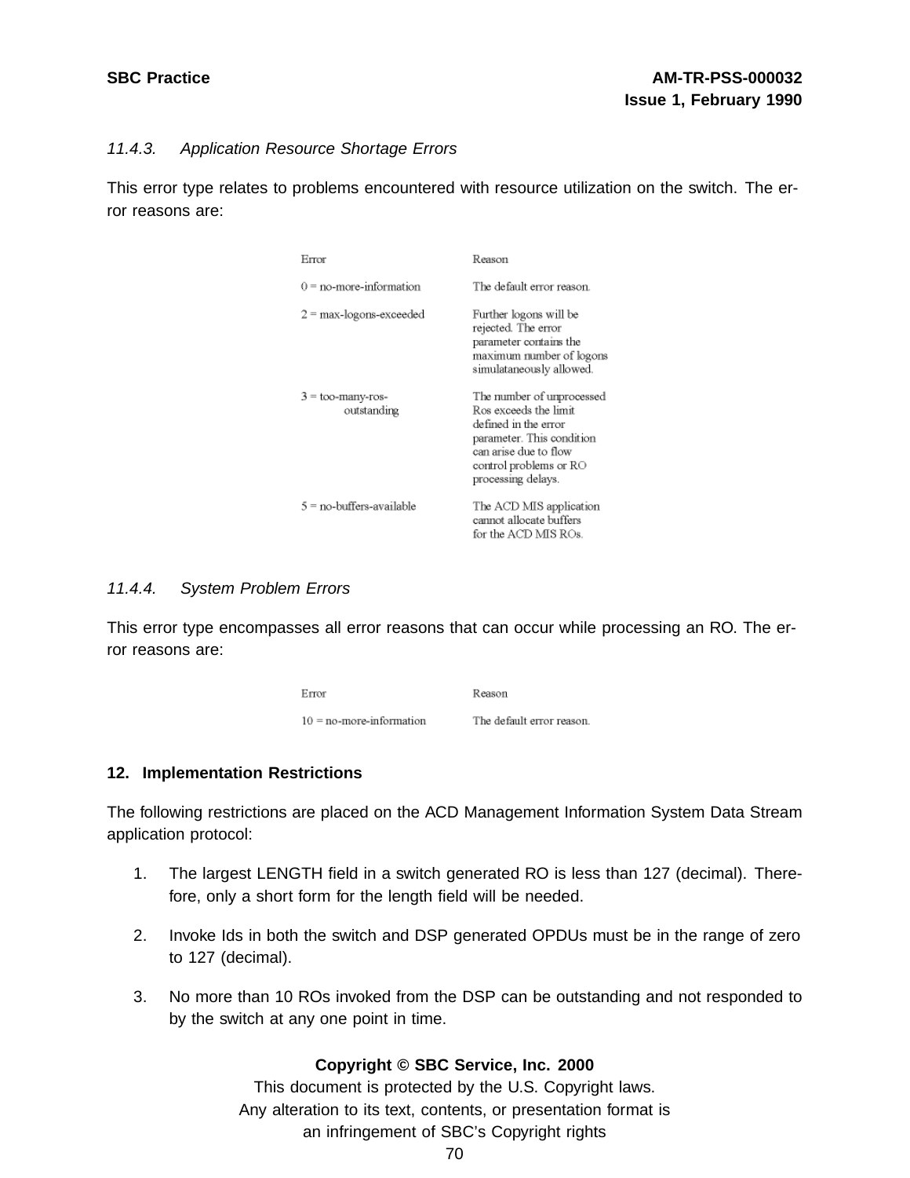### 11.4.3. Application Resource Shortage Errors

This error type relates to problems encountered with resource utilization on the switch. The error reasons are:

| Error | Reason |
|---|---|
| 0 = no-more-information | The default error reason. |
| 2 = max-logons-exceeded | Further logons will be rejected. The error parameter contains the maximum number of logons simulataneously allowed. |
| 3 = too-many-ros-outstanding | The number of unprocessed Ros exceeds the limit defined in the error parameter. This condition can arise due to flow control problems or RO processing delays. |
| 5 = no-buffers-available | The ACD MIS application cannot allocate buffers for the ACD MIS ROs. |

### 11.4.4. System Problem Errors

This error type encompasses all error reasons that can occur while processing an RO. The error reasons are:

| Error | Reason |
|---|---|
| 10 = no-more-information | The default error reason. |

## 12. Implementation Restrictions

The following restrictions are placed on the ACD Management Information System Data Stream application protocol:

1. The largest LENGTH field in a switch generated RO is less than 127 (decimal). Therefore, only a short form for the length field will be needed.
2. Invoke Ids in both the switch and DSP generated OPDUs must be in the range of zero to 127 (decimal).
3. No more than 10 ROs invoked from the DSP can be outstanding and not responded to by the switch at any one point in time.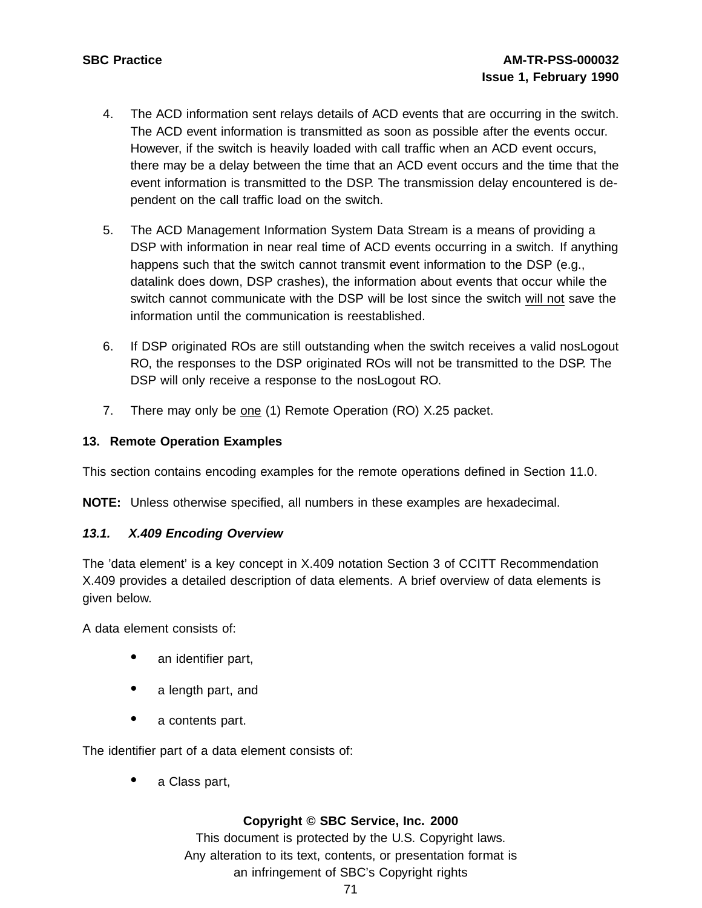4. The ACD information sent relays details of ACD events that are occurring in the switch. The ACD event information is transmitted as soon as possible after the events occur. However, if the switch is heavily loaded with call traffic when an ACD event occurs, there may be a delay between the time that an ACD event occurs and the time that the event information is transmitted to the DSP. The transmission delay encountered is dependent on the call traffic load on the switch.

5. The ACD Management Information System Data Stream is a means of providing a DSP with information in near real time of ACD events occurring in a switch. If anything happens such that the switch cannot transmit event information to the DSP (e.g., datalink does down, DSP crashes), the information about events that occur while the switch cannot communicate with the DSP will be lost since the switch will not save the information until the communication is reestablished.

6. If DSP originated ROs are still outstanding when the switch receives a valid nosLogout RO, the responses to the DSP originated ROs will not be transmitted to the DSP. The DSP will only receive a response to the nosLogout RO.

7. There may only be one (1) Remote Operation (RO) X.25 packet.

## 13. Remote Operation Examples

This section contains encoding examples for the remote operations defined in Section 11.0.

**NOTE:** Unless otherwise specified, all numbers in these examples are hexadecimal.

### *13.1. X.409 Encoding Overview*

The 'data element' is a key concept in X.409 notation Section 3 of CCITT Recommendation X.409 provides a detailed description of data elements. A brief overview of data elements is given below.

A data element consists of:

- an identifier part,
- a length part, and
- a contents part.

The identifier part of a data element consists of:

- a Class part,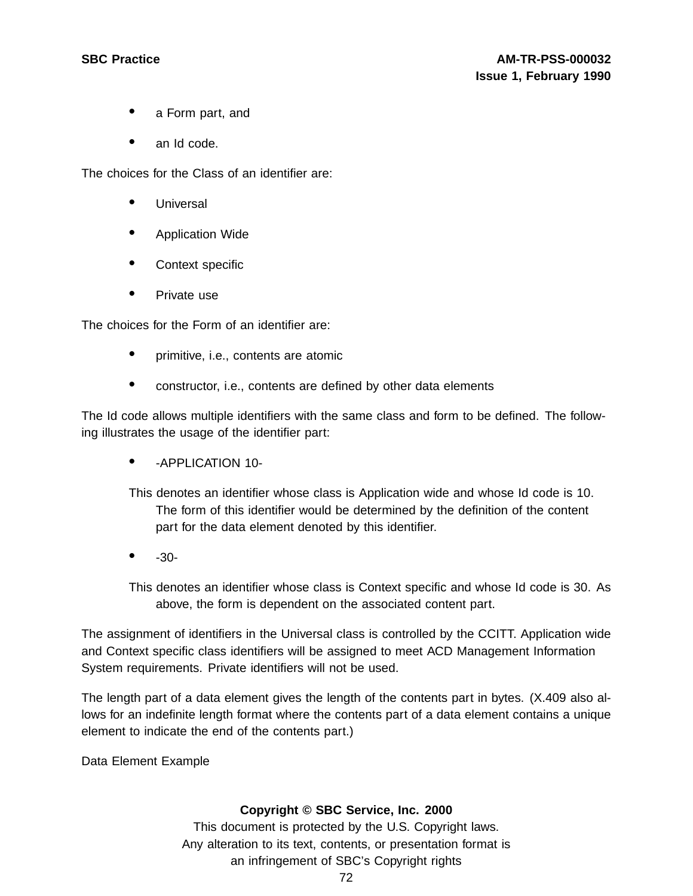- a Form part, and
- an Id code.

The choices for the Class of an identifier are:

- Universal
- Application Wide
- Context specific
- Private use

The choices for the Form of an identifier are:

- primitive, i.e., contents are atomic
- constructor, i.e., contents are defined by other data elements

The Id code allows multiple identifiers with the same class and form to be defined. The following illustrates the usage of the identifier part:

- -APPLICATION 10-

  This denotes an identifier whose class is Application wide and whose Id code is 10. The form of this identifier would be determined by the definition of the content part for the data element denoted by this identifier.

- -30-

  This denotes an identifier whose class is Context specific and whose Id code is 30. As above, the form is dependent on the associated content part.

The assignment of identifiers in the Universal class is controlled by the CCITT. Application wide and Context specific class identifiers will be assigned to meet ACD Management Information System requirements. Private identifiers will not be used.

The length part of a data element gives the length of the contents part in bytes. (X.409 also allows for an indefinite length format where the contents part of a data element contains a unique element to indicate the end of the contents part.)

Data Element Example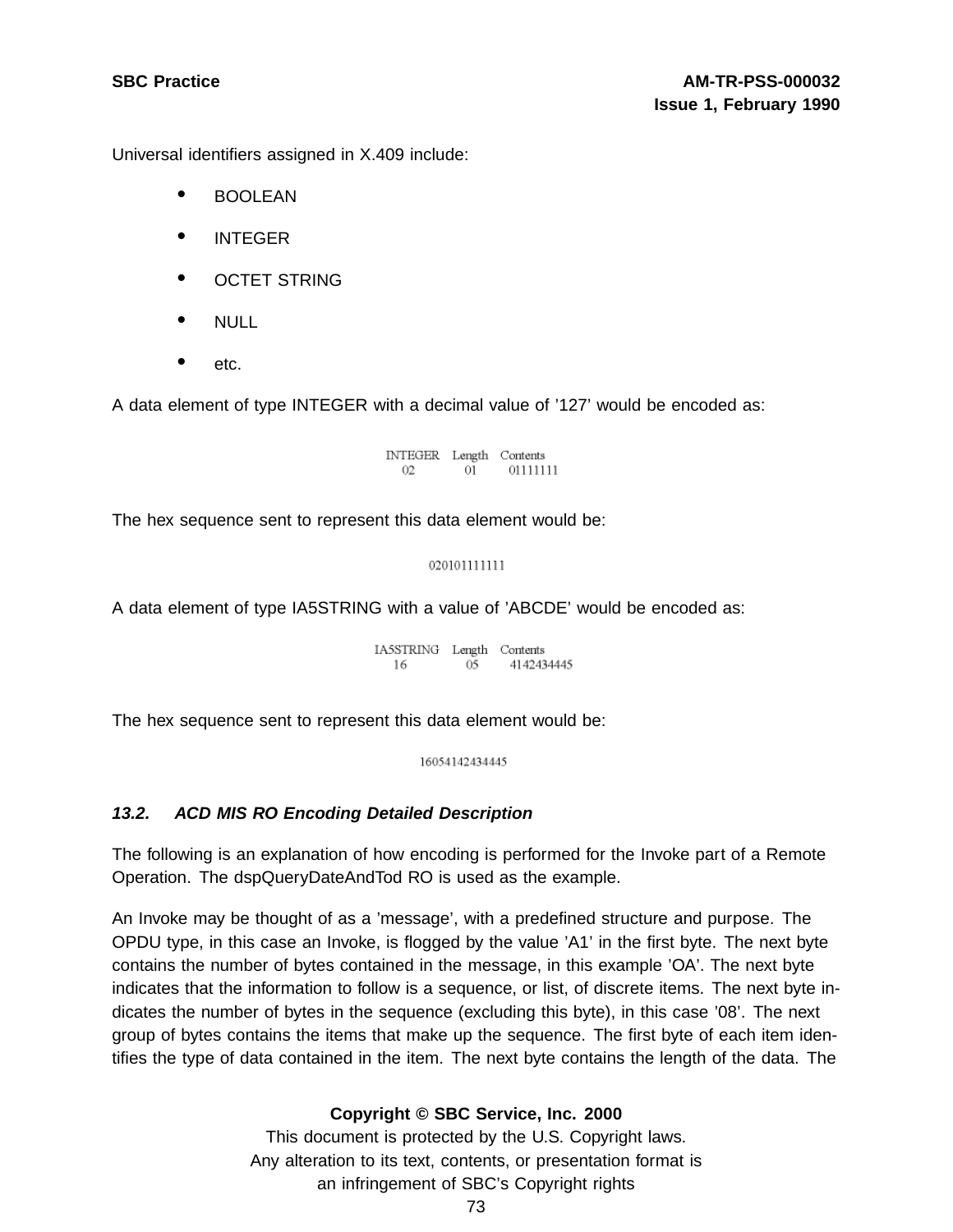Universal identifiers assigned in X.409 include:

- BOOLEAN
- INTEGER
- OCTET STRING
- NULL
- etc.

A data element of type INTEGER with a decimal value of ’127’ would be encoded as:

| INTEGER | Length | Contents |
|---|---|---|
| 02 | 01 | 01111111 |

The hex sequence sent to represent this data element would be:

020101111111

A data element of type IA5STRING with a value of ’ABCDE’ would be encoded as:

| IA5STRING | Length | Contents |
|---|---|---|
| 16 | 05 | 4142434445 |

The hex sequence sent to represent this data element would be:

16054142434445

### *13.2. ACD MIS RO Encoding Detailed Description*

The following is an explanation of how encoding is performed for the Invoke part of a Remote Operation. The dspQueryDateAndTod RO is used as the example.

An Invoke may be thought of as a ’message’, with a predefined structure and purpose. The OPDU type, in this case an Invoke, is flogged by the value ’A1’ in the first byte. The next byte contains the number of bytes contained in the message, in this example ’OA’. The next byte indicates that the information to follow is a sequence, or list, of discrete items. The next byte indicates the number of bytes in the sequence (excluding this byte), in this case ’08’. The next group of bytes contains the items that make up the sequence. The first byte of each item identifies the type of data contained in the item. The next byte contains the length of the data. The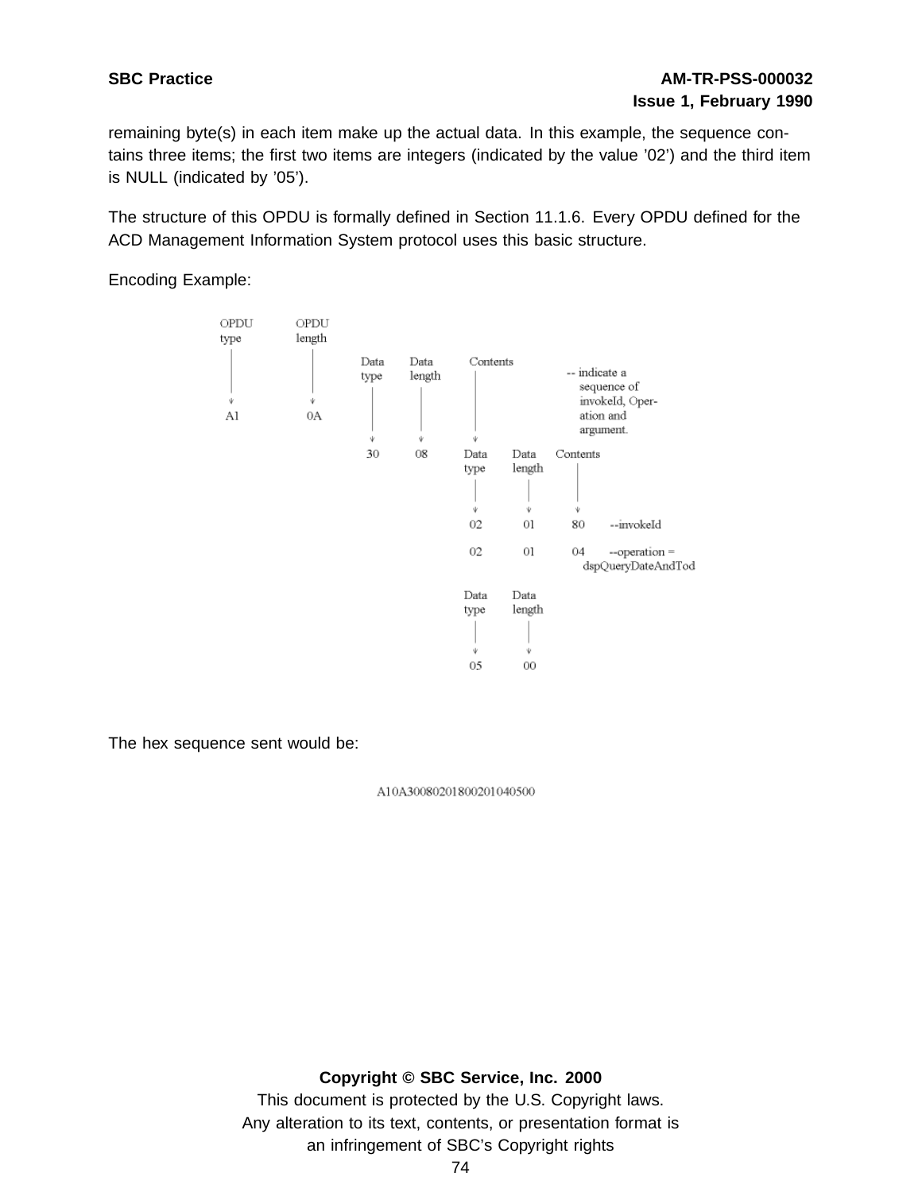remaining byte(s) in each item make up the actual data. In this example, the sequence contains three items; the first two items are integers (indicated by the value '02') and the third item is NULL (indicated by '05').

The structure of this OPDU is formally defined in Section 11.1.6. Every OPDU defined for the ACD Management Information System protocol uses this basic structure.

Encoding Example:

```
OPDU     OPDU
type     length
  |        |
  v        v
 A1       0A
                 Data    Data     Contents
                 type    length      |      -- indicate a
                  |        |         |         sequence of
                  |        |         |         invokeId, Oper-
                  |        |         |         ation and
                  v        v         v         argument.
                 30       08       Data    Data     Contents
                                   type    length      |
                                    |        |         |
                                    v        v         v
                                   02       01        80      --invokeId

                                   02       01        04      --operation =
                                                               dspQueryDateAndTod

                                   Data    Data
                                   type    length
                                    |        |
                                    v        v
                                   05       00
```

The hex sequence sent would be:

A10A3008020180020104050​0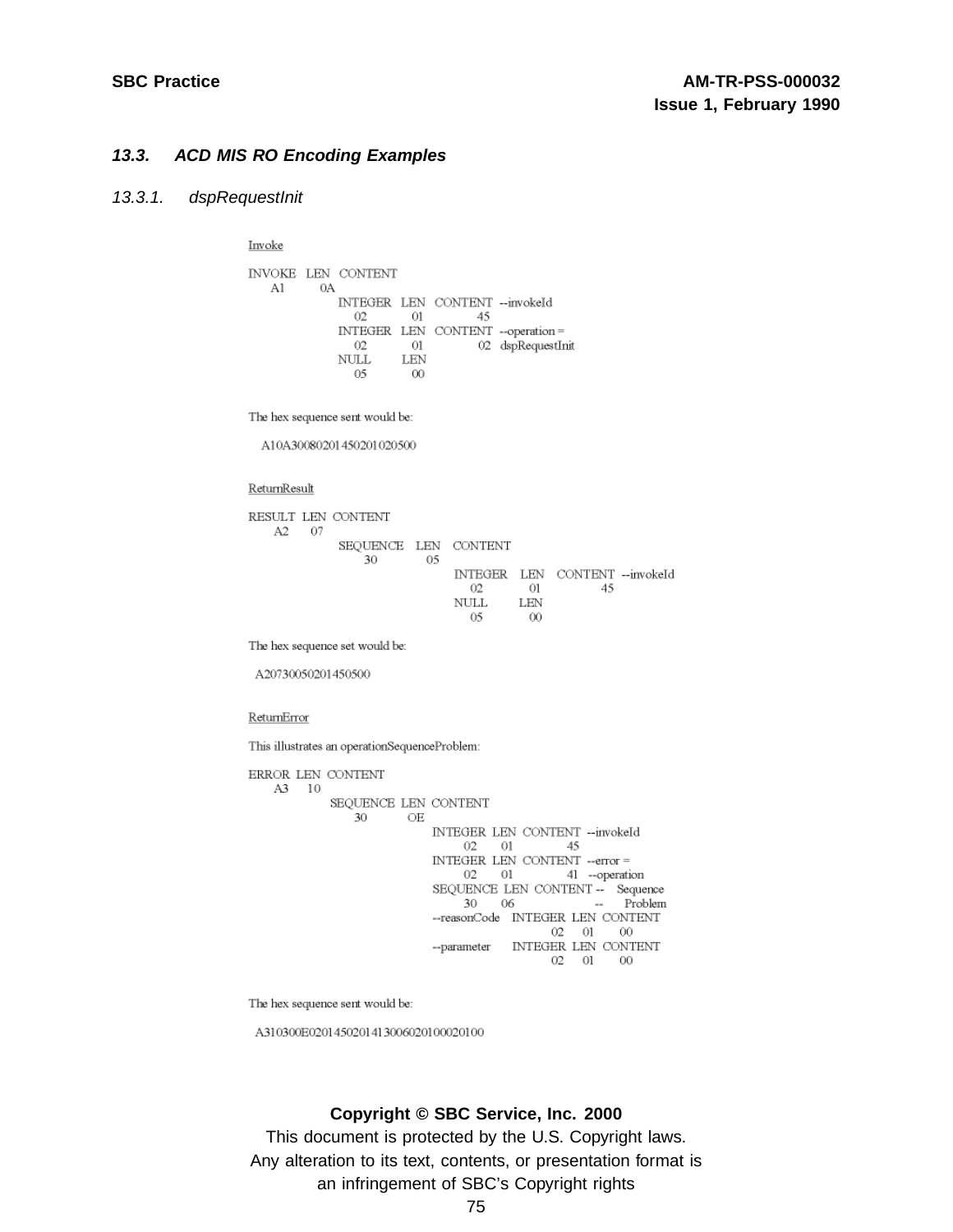## 13.3. ACD MIS RO Encoding Examples

### 13.3.1. dspRequestInit

Invoke

```
INVOKE   LEN   CONTENT
  A1      0A
               INTEGER  LEN   CONTENT  --invokeId
                 02      01      45
               INTEGER  LEN   CONTENT  --operation =
                 02      01      02    dspRequestInit
               NULL     LEN
                 05      00
```

The hex sequence sent would be:

A10A30080201450201020500

ReturnResult

```
RESULT  LEN  CONTENT
  A2     07
               SEQUENCE   LEN   CONTENT
                  30       05
                                INTEGER   LEN   CONTENT  --invokeId
                                  02       01      45
                                NULL      LEN
                                  05       00
```

The hex sequence set would be:

A20730050201450500

ReturnError

This illustrates an operationSequenceProblem:

```
ERROR  LEN  CONTENT
  A3    10
             SEQUENCE  LEN  CONTENT
                30      OE
                            INTEGER  LEN  CONTENT  --invokeId
                              02      01     45
                            INTEGER  LEN  CONTENT  --error =
                              02      01     41    --operation
                            SEQUENCE  LEN  CONTENT --  Sequence
                              30      06           --  Problem
                            --reasonCode  INTEGER  LEN  CONTENT
                                            02      01     00
                            --parameter   INTEGER  LEN  CONTENT
                                            02      01     00
```

The hex sequence sent would be:

A310300E0201450201413006020100020100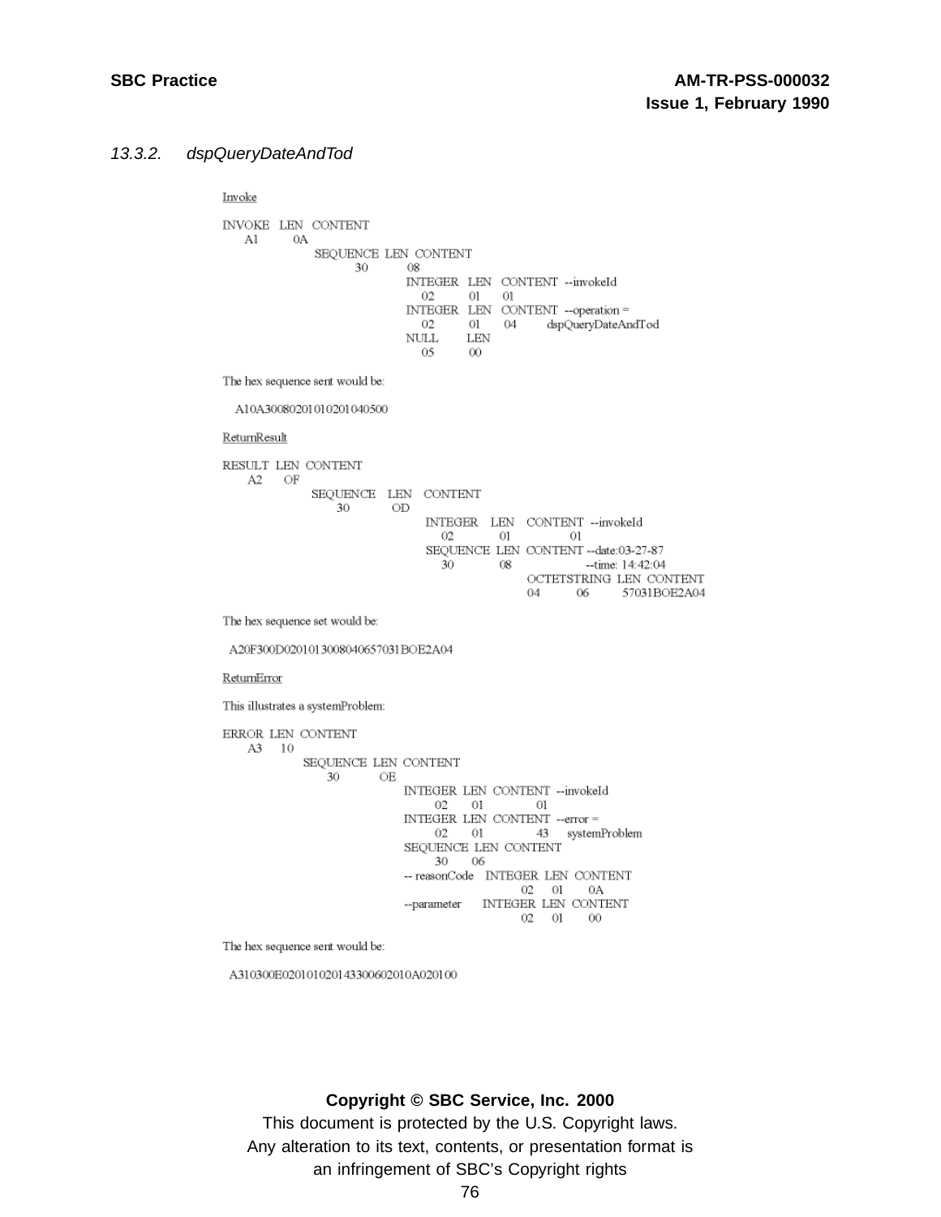### 13.3.2. *dspQueryDateAndTod*

Invoke

```
INVOKE   LEN   CONTENT
   A1       0A
                SEQUENCE  LEN  CONTENT
                       30        08
                                 INTEGER   LEN   CONTENT  --invokeId
                                    02       01     01
                                 INTEGER   LEN   CONTENT  --operation =
                                    02       01     04       dspQueryDateAndTod
                                 NULL       LEN
                                    05       00
```

The hex sequence sent would be:

A10A3008020101020104050

ReturnResult

```
RESULT  LEN  CONTENT
   A2     OF
                SEQUENCE   LEN   CONTENT
                    30        OD
                                 INTEGER   LEN   CONTENT  --invokeId
                                    02        01         01
                                 SEQUENCE  LEN  CONTENT --date:03-27-87
                                    30        08               --time: 14:42:04
                                                  OCTETSTRING  LEN  CONTENT
                                                  04          06       57031BOE2A04
```

The hex sequence set would be:

A20F300D0201013008040657031BOE2A04

ReturnError

This illustrates a systemProblem:

```
ERROR  LEN  CONTENT
   A3    10
              SEQUENCE  LEN  CONTENT
                  30        OE
                              INTEGER  LEN  CONTENT  --invokeId
                                  02     01          01
                              INTEGER  LEN  CONTENT  --error =
                                  02     01          43    systemProblem
                              SEQUENCE  LEN  CONTENT
                                  30     06
                              -- reasonCode   INTEGER  LEN  CONTENT
                                                 02     01     0A
                              --parameter     INTEGER  LEN  CONTENT
                                                 02     01     00
```

The hex sequence sent would be:

A310300E020101020143300602010A020100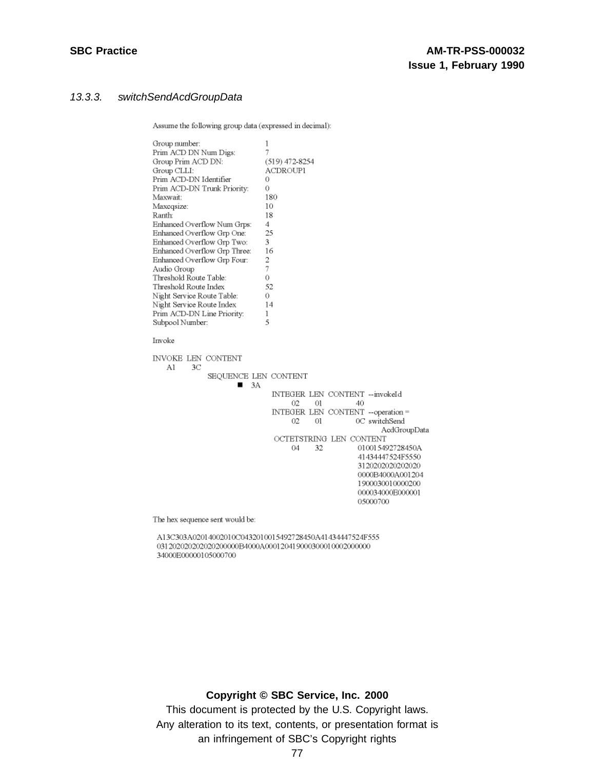### 13.3.3. *switchSendAcdGroupData*

Assume the following group data (expressed in decimal):

| | |
|---|---|
| Group number: | 1 |
| Prim ACD DN Num Digs: | 7 |
| Group Prim ACD DN: | (519) 472-8254 |
| Group CLLI: | ACDROUP1 |
| Prim ACD-DN Identifier | 0 |
| Prim ACD-DN Trunk Priority: | 0 |
| Maxwait: | 180 |
| Maxcqsize: | 10 |
| Ranth: | 18 |
| Enhanced Overflow Num Grps: | 4 |
| Enhanced Overflow Grp One: | 25 |
| Enhanced Overflow Grp Two: | 3 |
| Enhanced Overflow Grp Three: | 16 |
| Enhanced Overflow Grp Four: | 2 |
| Audio Group | 7 |
| Threshold Route Table: | 0 |
| Threshold Route Index | 52 |
| Night Service Route Table: | 0 |
| Night Service Route Index | 14 |
| Prim ACD-DN Line Priority: | 1 |
| Subpool Number: | 5 |

Invoke

```
INVOKE  LEN  CONTENT
   A1    3C
              SEQUENCE  LEN  CONTENT
                    ■    3A
                              INTEGER  LEN  CONTENT  --invokeId
                                 02     01        40
                              INTEGER  LEN  CONTENT  --operation =
                                 02     01        0C  switchSend
                                                          AcdGroupData
                              OCTETSTRING  LEN  CONTENT
                                 04     32        010015492728450A
                                                  41434447524F5550
                                                  3120202020202020
                                                  0000B4000A001204
                                                  1900030010000200
                                                  000034000E000001
                                                  05000700
```

The hex sequence sent would be:

```
A13C303A02014002010C0432010015492728450A41434447524F555
0312020202020202000000B4000A00012041900030001000200000 0
34000E00000105000700
```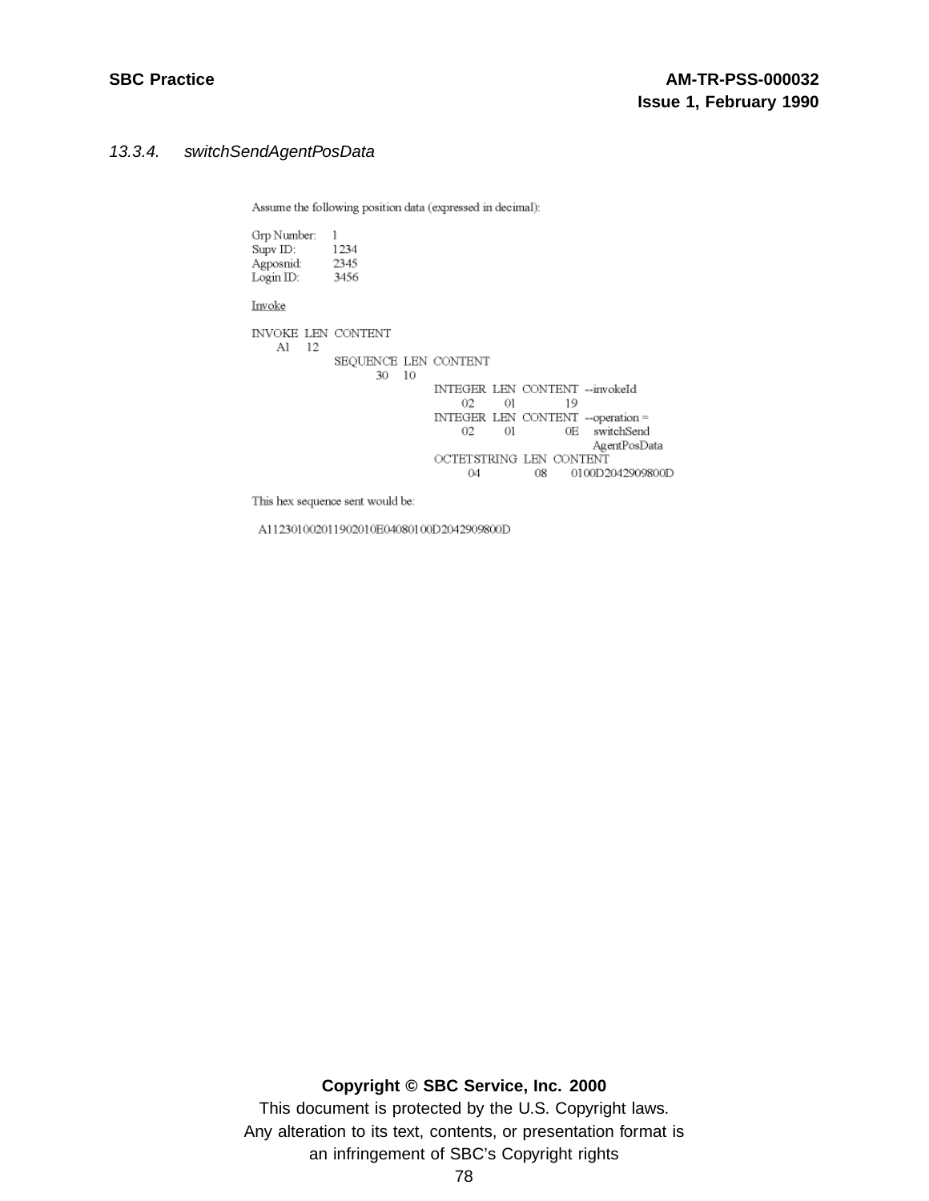### 13.3.4. switchSendAgentPosData

Assume the following position data (expressed in decimal):

Grp Number: 1
Supv ID: 1234
Agposnid: 2345
Login ID: 3456

Invoke

```
INVOKE  LEN  CONTENT
   A1    12
             SEQUENCE  LEN  CONTENT
                  30    10
                            INTEGER  LEN  CONTENT  --invokeId
                               02     01       19
                            INTEGER  LEN  CONTENT  --operation =
                               02     01       0E    switchSend
                                                     AgentPosData
                            OCTETSTRING  LEN  CONTENT
                                 04       08    0100D2042909800D
```

This hex sequence sent would be:

A11230100201190201 0E04080100D2042909800D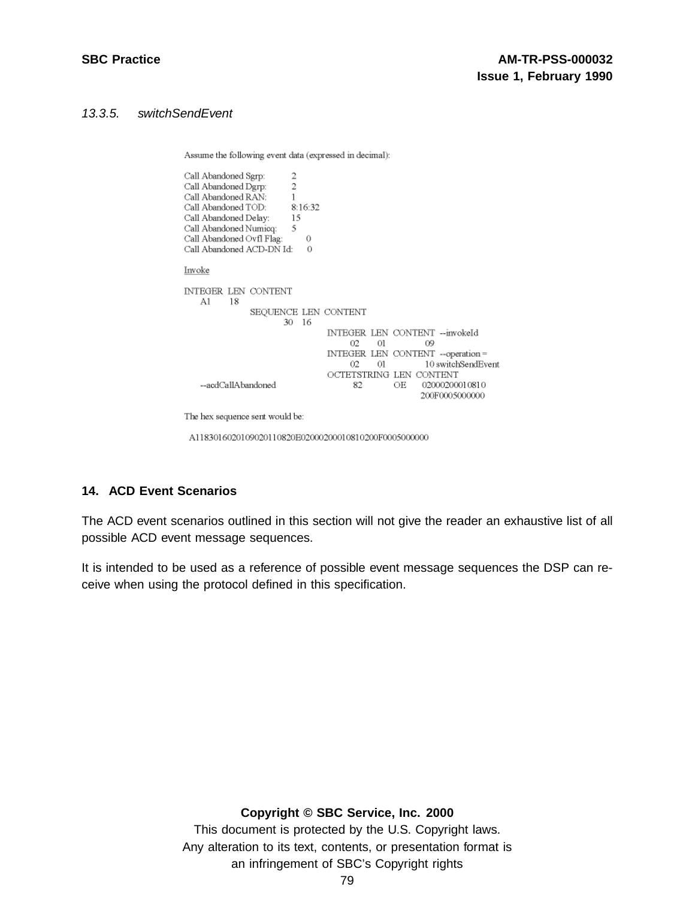*13.3.5. switchSendEvent*

Assume the following event data (expressed in decimal):

```
Call Abandoned Sgrp:          2
Call Abandoned Dgrp:          2
Call Abandoned RAN:           1
Call Abandoned TOD:           8:16:32
Call Abandoned Delay:         15
Call Abandoned Numicq:        5
Call Abandoned Ovfl Flag:     0
Call Abandoned ACD-DN Id:     0
```

Invoke

```
INTEGER  LEN  CONTENT
    A1      18
                SEQUENCE  LEN  CONTENT
                      30    16
                                INTEGER  LEN  CONTENT  --invokeId
                                    02     01        09
                                INTEGER  LEN  CONTENT  --operation =
                                    02     01        10 switchSendEvent
                                OCTETSTRING  LEN  CONTENT
   --acdCallAbandoned                 82      OE     02000200010810
                                                     200F0005000000
```

The hex sequence sent would be:

```
A118301602010902011082OE02000200010810200F0005000000
```

## 14. ACD Event Scenarios

The ACD event scenarios outlined in this section will not give the reader an exhaustive list of all possible ACD event message sequences.

It is intended to be used as a reference of possible event message sequences the DSP can receive when using the protocol defined in this specification.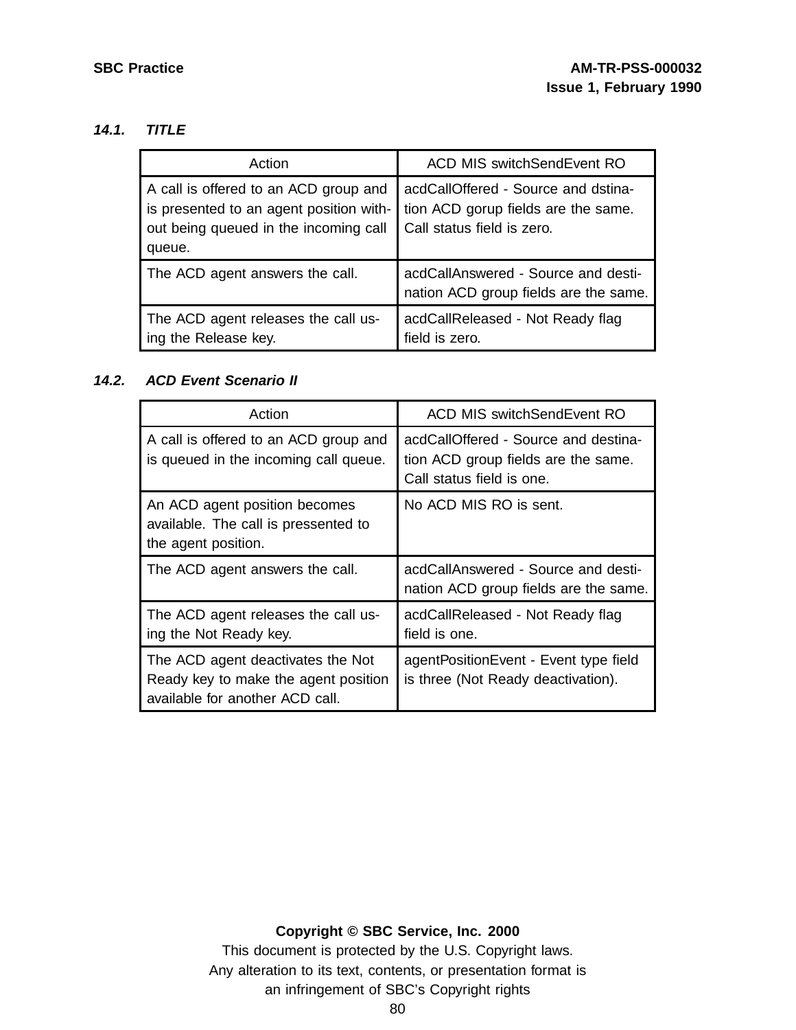### 14.1. TITLE

| Action | ACD MIS switchSendEvent RO |
|---|---|
| A call is offered to an ACD group and is presented to an agent position without being queued in the incoming call queue. | acdCallOffered - Source and dstination ACD gorup fields are the same. Call status field is zero. |
| The ACD agent answers the call. | acdCallAnswered - Source and destination ACD group fields are the same. |
| The ACD agent releases the call using the Release key. | acdCallReleased - Not Ready flag field is zero. |

### 14.2. ACD Event Scenario II

| Action | ACD MIS switchSendEvent RO |
|---|---|
| A call is offered to an ACD group and is queued in the incoming call queue. | acdCallOffered - Source and destination ACD group fields are the same. Call status field is one. |
| An ACD agent position becomes available. The call is pressented to the agent position. | No ACD MIS RO is sent. |
| The ACD agent answers the call. | acdCallAnswered - Source and destination ACD group fields are the same. |
| The ACD agent releases the call using the Not Ready key. | acdCallReleased - Not Ready flag field is one. |
| The ACD agent deactivates the Not Ready key to make the agent position available for another ACD call. | agentPositionEvent - Event type field is three (Not Ready deactivation). |

**Copyright © SBC Service, Inc. 2000**
This document is protected by the U.S. Copyright laws.
Any alteration to its text, contents, or presentation format is an infringement of SBC's Copyright rights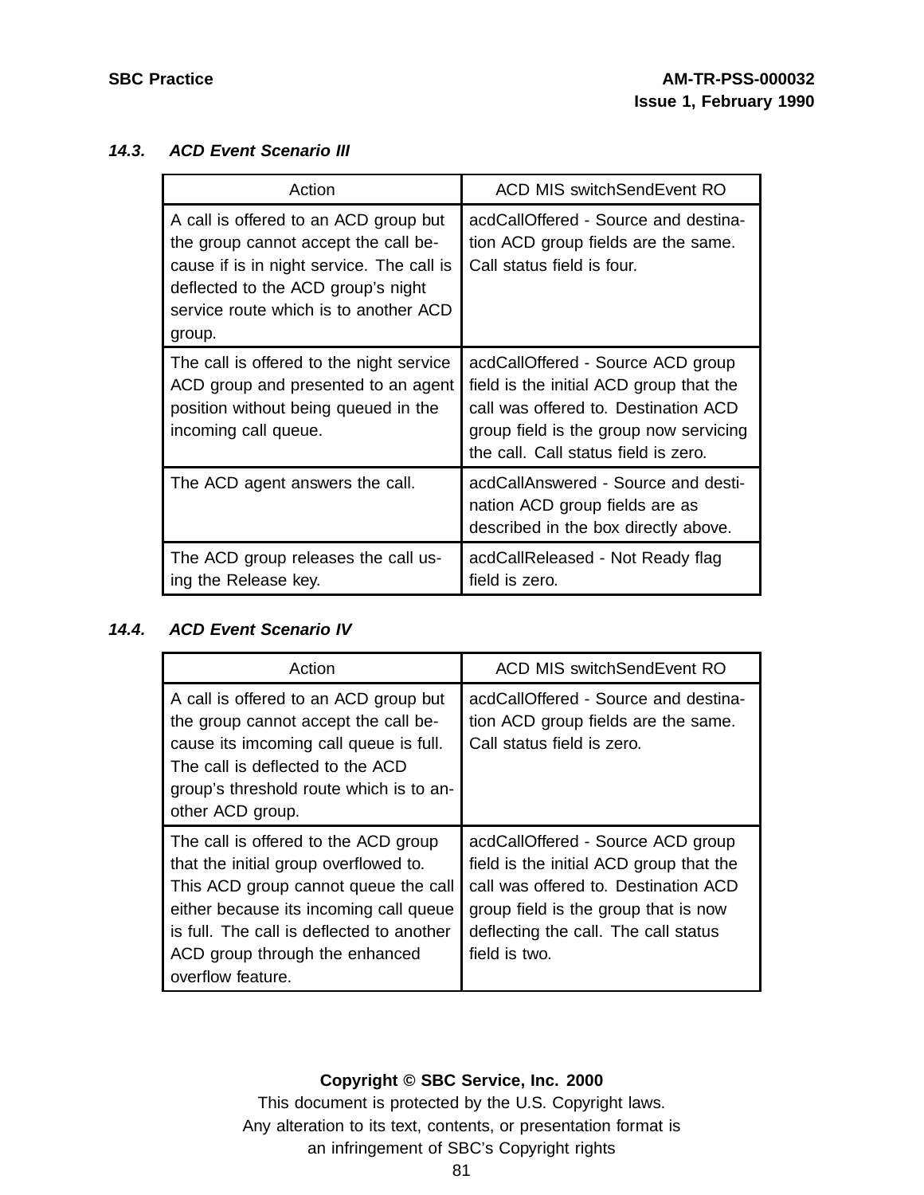### *14.3. ACD Event Scenario III*

| Action | ACD MIS switchSendEvent RO |
|---|---|
| A call is offered to an ACD group but the group cannot accept the call because if is in night service. The call is deflected to the ACD group's night service route which is to another ACD group. | acdCallOffered - Source and destination ACD group fields are the same. Call status field is four. |
| The call is offered to the night service ACD group and presented to an agent position without being queued in the incoming call queue. | acdCallOffered - Source ACD group field is the initial ACD group that the call was offered to. Destination ACD group field is the group now servicing the call. Call status field is zero. |
| The ACD agent answers the call. | acdCallAnswered - Source and destination ACD group fields are as described in the box directly above. |
| The ACD group releases the call using the Release key. | acdCallReleased - Not Ready flag field is zero. |

### *14.4. ACD Event Scenario IV*

| Action | ACD MIS switchSendEvent RO |
|---|---|
| A call is offered to an ACD group but the group cannot accept the call because its imcoming call queue is full. The call is deflected to the ACD group's threshold route which is to another ACD group. | acdCallOffered - Source and destination ACD group fields are the same. Call status field is zero. |
| The call is offered to the ACD group that the initial group overflowed to. This ACD group cannot queue the call either because its incoming call queue is full. The call is deflected to another ACD group through the enhanced overflow feature. | acdCallOffered - Source ACD group field is the initial ACD group that the call was offered to. Destination ACD group field is the group that is now deflecting the call. The call status field is two. |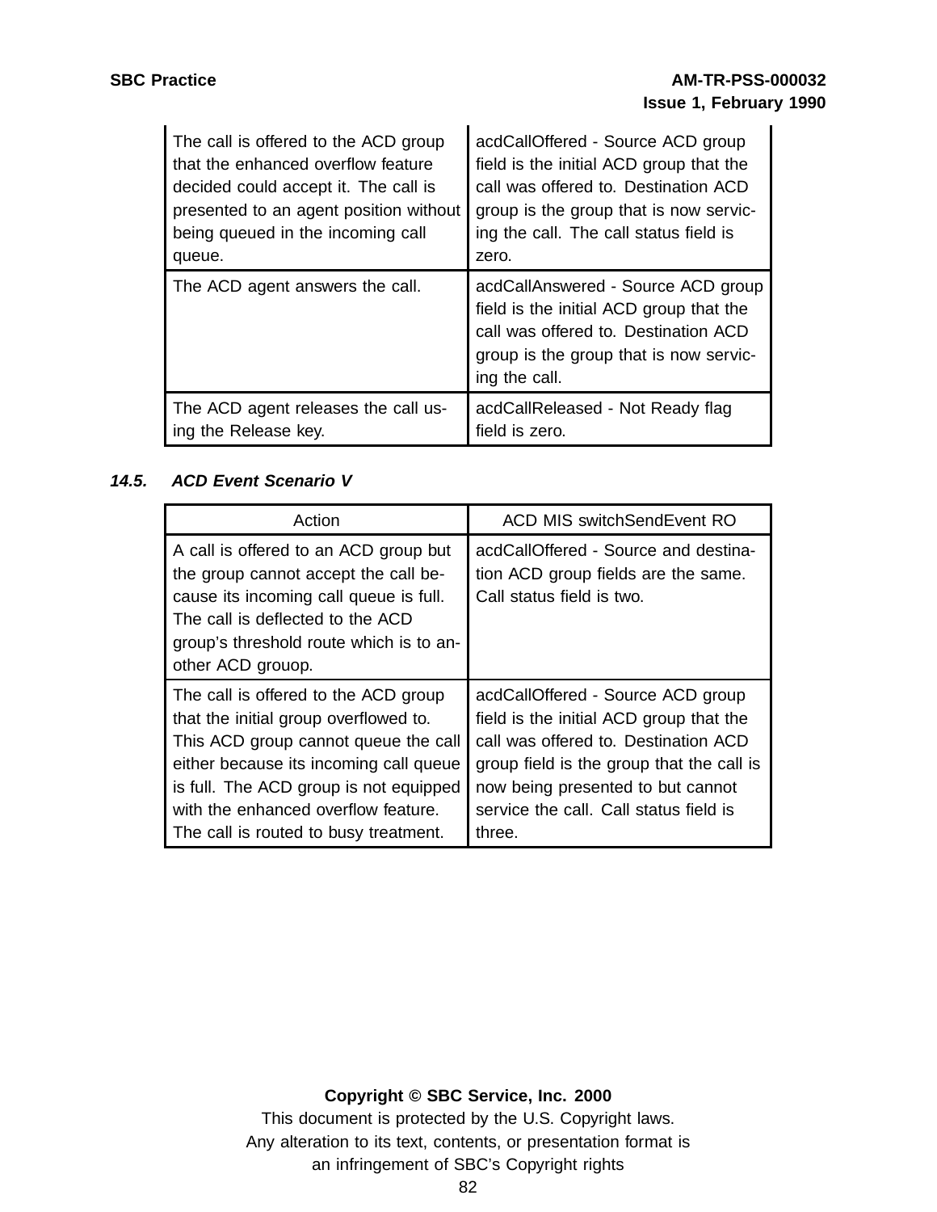| | |
|---|---|
| The call is offered to the ACD group that the enhanced overflow feature decided could accept it. The call is presented to an agent position without being queued in the incoming call queue. | acdCallOffered - Source ACD group field is the initial ACD group that the call was offered to. Destination ACD group is the group that is now servicing the call. The call status field is zero. |
| The ACD agent answers the call. | acdCallAnswered - Source ACD group field is the initial ACD group that the call was offered to. Destination ACD group is the group that is now servicing the call. |
| The ACD agent releases the call using the Release key. | acdCallReleased - Not Ready flag field is zero. |

### *14.5. ACD Event Scenario V*

| Action | ACD MIS switchSendEvent RO |
|---|---|
| A call is offered to an ACD group but the group cannot accept the call because its incoming call queue is full. The call is deflected to the ACD group's threshold route which is to another ACD grouop. | acdCallOffered - Source and destination ACD group fields are the same. Call status field is two. |
| The call is offered to the ACD group that the initial group overflowed to. This ACD group cannot queue the call either because its incoming call queue is full. The ACD group is not equipped with the enhanced overflow feature. The call is routed to busy treatment. | acdCallOffered - Source ACD group field is the initial ACD group that the call was offered to. Destination ACD group field is the group that the call is now being presented to but cannot service the call. Call status field is three. |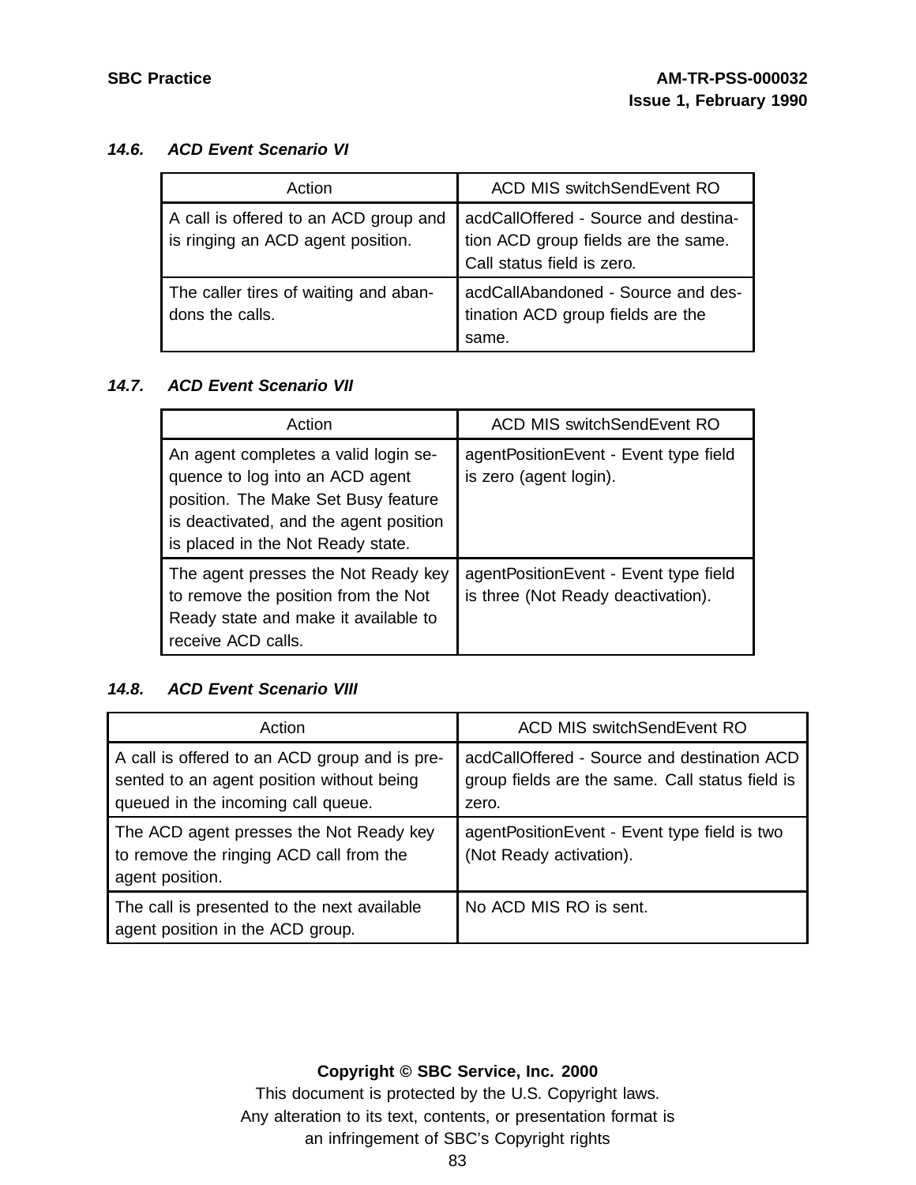### *14.6. ACD Event Scenario VI*

| Action | ACD MIS switchSendEvent RO |
|---|---|
| A call is offered to an ACD group and is ringing an ACD agent position. | acdCallOffered - Source and destination ACD group fields are the same. Call status field is zero. |
| The caller tires of waiting and abandons the calls. | acdCallAbandoned - Source and destination ACD group fields are the same. |

### *14.7. ACD Event Scenario VII*

| Action | ACD MIS switchSendEvent RO |
|---|---|
| An agent completes a valid login sequence to log into an ACD agent position. The Make Set Busy feature is deactivated, and the agent position is placed in the Not Ready state. | agentPositionEvent - Event type field is zero (agent login). |
| The agent presses the Not Ready key to remove the position from the Not Ready state and make it available to receive ACD calls. | agentPositionEvent - Event type field is three (Not Ready deactivation). |

### *14.8. ACD Event Scenario VIII*

| Action | ACD MIS switchSendEvent RO |
|---|---|
| A call is offered to an ACD group and is presented to an agent position without being queued in the incoming call queue. | acdCallOffered - Source and destination ACD group fields are the same. Call status field is zero. |
| The ACD agent presses the Not Ready key to remove the ringing ACD call from the agent position. | agentPositionEvent - Event type field is two (Not Ready activation). |
| The call is presented to the next available agent position in the ACD group. | No ACD MIS RO is sent. |

**Copyright © SBC Service, Inc. 2000**

This document is protected by the U.S. Copyright laws.
Any alteration to its text, contents, or presentation format is
an infringement of SBC's Copyright rights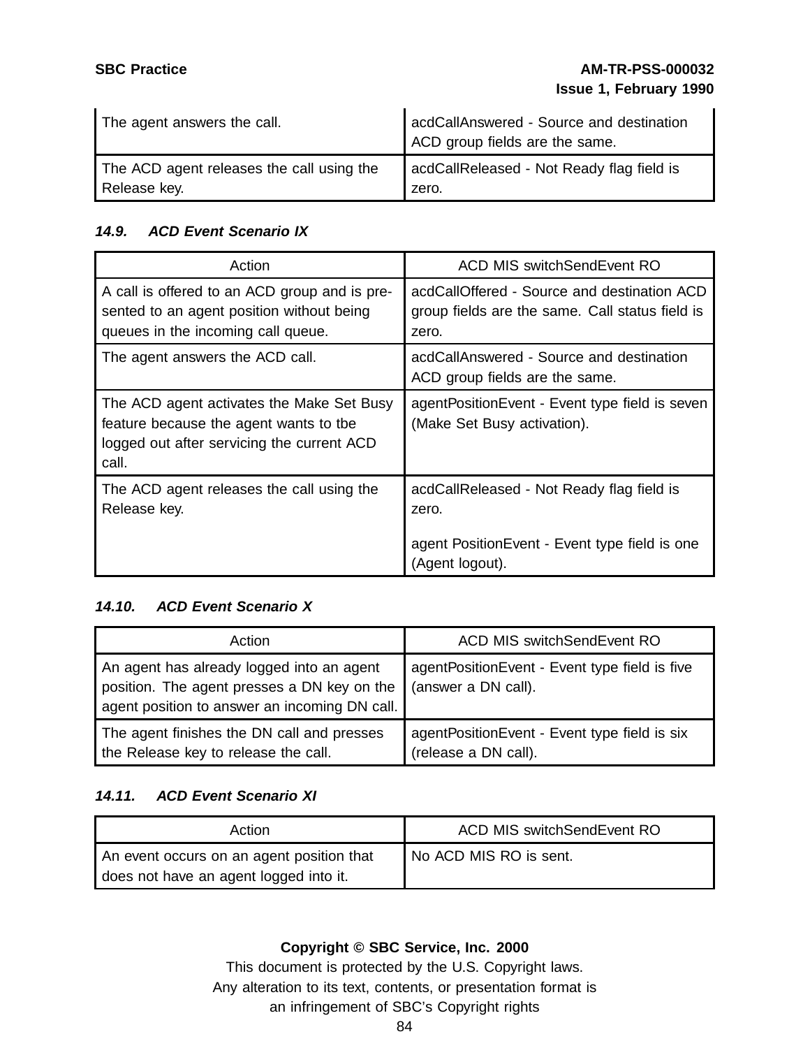| | |
|---|---|
| The agent answers the call. | acdCallAnswered - Source and destination ACD group fields are the same. |
| The ACD agent releases the call using the Release key. | acdCallReleased - Not Ready flag field is zero. |

### 14.9. ACD Event Scenario IX

| Action | ACD MIS switchSendEvent RO |
|---|---|
| A call is offered to an ACD group and is presented to an agent position without being queues in the incoming call queue. | acdCallOffered - Source and destination ACD group fields are the same. Call status field is zero. |
| The agent answers the ACD call. | acdCallAnswered - Source and destination ACD group fields are the same. |
| The ACD agent activates the Make Set Busy feature because the agent wants to tbe logged out after servicing the current ACD call. | agentPositionEvent - Event type field is seven (Make Set Busy activation). |
| The ACD agent releases the call using the Release key. | acdCallReleased - Not Ready flag field is zero.<br><br>agent PositionEvent - Event type field is one (Agent logout). |

### 14.10. ACD Event Scenario X

| Action | ACD MIS switchSendEvent RO |
|---|---|
| An agent has already logged into an agent position. The agent presses a DN key on the agent position to answer an incoming DN call. | agentPositionEvent - Event type field is five (answer a DN call). |
| The agent finishes the DN call and presses the Release key to release the call. | agentPositionEvent - Event type field is six (release a DN call). |

### 14.11. ACD Event Scenario XI

| Action | ACD MIS switchSendEvent RO |
|---|---|
| An event occurs on an agent position that does not have an agent logged into it. | No ACD MIS RO is sent. |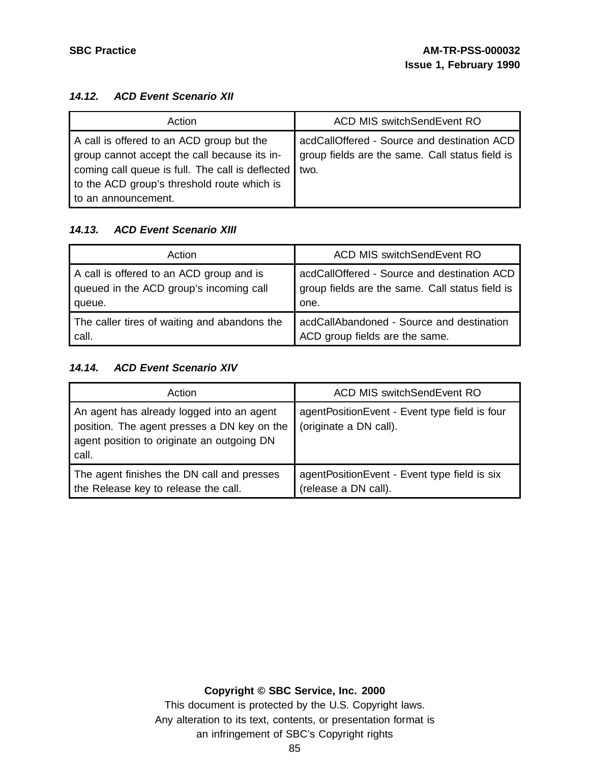### *14.12. ACD Event Scenario XII*

| Action | ACD MIS switchSendEvent RO |
|---|---|
| A call is offered to an ACD group but the group cannot accept the call because its incoming call queue is full. The call is deflected to the ACD group's threshold route which is to an announcement. | acdCallOffered - Source and destination ACD group fields are the same. Call status field is two. |

### *14.13. ACD Event Scenario XIII*

| Action | ACD MIS switchSendEvent RO |
|---|---|
| A call is offered to an ACD group and is queued in the ACD group's incoming call queue. | acdCallOffered - Source and destination ACD group fields are the same. Call status field is one. |
| The caller tires of waiting and abandons the call. | acdCallAbandoned - Source and destination ACD group fields are the same. |

### *14.14. ACD Event Scenario XIV*

| Action | ACD MIS switchSendEvent RO |
|---|---|
| An agent has already logged into an agent position. The agent presses a DN key on the agent position to originate an outgoing DN call. | agentPositionEvent - Event type field is four (originate a DN call). |
| The agent finishes the DN call and presses the Release key to release the call. | agentPositionEvent - Event type field is six (release a DN call). |